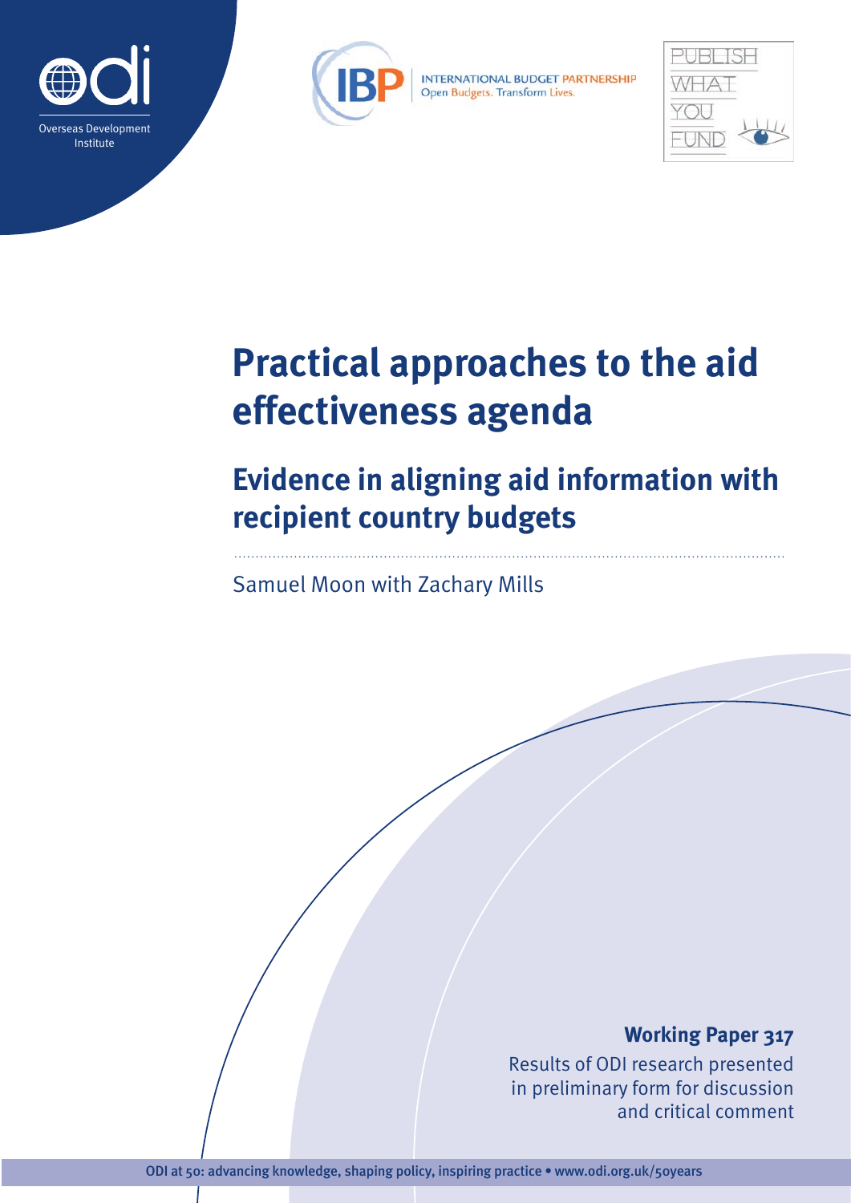Overseas Development Institute

INTERNATIONAL BUDGET PARTNERSHIP
Open Budgets. Transform Lives.

PUBLISH WHAT YOU FUND

# Practical approaches to the aid effectiveness agenda

## Evidence in aligning aid information with recipient country budgets

Samuel Moon with Zachary Mills

**Working Paper 317**

Results of ODI research presented in preliminary form for discussion and critical comment

ODI at 50: advancing knowledge, shaping policy, inspiring practice • www.odi.org.uk/50years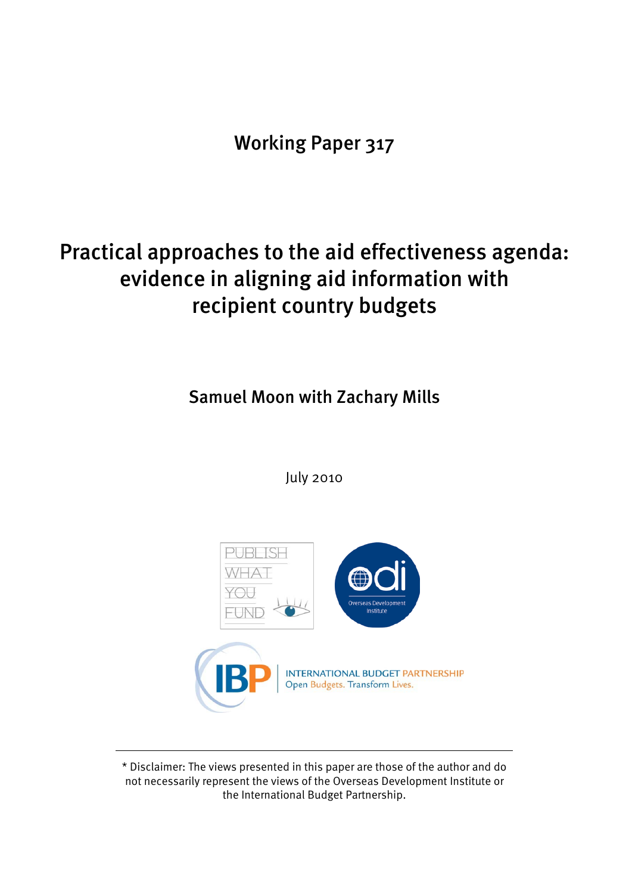Working Paper 317

# Practical approaches to the aid effectiveness agenda: evidence in aligning aid information with recipient country budgets

Samuel Moon with Zachary Mills

July 2010

* Disclaimer: The views presented in this paper are those of the author and do not necessarily represent the views of the Overseas Development Institute or the International Budget Partnership.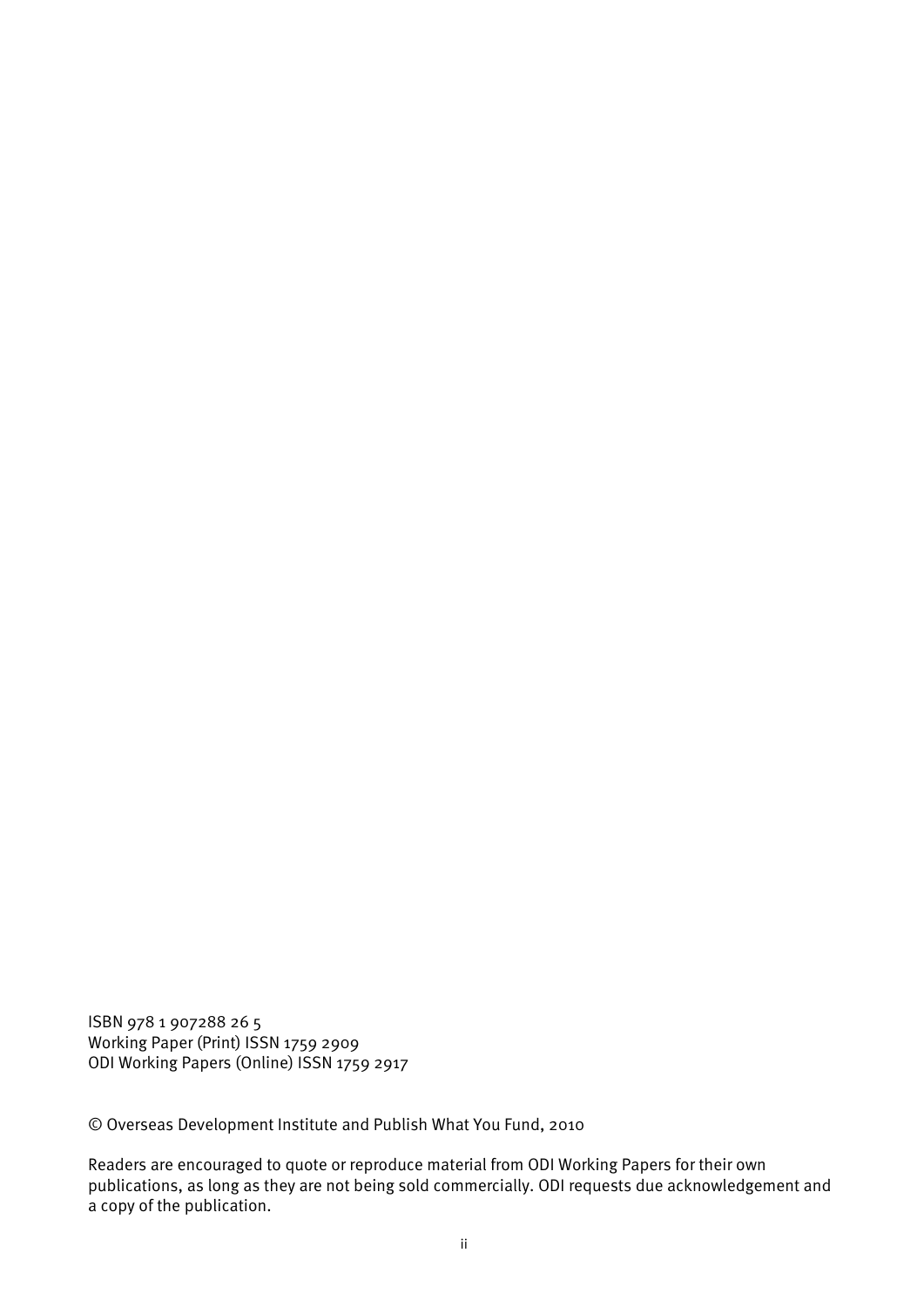ISBN 978 1 907288 26 5
Working Paper (Print) ISSN 1759 2909
ODI Working Papers (Online) ISSN 1759 2917

© Overseas Development Institute and Publish What You Fund, 2010

Readers are encouraged to quote or reproduce material from ODI Working Papers for their own publications, as long as they are not being sold commercially. ODI requests due acknowledgement and a copy of the publication.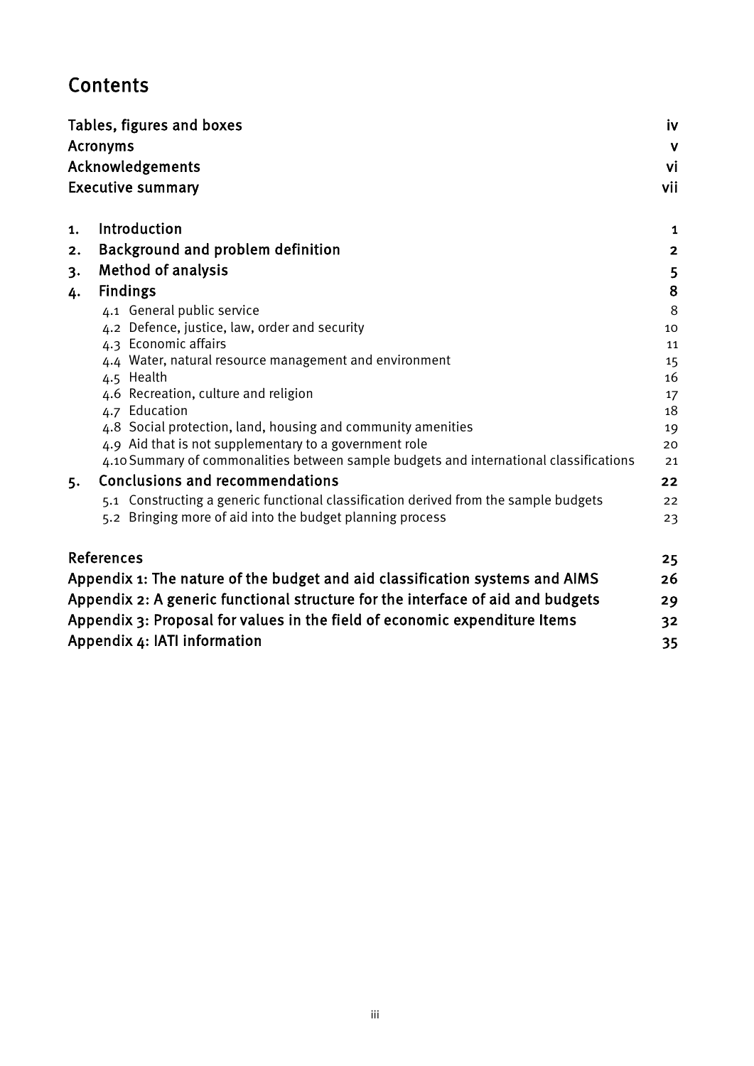# Contents

| | | |
|---|---|---|
| Tables, figures and boxes | | iv |
| Acronyms | | v |
| Acknowledgements | | vi |
| Executive summary | | vii |
| 1. | Introduction | 1 |
| 2. | Background and problem definition | 2 |
| 3. | Method of analysis | 5 |
| 4. | Findings | 8 |
| | 4.1 General public service | 8 |
| | 4.2 Defence, justice, law, order and security | 10 |
| | 4.3 Economic affairs | 11 |
| | 4.4 Water, natural resource management and environment | 15 |
| | 4.5 Health | 16 |
| | 4.6 Recreation, culture and religion | 17 |
| | 4.7 Education | 18 |
| | 4.8 Social protection, land, housing and community amenities | 19 |
| | 4.9 Aid that is not supplementary to a government role | 20 |
| | 4.10 Summary of commonalities between sample budgets and international classifications | 21 |
| 5. | Conclusions and recommendations | 22 |
| | 5.1 Constructing a generic functional classification derived from the sample budgets | 22 |
| | 5.2 Bringing more of aid into the budget planning process | 23 |
| References | | 25 |
| Appendix 1: The nature of the budget and aid classification systems and AIMS | | 26 |
| Appendix 2: A generic functional structure for the interface of aid and budgets | | 29 |
| Appendix 3: Proposal for values in the field of economic expenditure Items | | 32 |
| Appendix 4: IATI information | | 35 |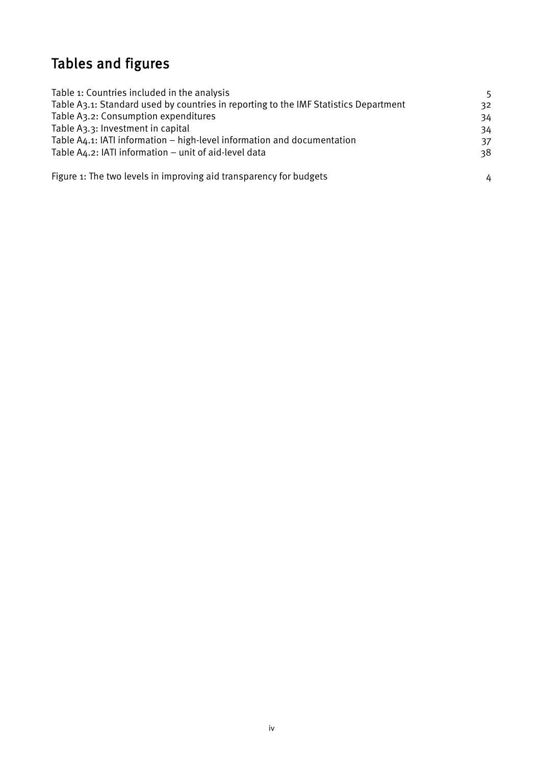# Tables and figures

| | |
|---|---|
| Table 1: Countries included in the analysis | 5 |
| Table A3.1: Standard used by countries in reporting to the IMF Statistics Department | 32 |
| Table A3.2: Consumption expenditures | 34 |
| Table A3.3: Investment in capital | 34 |
| Table A4.1: IATI information – high-level information and documentation | 37 |
| Table A4.2: IATI information – unit of aid-level data | 38 |

| | |
|---|---|
| Figure 1: The two levels in improving aid transparency for budgets | 4 |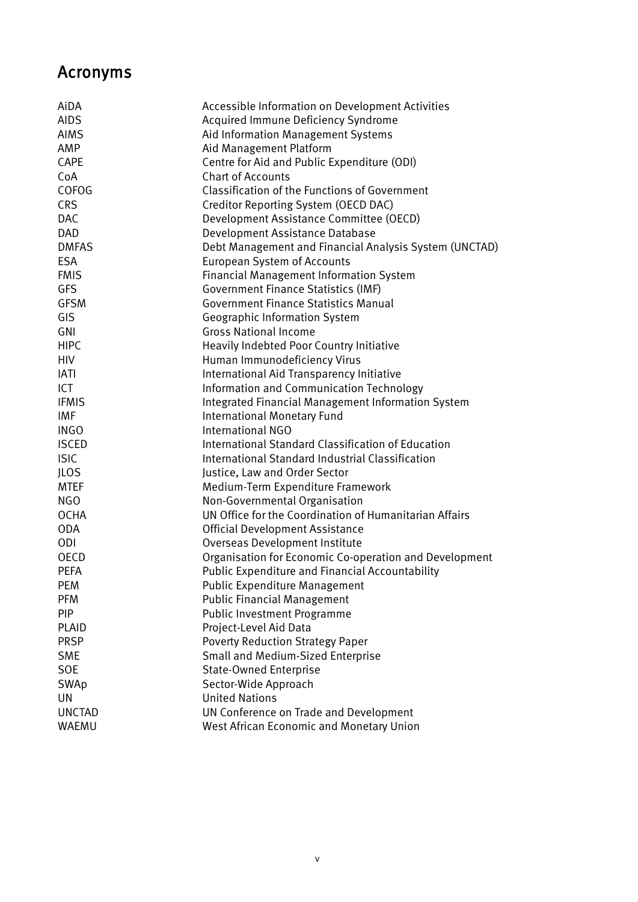# Acronyms

| | |
|---|---|
| AiDA | Accessible Information on Development Activities |
| AIDS | Acquired Immune Deficiency Syndrome |
| AIMS | Aid Information Management Systems |
| AMP | Aid Management Platform |
| CAPE | Centre for Aid and Public Expenditure (ODI) |
| CoA | Chart of Accounts |
| COFOG | Classification of the Functions of Government |
| CRS | Creditor Reporting System (OECD DAC) |
| DAC | Development Assistance Committee (OECD) |
| DAD | Development Assistance Database |
| DMFAS | Debt Management and Financial Analysis System (UNCTAD) |
| ESA | European System of Accounts |
| FMIS | Financial Management Information System |
| GFS | Government Finance Statistics (IMF) |
| GFSM | Government Finance Statistics Manual |
| GIS | Geographic Information System |
| GNI | Gross National Income |
| HIPC | Heavily Indebted Poor Country Initiative |
| HIV | Human Immunodeficiency Virus |
| IATI | International Aid Transparency Initiative |
| ICT | Information and Communication Technology |
| IFMIS | Integrated Financial Management Information System |
| IMF | International Monetary Fund |
| INGO | International NGO |
| ISCED | International Standard Classification of Education |
| ISIC | International Standard Industrial Classification |
| JLOS | Justice, Law and Order Sector |
| MTEF | Medium-Term Expenditure Framework |
| NGO | Non-Governmental Organisation |
| OCHA | UN Office for the Coordination of Humanitarian Affairs |
| ODA | Official Development Assistance |
| ODI | Overseas Development Institute |
| OECD | Organisation for Economic Co-operation and Development |
| PEFA | Public Expenditure and Financial Accountability |
| PEM | Public Expenditure Management |
| PFM | Public Financial Management |
| PIP | Public Investment Programme |
| PLAID | Project-Level Aid Data |
| PRSP | Poverty Reduction Strategy Paper |
| SME | Small and Medium-Sized Enterprise |
| SOE | State-Owned Enterprise |
| SWAp | Sector-Wide Approach |
| UN | United Nations |
| UNCTAD | UN Conference on Trade and Development |
| WAEMU | West African Economic and Monetary Union |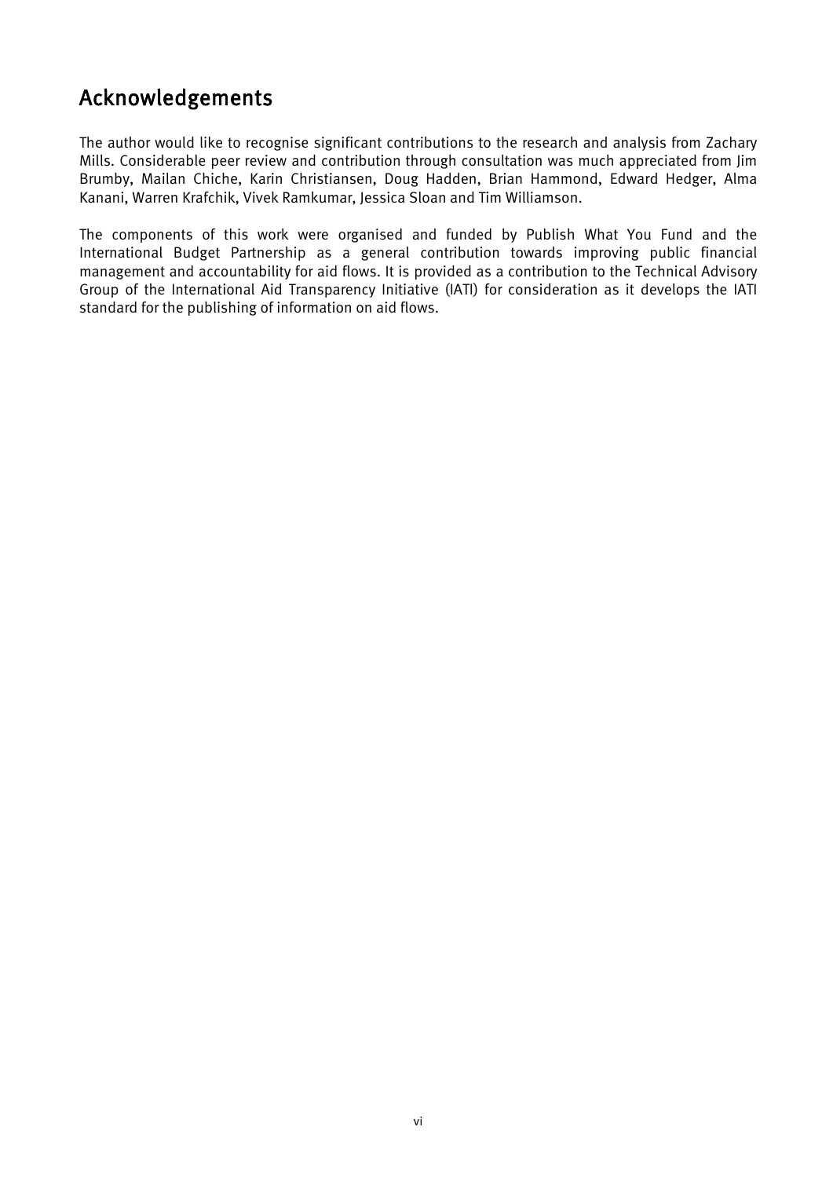# Acknowledgements

The author would like to recognise significant contributions to the research and analysis from Zachary Mills. Considerable peer review and contribution through consultation was much appreciated from Jim Brumby, Mailan Chiche, Karin Christiansen, Doug Hadden, Brian Hammond, Edward Hedger, Alma Kanani, Warren Krafchik, Vivek Ramkumar, Jessica Sloan and Tim Williamson.

The components of this work were organised and funded by Publish What You Fund and the International Budget Partnership as a general contribution towards improving public financial management and accountability for aid flows. It is provided as a contribution to the Technical Advisory Group of the International Aid Transparency Initiative (IATI) for consideration as it develops the IATI standard for the publishing of information on aid flows.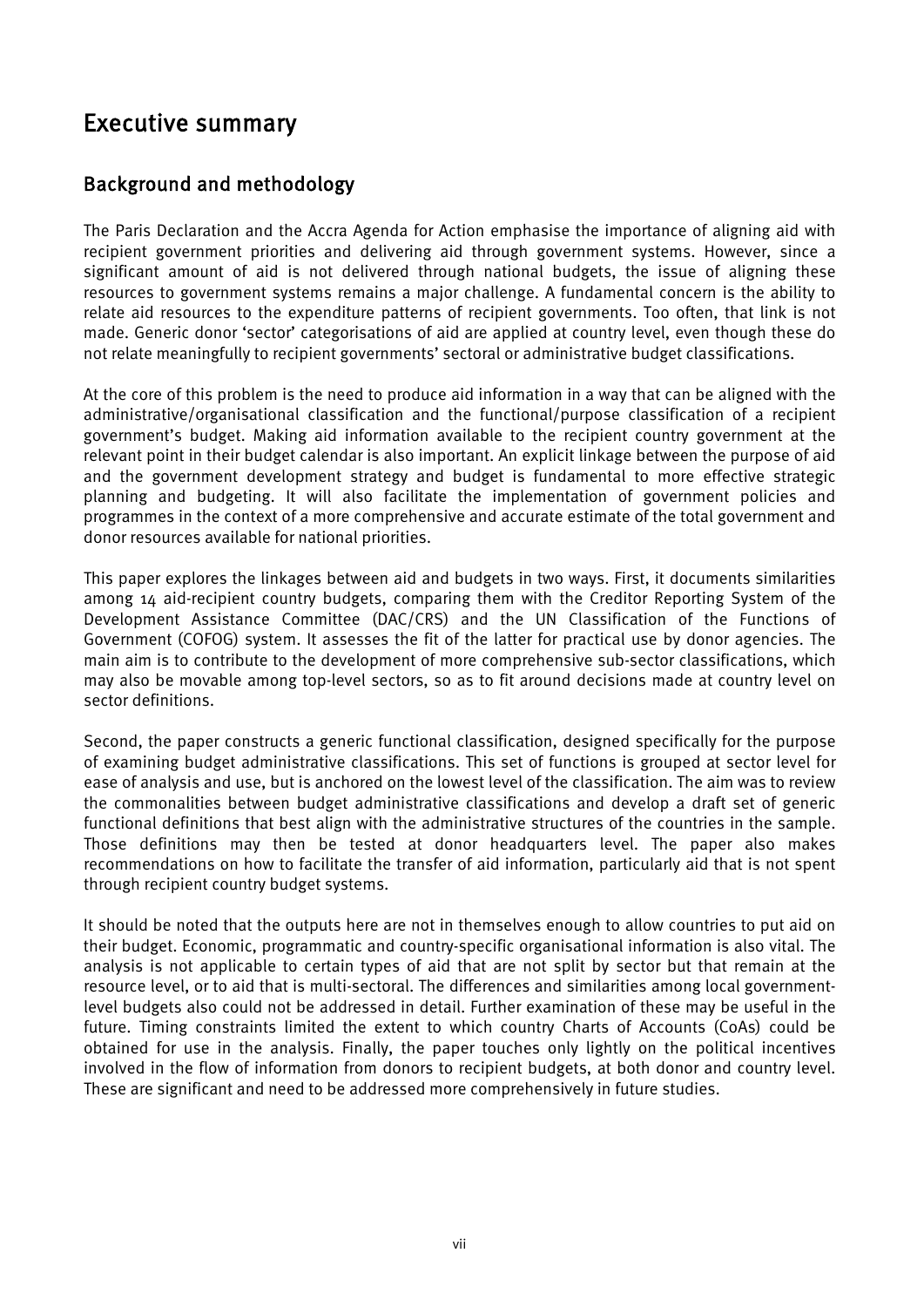# Executive summary

## Background and methodology

The Paris Declaration and the Accra Agenda for Action emphasise the importance of aligning aid with recipient government priorities and delivering aid through government systems. However, since a significant amount of aid is not delivered through national budgets, the issue of aligning these resources to government systems remains a major challenge. A fundamental concern is the ability to relate aid resources to the expenditure patterns of recipient governments. Too often, that link is not made. Generic donor 'sector' categorisations of aid are applied at country level, even though these do not relate meaningfully to recipient governments' sectoral or administrative budget classifications.

At the core of this problem is the need to produce aid information in a way that can be aligned with the administrative/organisational classification and the functional/purpose classification of a recipient government's budget. Making aid information available to the recipient country government at the relevant point in their budget calendar is also important. An explicit linkage between the purpose of aid and the government development strategy and budget is fundamental to more effective strategic planning and budgeting. It will also facilitate the implementation of government policies and programmes in the context of a more comprehensive and accurate estimate of the total government and donor resources available for national priorities.

This paper explores the linkages between aid and budgets in two ways. First, it documents similarities among 14 aid-recipient country budgets, comparing them with the Creditor Reporting System of the Development Assistance Committee (DAC/CRS) and the UN Classification of the Functions of Government (COFOG) system. It assesses the fit of the latter for practical use by donor agencies. The main aim is to contribute to the development of more comprehensive sub-sector classifications, which may also be movable among top-level sectors, so as to fit around decisions made at country level on sector definitions.

Second, the paper constructs a generic functional classification, designed specifically for the purpose of examining budget administrative classifications. This set of functions is grouped at sector level for ease of analysis and use, but is anchored on the lowest level of the classification. The aim was to review the commonalities between budget administrative classifications and develop a draft set of generic functional definitions that best align with the administrative structures of the countries in the sample. Those definitions may then be tested at donor headquarters level. The paper also makes recommendations on how to facilitate the transfer of aid information, particularly aid that is not spent through recipient country budget systems.

It should be noted that the outputs here are not in themselves enough to allow countries to put aid on their budget. Economic, programmatic and country-specific organisational information is also vital. The analysis is not applicable to certain types of aid that are not split by sector but that remain at the resource level, or to aid that is multi-sectoral. The differences and similarities among local government-level budgets also could not be addressed in detail. Further examination of these may be useful in the future. Timing constraints limited the extent to which country Charts of Accounts (CoAs) could be obtained for use in the analysis. Finally, the paper touches only lightly on the political incentives involved in the flow of information from donors to recipient budgets, at both donor and country level. These are significant and need to be addressed more comprehensively in future studies.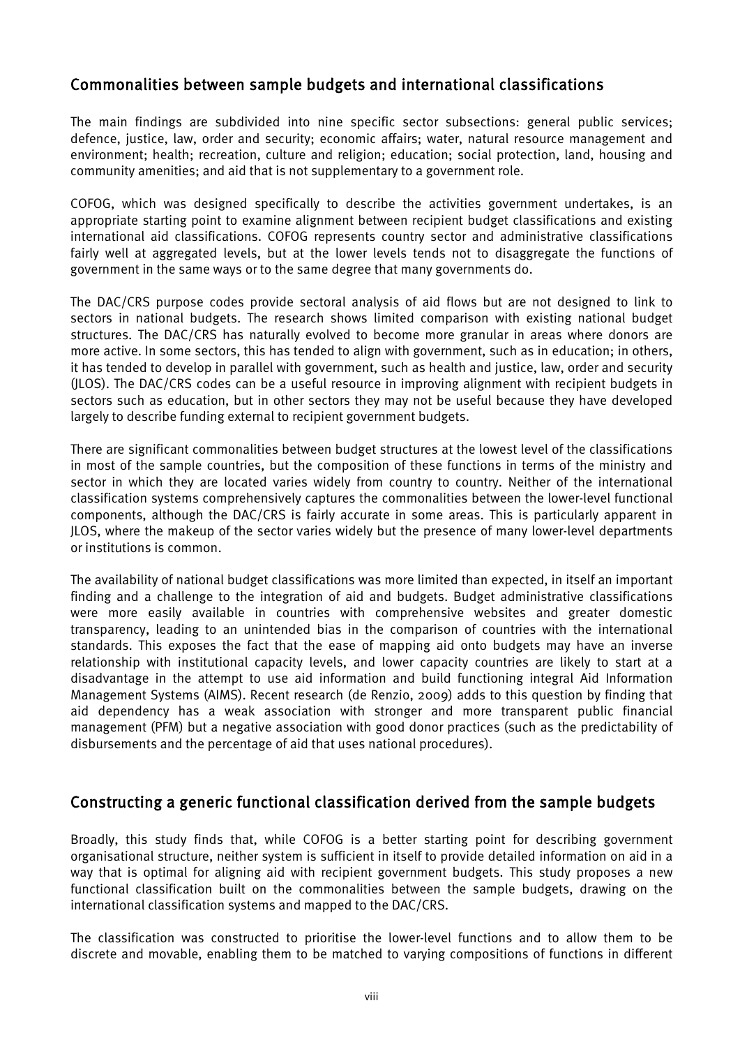## Commonalities between sample budgets and international classifications

The main findings are subdivided into nine specific sector subsections: general public services; defence, justice, law, order and security; economic affairs; water, natural resource management and environment; health; recreation, culture and religion; education; social protection, land, housing and community amenities; and aid that is not supplementary to a government role.

COFOG, which was designed specifically to describe the activities government undertakes, is an appropriate starting point to examine alignment between recipient budget classifications and existing international aid classifications. COFOG represents country sector and administrative classifications fairly well at aggregated levels, but at the lower levels tends not to disaggregate the functions of government in the same ways or to the same degree that many governments do.

The DAC/CRS purpose codes provide sectoral analysis of aid flows but are not designed to link to sectors in national budgets. The research shows limited comparison with existing national budget structures. The DAC/CRS has naturally evolved to become more granular in areas where donors are more active. In some sectors, this has tended to align with government, such as in education; in others, it has tended to develop in parallel with government, such as health and justice, law, order and security (JLOS). The DAC/CRS codes can be a useful resource in improving alignment with recipient budgets in sectors such as education, but in other sectors they may not be useful because they have developed largely to describe funding external to recipient government budgets.

There are significant commonalities between budget structures at the lowest level of the classifications in most of the sample countries, but the composition of these functions in terms of the ministry and sector in which they are located varies widely from country to country. Neither of the international classification systems comprehensively captures the commonalities between the lower-level functional components, although the DAC/CRS is fairly accurate in some areas. This is particularly apparent in JLOS, where the makeup of the sector varies widely but the presence of many lower-level departments or institutions is common.

The availability of national budget classifications was more limited than expected, in itself an important finding and a challenge to the integration of aid and budgets. Budget administrative classifications were more easily available in countries with comprehensive websites and greater domestic transparency, leading to an unintended bias in the comparison of countries with the international standards. This exposes the fact that the ease of mapping aid onto budgets may have an inverse relationship with institutional capacity levels, and lower capacity countries are likely to start at a disadvantage in the attempt to use aid information and build functioning integral Aid Information Management Systems (AIMS). Recent research (de Renzio, 2009) adds to this question by finding that aid dependency has a weak association with stronger and more transparent public financial management (PFM) but a negative association with good donor practices (such as the predictability of disbursements and the percentage of aid that uses national procedures).

## Constructing a generic functional classification derived from the sample budgets

Broadly, this study finds that, while COFOG is a better starting point for describing government organisational structure, neither system is sufficient in itself to provide detailed information on aid in a way that is optimal for aligning aid with recipient government budgets. This study proposes a new functional classification built on the commonalities between the sample budgets, drawing on the international classification systems and mapped to the DAC/CRS.

The classification was constructed to prioritise the lower-level functions and to allow them to be discrete and movable, enabling them to be matched to varying compositions of functions in different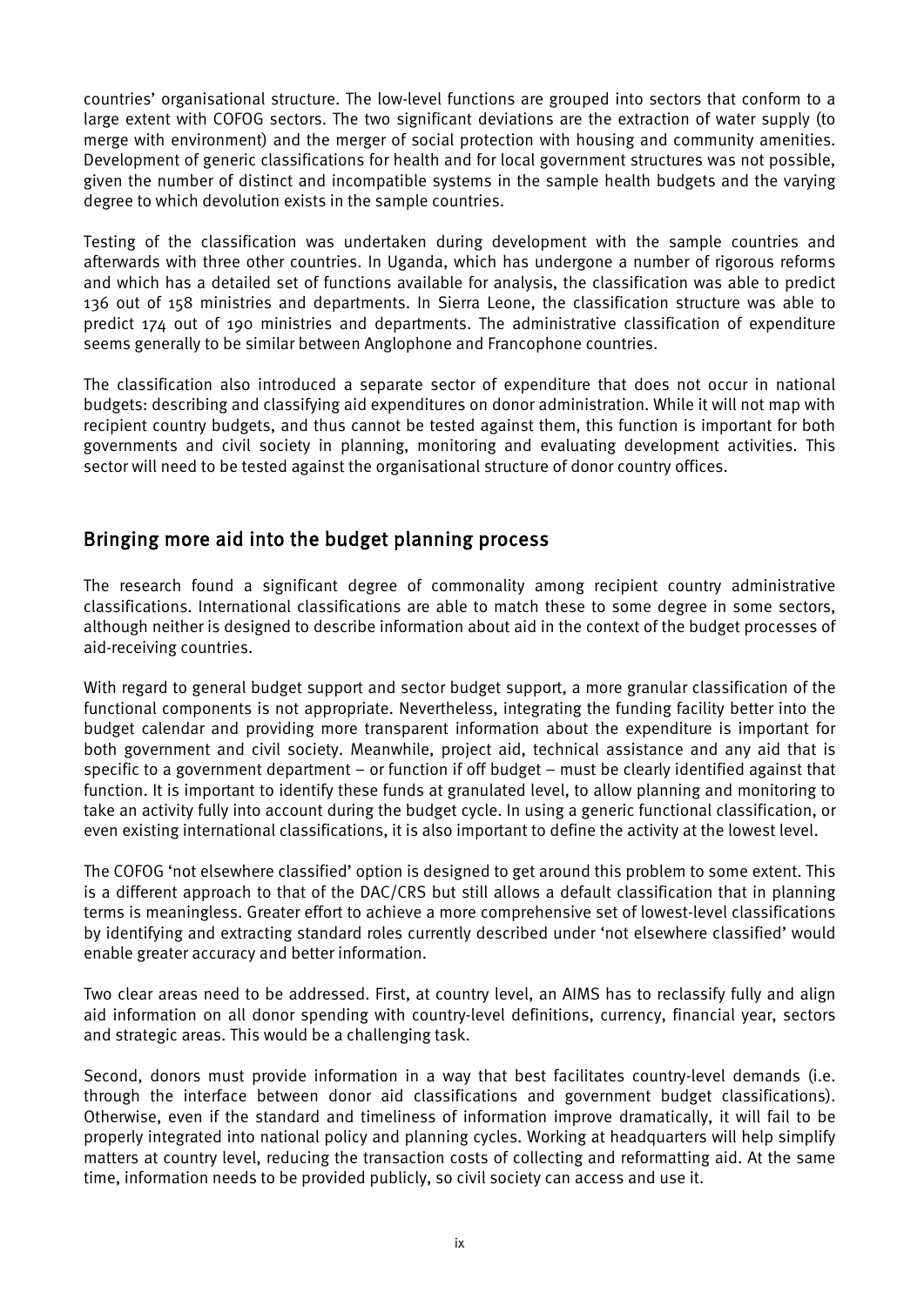countries' organisational structure. The low-level functions are grouped into sectors that conform to a large extent with COFOG sectors. The two significant deviations are the extraction of water supply (to merge with environment) and the merger of social protection with housing and community amenities. Development of generic classifications for health and for local government structures was not possible, given the number of distinct and incompatible systems in the sample health budgets and the varying degree to which devolution exists in the sample countries.

Testing of the classification was undertaken during development with the sample countries and afterwards with three other countries. In Uganda, which has undergone a number of rigorous reforms and which has a detailed set of functions available for analysis, the classification was able to predict 136 out of 158 ministries and departments. In Sierra Leone, the classification structure was able to predict 174 out of 190 ministries and departments. The administrative classification of expenditure seems generally to be similar between Anglophone and Francophone countries.

The classification also introduced a separate sector of expenditure that does not occur in national budgets: describing and classifying aid expenditures on donor administration. While it will not map with recipient country budgets, and thus cannot be tested against them, this function is important for both governments and civil society in planning, monitoring and evaluating development activities. This sector will need to be tested against the organisational structure of donor country offices.

## Bringing more aid into the budget planning process

The research found a significant degree of commonality among recipient country administrative classifications. International classifications are able to match these to some degree in some sectors, although neither is designed to describe information about aid in the context of the budget processes of aid-receiving countries.

With regard to general budget support and sector budget support, a more granular classification of the functional components is not appropriate. Nevertheless, integrating the funding facility better into the budget calendar and providing more transparent information about the expenditure is important for both government and civil society. Meanwhile, project aid, technical assistance and any aid that is specific to a government department – or function if off budget – must be clearly identified against that function. It is important to identify these funds at granulated level, to allow planning and monitoring to take an activity fully into account during the budget cycle. In using a generic functional classification, or even existing international classifications, it is also important to define the activity at the lowest level.

The COFOG 'not elsewhere classified' option is designed to get around this problem to some extent. This is a different approach to that of the DAC/CRS but still allows a default classification that in planning terms is meaningless. Greater effort to achieve a more comprehensive set of lowest-level classifications by identifying and extracting standard roles currently described under 'not elsewhere classified' would enable greater accuracy and better information.

Two clear areas need to be addressed. First, at country level, an AIMS has to reclassify fully and align aid information on all donor spending with country-level definitions, currency, financial year, sectors and strategic areas. This would be a challenging task.

Second, donors must provide information in a way that best facilitates country-level demands (i.e. through the interface between donor aid classifications and government budget classifications). Otherwise, even if the standard and timeliness of information improve dramatically, it will fail to be properly integrated into national policy and planning cycles. Working at headquarters will help simplify matters at country level, reducing the transaction costs of collecting and reformatting aid. At the same time, information needs to be provided publicly, so civil society can access and use it.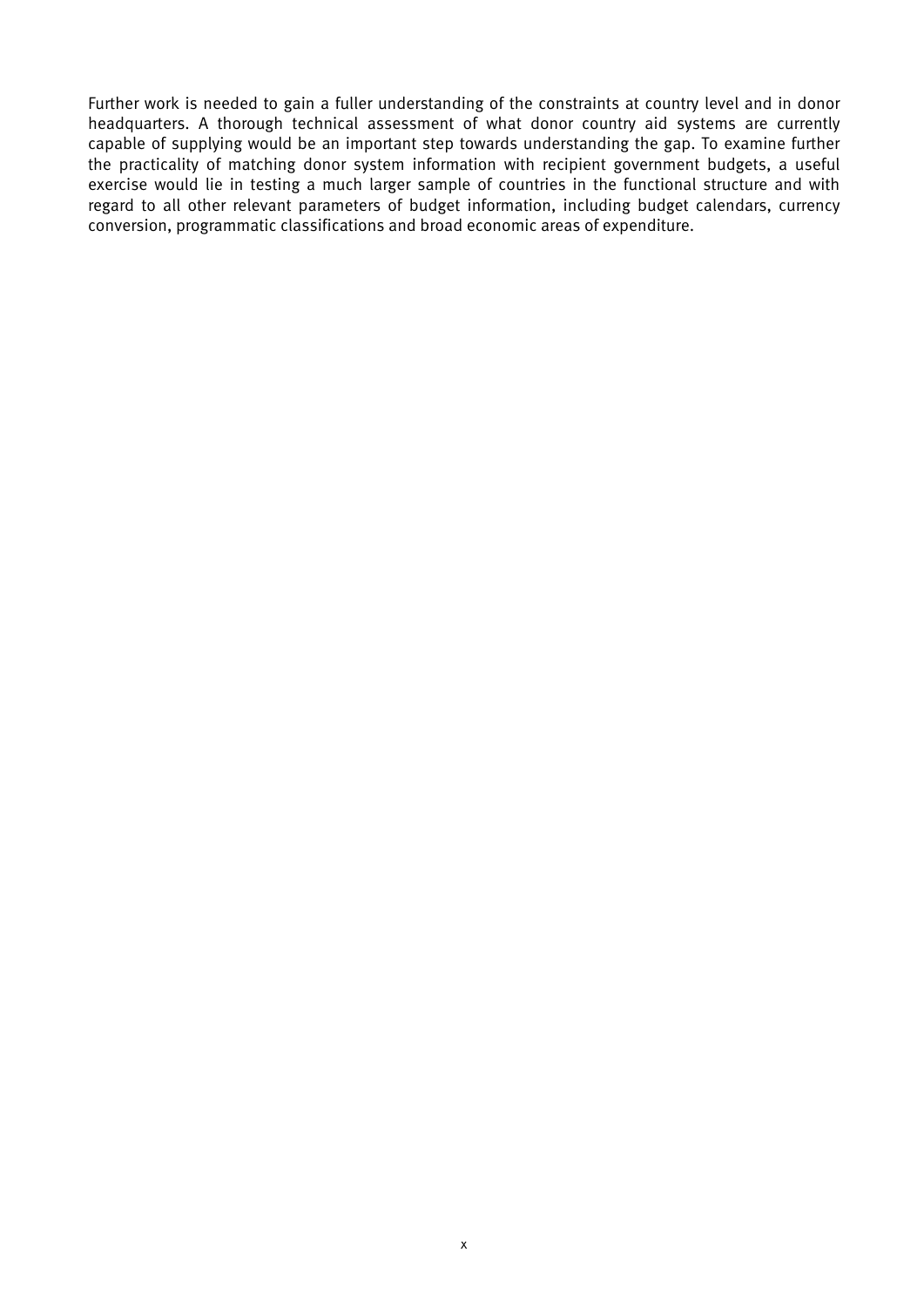Further work is needed to gain a fuller understanding of the constraints at country level and in donor headquarters. A thorough technical assessment of what donor country aid systems are currently capable of supplying would be an important step towards understanding the gap. To examine further the practicality of matching donor system information with recipient government budgets, a useful exercise would lie in testing a much larger sample of countries in the functional structure and with regard to all other relevant parameters of budget information, including budget calendars, currency conversion, programmatic classifications and broad economic areas of expenditure.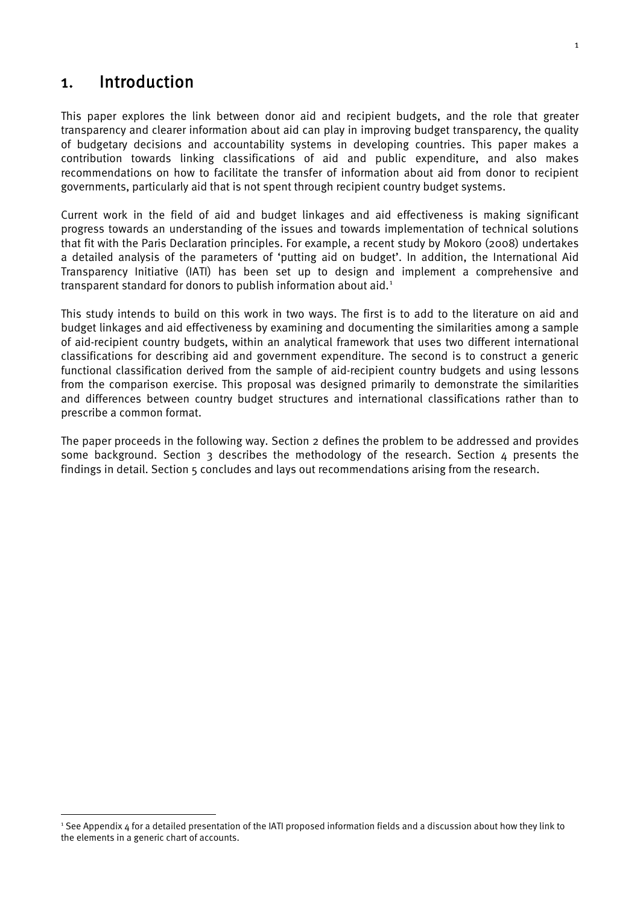# 1. Introduction

This paper explores the link between donor aid and recipient budgets, and the role that greater transparency and clearer information about aid can play in improving budget transparency, the quality of budgetary decisions and accountability systems in developing countries. This paper makes a contribution towards linking classifications of aid and public expenditure, and also makes recommendations on how to facilitate the transfer of information about aid from donor to recipient governments, particularly aid that is not spent through recipient country budget systems.

Current work in the field of aid and budget linkages and aid effectiveness is making significant progress towards an understanding of the issues and towards implementation of technical solutions that fit with the Paris Declaration principles. For example, a recent study by Mokoro (2008) undertakes a detailed analysis of the parameters of 'putting aid on budget'. In addition, the International Aid Transparency Initiative (IATI) has been set up to design and implement a comprehensive and transparent standard for donors to publish information about aid.[1]

This study intends to build on this work in two ways. The first is to add to the literature on aid and budget linkages and aid effectiveness by examining and documenting the similarities among a sample of aid-recipient country budgets, within an analytical framework that uses two different international classifications for describing aid and government expenditure. The second is to construct a generic functional classification derived from the sample of aid-recipient country budgets and using lessons from the comparison exercise. This proposal was designed primarily to demonstrate the similarities and differences between country budget structures and international classifications rather than to prescribe a common format.

The paper proceeds in the following way. Section 2 defines the problem to be addressed and provides some background. Section 3 describes the methodology of the research. Section 4 presents the findings in detail. Section 5 concludes and lays out recommendations arising from the research.

[1] See Appendix 4 for a detailed presentation of the IATI proposed information fields and a discussion about how they link to the elements in a generic chart of accounts.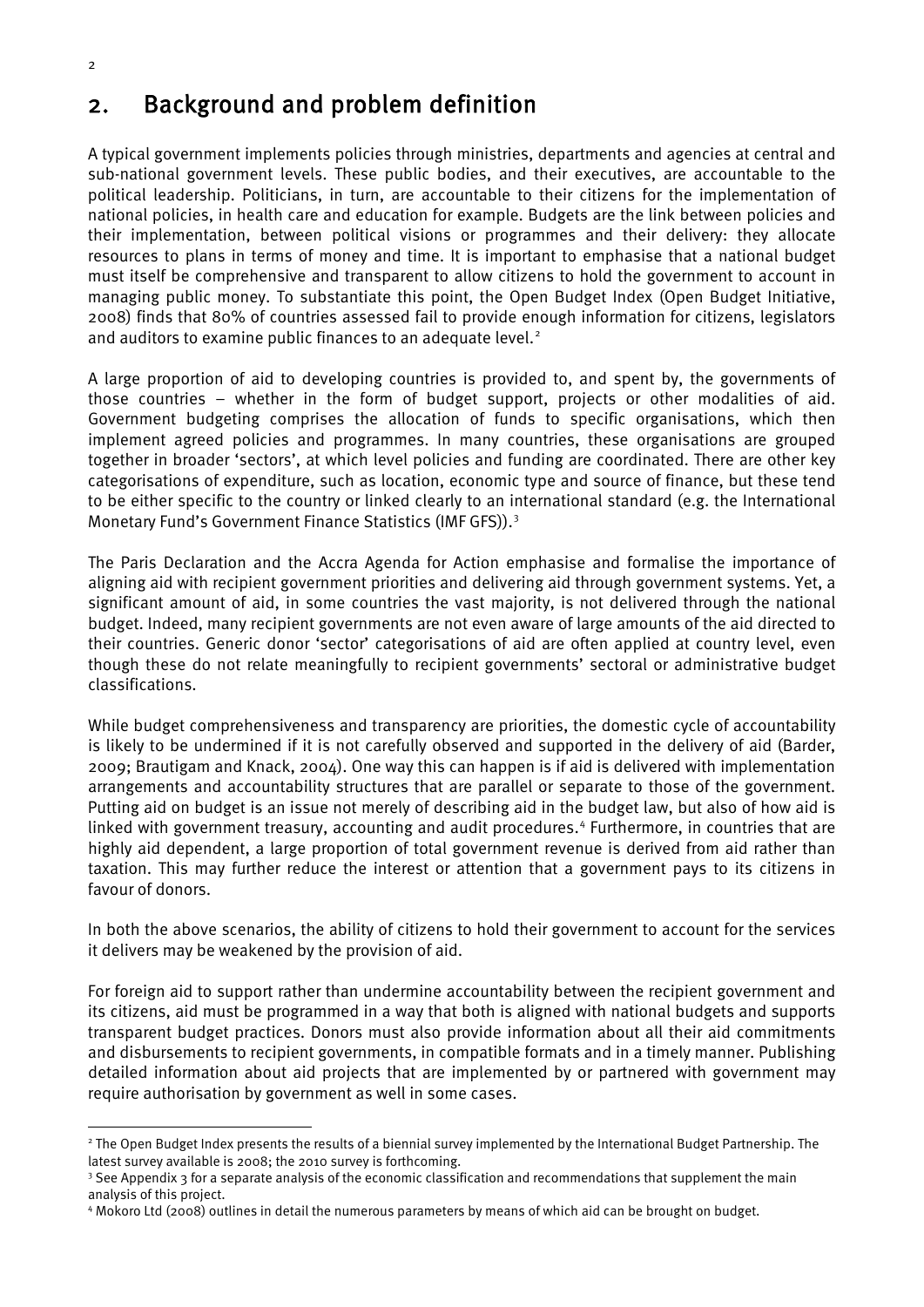## 2. Background and problem definition

A typical government implements policies through ministries, departments and agencies at central and sub-national government levels. These public bodies, and their executives, are accountable to the political leadership. Politicians, in turn, are accountable to their citizens for the implementation of national policies, in health care and education for example. Budgets are the link between policies and their implementation, between political visions or programmes and their delivery: they allocate resources to plans in terms of money and time. It is important to emphasise that a national budget must itself be comprehensive and transparent to allow citizens to hold the government to account in managing public money. To substantiate this point, the Open Budget Index (Open Budget Initiative, 2008) finds that 80% of countries assessed fail to provide enough information for citizens, legislators and auditors to examine public finances to an adequate level.[2]

A large proportion of aid to developing countries is provided to, and spent by, the governments of those countries – whether in the form of budget support, projects or other modalities of aid. Government budgeting comprises the allocation of funds to specific organisations, which then implement agreed policies and programmes. In many countries, these organisations are grouped together in broader 'sectors', at which level policies and funding are coordinated. There are other key categorisations of expenditure, such as location, economic type and source of finance, but these tend to be either specific to the country or linked clearly to an international standard (e.g. the International Monetary Fund's Government Finance Statistics (IMF GFS)).[3]

The Paris Declaration and the Accra Agenda for Action emphasise and formalise the importance of aligning aid with recipient government priorities and delivering aid through government systems. Yet, a significant amount of aid, in some countries the vast majority, is not delivered through the national budget. Indeed, many recipient governments are not even aware of large amounts of the aid directed to their countries. Generic donor 'sector' categorisations of aid are often applied at country level, even though these do not relate meaningfully to recipient governments' sectoral or administrative budget classifications.

While budget comprehensiveness and transparency are priorities, the domestic cycle of accountability is likely to be undermined if it is not carefully observed and supported in the delivery of aid (Barder, 2009; Brautigam and Knack, 2004). One way this can happen is if aid is delivered with implementation arrangements and accountability structures that are parallel or separate to those of the government. Putting aid on budget is an issue not merely of describing aid in the budget law, but also of how aid is linked with government treasury, accounting and audit procedures.[4] Furthermore, in countries that are highly aid dependent, a large proportion of total government revenue is derived from aid rather than taxation. This may further reduce the interest or attention that a government pays to its citizens in favour of donors.

In both the above scenarios, the ability of citizens to hold their government to account for the services it delivers may be weakened by the provision of aid.

For foreign aid to support rather than undermine accountability between the recipient government and its citizens, aid must be programmed in a way that both is aligned with national budgets and supports transparent budget practices. Donors must also provide information about all their aid commitments and disbursements to recipient governments, in compatible formats and in a timely manner. Publishing detailed information about aid projects that are implemented by or partnered with government may require authorisation by government as well in some cases.

---

[2] The Open Budget Index presents the results of a biennial survey implemented by the International Budget Partnership. The latest survey available is 2008; the 2010 survey is forthcoming.

[3] See Appendix 3 for a separate analysis of the economic classification and recommendations that supplement the main analysis of this project.

[4] Mokoro Ltd (2008) outlines in detail the numerous parameters by means of which aid can be brought on budget.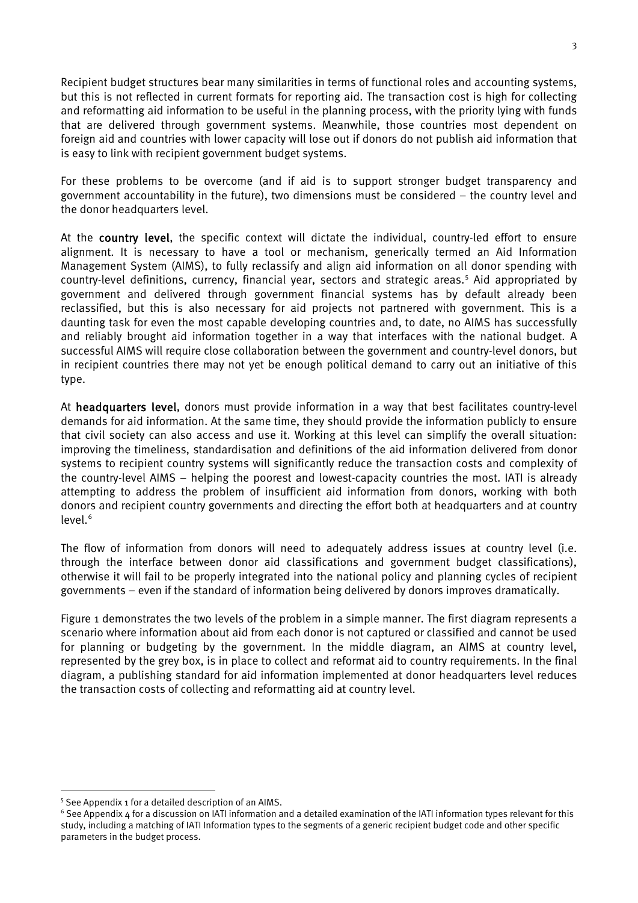Recipient budget structures bear many similarities in terms of functional roles and accounting systems, but this is not reflected in current formats for reporting aid. The transaction cost is high for collecting and reformatting aid information to be useful in the planning process, with the priority lying with funds that are delivered through government systems. Meanwhile, those countries most dependent on foreign aid and countries with lower capacity will lose out if donors do not publish aid information that is easy to link with recipient government budget systems.

For these problems to be overcome (and if aid is to support stronger budget transparency and government accountability in the future), two dimensions must be considered – the country level and the donor headquarters level.

At the **country level**, the specific context will dictate the individual, country-led effort to ensure alignment. It is necessary to have a tool or mechanism, generically termed an Aid Information Management System (AIMS), to fully reclassify and align aid information on all donor spending with country-level definitions, currency, financial year, sectors and strategic areas.[5] Aid appropriated by government and delivered through government financial systems has by default already been reclassified, but this is also necessary for aid projects not partnered with government. This is a daunting task for even the most capable developing countries and, to date, no AIMS has successfully and reliably brought aid information together in a way that interfaces with the national budget. A successful AIMS will require close collaboration between the government and country-level donors, but in recipient countries there may not yet be enough political demand to carry out an initiative of this type.

At **headquarters level**, donors must provide information in a way that best facilitates country-level demands for aid information. At the same time, they should provide the information publicly to ensure that civil society can also access and use it. Working at this level can simplify the overall situation: improving the timeliness, standardisation and definitions of the aid information delivered from donor systems to recipient country systems will significantly reduce the transaction costs and complexity of the country-level AIMS – helping the poorest and lowest-capacity countries the most. IATI is already attempting to address the problem of insufficient aid information from donors, working with both donors and recipient country governments and directing the effort both at headquarters and at country level.[6]

The flow of information from donors will need to adequately address issues at country level (i.e. through the interface between donor aid classifications and government budget classifications), otherwise it will fail to be properly integrated into the national policy and planning cycles of recipient governments – even if the standard of information being delivered by donors improves dramatically.

Figure 1 demonstrates the two levels of the problem in a simple manner. The first diagram represents a scenario where information about aid from each donor is not captured or classified and cannot be used for planning or budgeting by the government. In the middle diagram, an AIMS at country level, represented by the grey box, is in place to collect and reformat aid to country requirements. In the final diagram, a publishing standard for aid information implemented at donor headquarters level reduces the transaction costs of collecting and reformatting aid at country level.

---

[5] See Appendix 1 for a detailed description of an AIMS.

[6] See Appendix 4 for a discussion on IATI information and a detailed examination of the IATI information types relevant for this study, including a matching of IATI Information types to the segments of a generic recipient budget code and other specific parameters in the budget process.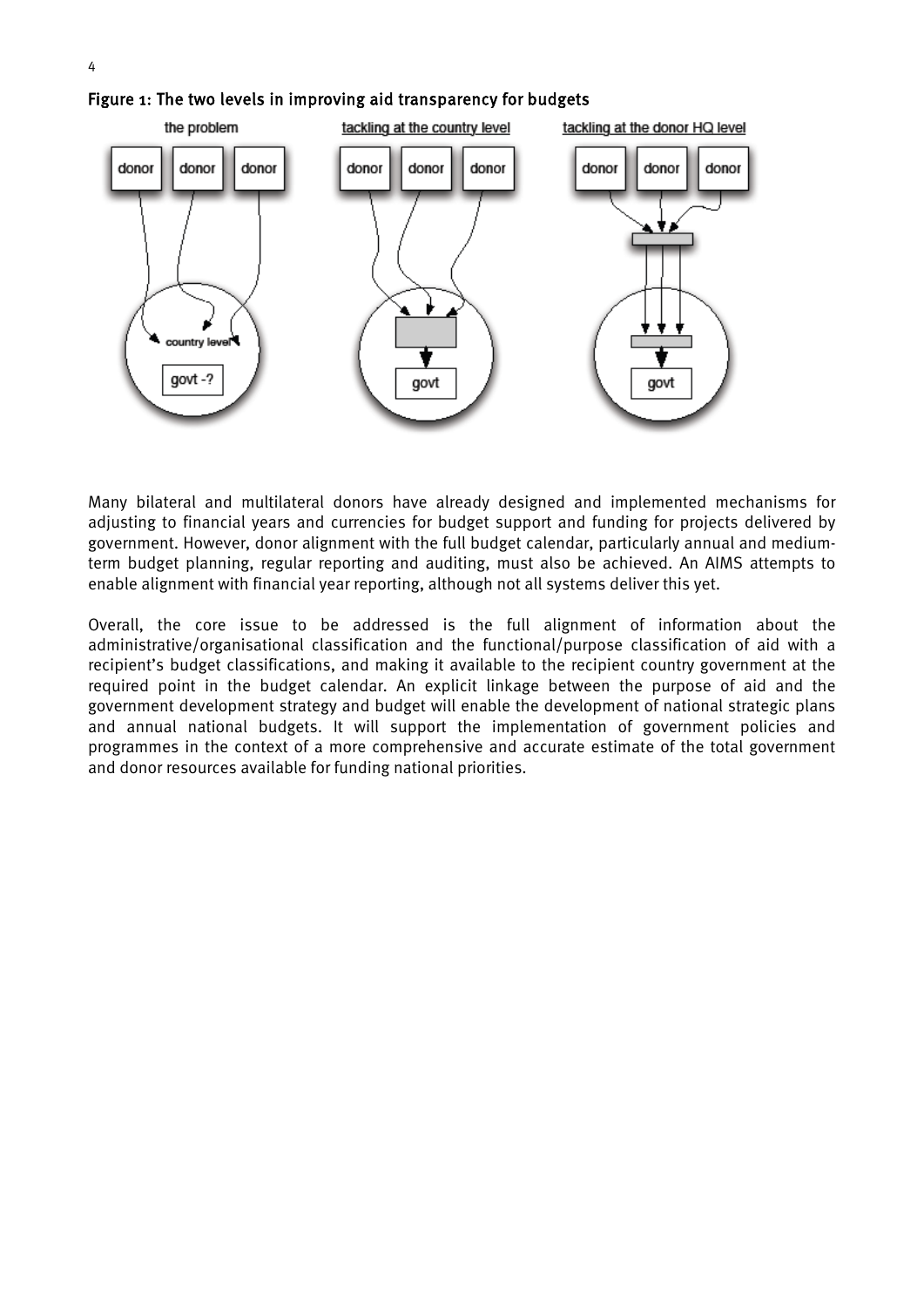Figure 1: The two levels in improving aid transparency for budgets

Many bilateral and multilateral donors have already designed and implemented mechanisms for adjusting to financial years and currencies for budget support and funding for projects delivered by government. However, donor alignment with the full budget calendar, particularly annual and medium-term budget planning, regular reporting and auditing, must also be achieved. An AIMS attempts to enable alignment with financial year reporting, although not all systems deliver this yet.

Overall, the core issue to be addressed is the full alignment of information about the administrative/organisational classification and the functional/purpose classification of aid with a recipient's budget classifications, and making it available to the recipient country government at the required point in the budget calendar. An explicit linkage between the purpose of aid and the government development strategy and budget will enable the development of national strategic plans and annual national budgets. It will support the implementation of government policies and programmes in the context of a more comprehensive and accurate estimate of the total government and donor resources available for funding national priorities.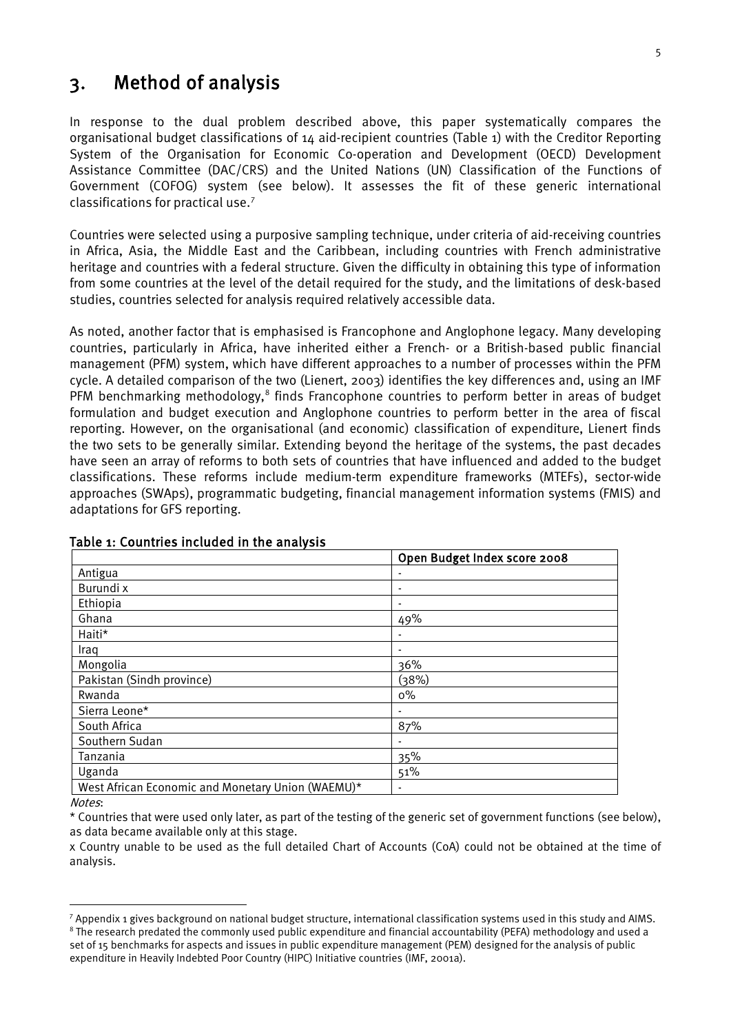# 3. Method of analysis

In response to the dual problem described above, this paper systematically compares the organisational budget classifications of 14 aid-recipient countries (Table 1) with the Creditor Reporting System of the Organisation for Economic Co-operation and Development (OECD) Development Assistance Committee (DAC/CRS) and the United Nations (UN) Classification of the Functions of Government (COFOG) system (see below). It assesses the fit of these generic international classifications for practical use.[7]

Countries were selected using a purposive sampling technique, under criteria of aid-receiving countries in Africa, Asia, the Middle East and the Caribbean, including countries with French administrative heritage and countries with a federal structure. Given the difficulty in obtaining this type of information from some countries at the level of the detail required for the study, and the limitations of desk-based studies, countries selected for analysis required relatively accessible data.

As noted, another factor that is emphasised is Francophone and Anglophone legacy. Many developing countries, particularly in Africa, have inherited either a French- or a British-based public financial management (PFM) system, which have different approaches to a number of processes within the PFM cycle. A detailed comparison of the two (Lienert, 2003) identifies the key differences and, using an IMF PFM benchmarking methodology,[8] finds Francophone countries to perform better in areas of budget formulation and budget execution and Anglophone countries to perform better in the area of fiscal reporting. However, on the organisational (and economic) classification of expenditure, Lienert finds the two sets to be generally similar. Extending beyond the heritage of the systems, the past decades have seen an array of reforms to both sets of countries that have influenced and added to the budget classifications. These reforms include medium-term expenditure frameworks (MTEFs), sector-wide approaches (SWAps), programmatic budgeting, financial management information systems (FMIS) and adaptations for GFS reporting.

**Table 1: Countries included in the analysis**

| | Open Budget Index score 2008 |
|---|---|
| Antigua | - |
| Burundi x | - |
| Ethiopia | - |
| Ghana | 49% |
| Haiti* | - |
| Iraq | - |
| Mongolia | 36% |
| Pakistan (Sindh province) | (38%) |
| Rwanda | 0% |
| Sierra Leone* | - |
| South Africa | 87% |
| Southern Sudan | - |
| Tanzania | 35% |
| Uganda | 51% |
| West African Economic and Monetary Union (WAEMU)* | - |

*Notes*:

\* Countries that were used only later, as part of the testing of the generic set of government functions (see below), as data became available only at this stage.

x Country unable to be used as the full detailed Chart of Accounts (CoA) could not be obtained at the time of analysis.

[7] Appendix 1 gives background on national budget structure, international classification systems used in this study and AIMS.

[8] The research predated the commonly used public expenditure and financial accountability (PEFA) methodology and used a set of 15 benchmarks for aspects and issues in public expenditure management (PEM) designed for the analysis of public expenditure in Heavily Indebted Poor Country (HIPC) Initiative countries (IMF, 2001a).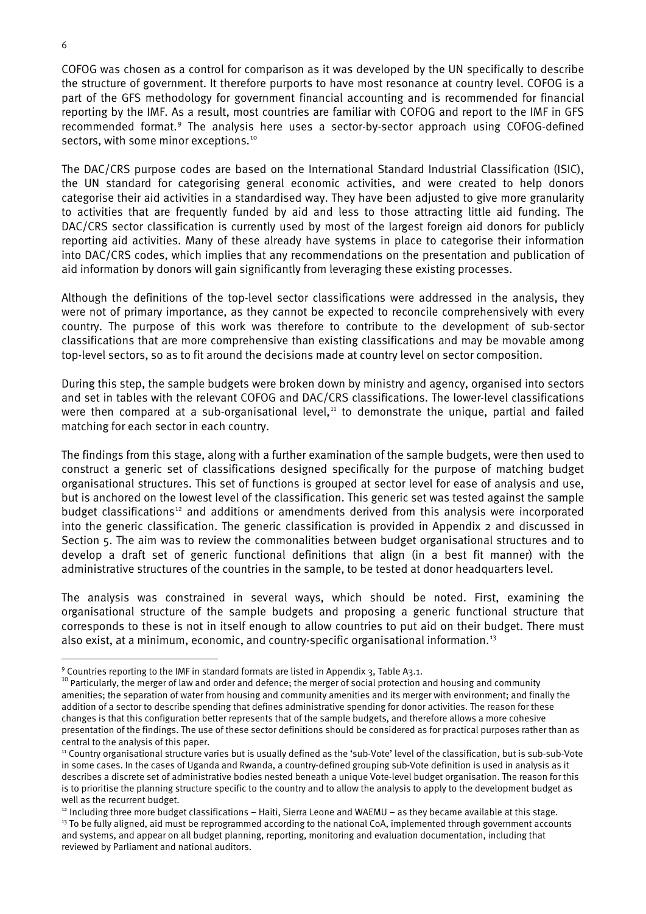COFOG was chosen as a control for comparison as it was developed by the UN specifically to describe the structure of government. It therefore purports to have most resonance at country level. COFOG is a part of the GFS methodology for government financial accounting and is recommended for financial reporting by the IMF. As a result, most countries are familiar with COFOG and report to the IMF in GFS recommended format.[9] The analysis here uses a sector-by-sector approach using COFOG-defined sectors, with some minor exceptions.[10]

The DAC/CRS purpose codes are based on the International Standard Industrial Classification (ISIC), the UN standard for categorising general economic activities, and were created to help donors categorise their aid activities in a standardised way. They have been adjusted to give more granularity to activities that are frequently funded by aid and less to those attracting little aid funding. The DAC/CRS sector classification is currently used by most of the largest foreign aid donors for publicly reporting aid activities. Many of these already have systems in place to categorise their information into DAC/CRS codes, which implies that any recommendations on the presentation and publication of aid information by donors will gain significantly from leveraging these existing processes.

Although the definitions of the top-level sector classifications were addressed in the analysis, they were not of primary importance, as they cannot be expected to reconcile comprehensively with every country. The purpose of this work was therefore to contribute to the development of sub-sector classifications that are more comprehensive than existing classifications and may be movable among top-level sectors, so as to fit around the decisions made at country level on sector composition.

During this step, the sample budgets were broken down by ministry and agency, organised into sectors and set in tables with the relevant COFOG and DAC/CRS classifications. The lower-level classifications were then compared at a sub-organisational level,[11] to demonstrate the unique, partial and failed matching for each sector in each country.

The findings from this stage, along with a further examination of the sample budgets, were then used to construct a generic set of classifications designed specifically for the purpose of matching budget organisational structures. This set of functions is grouped at sector level for ease of analysis and use, but is anchored on the lowest level of the classification. This generic set was tested against the sample budget classifications[12] and additions or amendments derived from this analysis were incorporated into the generic classification. The generic classification is provided in Appendix 2 and discussed in Section 5. The aim was to review the commonalities between budget organisational structures and to develop a draft set of generic functional definitions that align (in a best fit manner) with the administrative structures of the countries in the sample, to be tested at donor headquarters level.

The analysis was constrained in several ways, which should be noted. First, examining the organisational structure of the sample budgets and proposing a generic functional structure that corresponds to these is not in itself enough to allow countries to put aid on their budget. There must also exist, at a minimum, economic, and country-specific organisational information.[13]

---

[9] Countries reporting to the IMF in standard formats are listed in Appendix 3, Table A3.1.

[10] Particularly, the merger of law and order and defence; the merger of social protection and housing and community amenities; the separation of water from housing and community amenities and its merger with environment; and finally the addition of a sector to describe spending that defines administrative spending for donor activities. The reason for these changes is that this configuration better represents that of the sample budgets, and therefore allows a more cohesive presentation of the findings. The use of these sector definitions should be considered as for practical purposes rather than as central to the analysis of this paper.

[11] Country organisational structure varies but is usually defined as the 'sub-Vote' level of the classification, but is sub-sub-Vote in some cases. In the cases of Uganda and Rwanda, a country-defined grouping sub-Vote definition is used in analysis as it describes a discrete set of administrative bodies nested beneath a unique Vote-level budget organisation. The reason for this is to prioritise the planning structure specific to the country and to allow the analysis to apply to the development budget as well as the recurrent budget.

[12] Including three more budget classifications – Haiti, Sierra Leone and WAEMU – as they became available at this stage.

[13] To be fully aligned, aid must be reprogrammed according to the national CoA, implemented through government accounts and systems, and appear on all budget planning, reporting, monitoring and evaluation documentation, including that reviewed by Parliament and national auditors.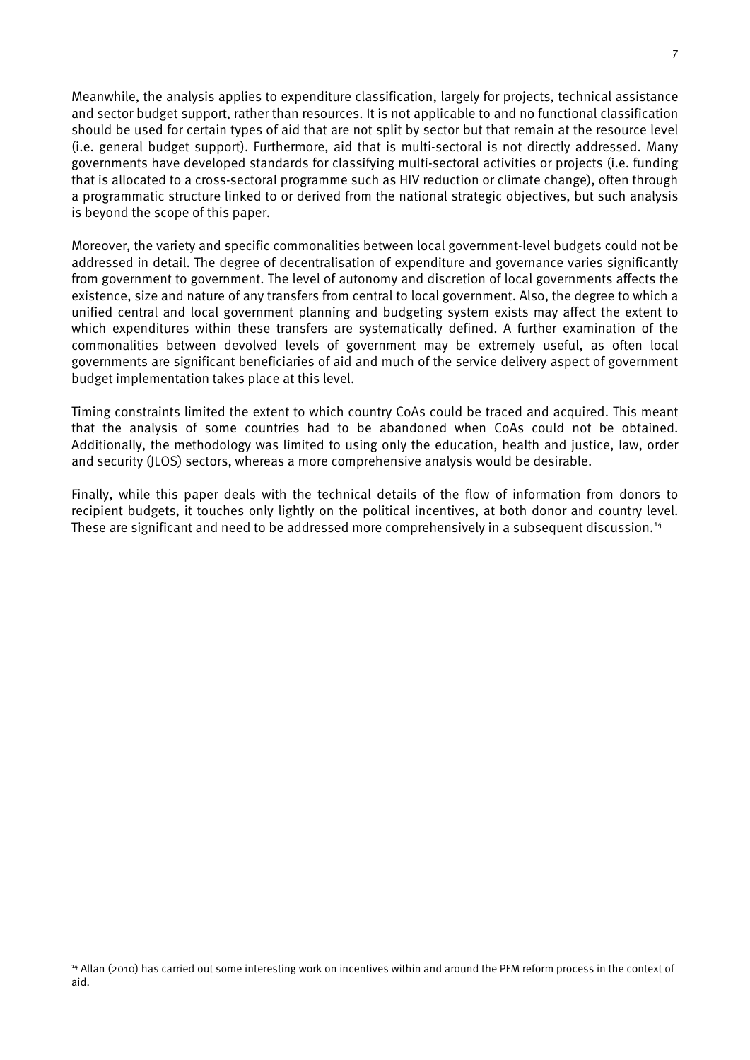Meanwhile, the analysis applies to expenditure classification, largely for projects, technical assistance and sector budget support, rather than resources. It is not applicable to and no functional classification should be used for certain types of aid that are not split by sector but that remain at the resource level (i.e. general budget support). Furthermore, aid that is multi-sectoral is not directly addressed. Many governments have developed standards for classifying multi-sectoral activities or projects (i.e. funding that is allocated to a cross-sectoral programme such as HIV reduction or climate change), often through a programmatic structure linked to or derived from the national strategic objectives, but such analysis is beyond the scope of this paper.

Moreover, the variety and specific commonalities between local government-level budgets could not be addressed in detail. The degree of decentralisation of expenditure and governance varies significantly from government to government. The level of autonomy and discretion of local governments affects the existence, size and nature of any transfers from central to local government. Also, the degree to which a unified central and local government planning and budgeting system exists may affect the extent to which expenditures within these transfers are systematically defined. A further examination of the commonalities between devolved levels of government may be extremely useful, as often local governments are significant beneficiaries of aid and much of the service delivery aspect of government budget implementation takes place at this level.

Timing constraints limited the extent to which country CoAs could be traced and acquired. This meant that the analysis of some countries had to be abandoned when CoAs could not be obtained. Additionally, the methodology was limited to using only the education, health and justice, law, order and security (JLOS) sectors, whereas a more comprehensive analysis would be desirable.

Finally, while this paper deals with the technical details of the flow of information from donors to recipient budgets, it touches only lightly on the political incentives, at both donor and country level. These are significant and need to be addressed more comprehensively in a subsequent discussion.[14]

[14] Allan (2010) has carried out some interesting work on incentives within and around the PFM reform process in the context of aid.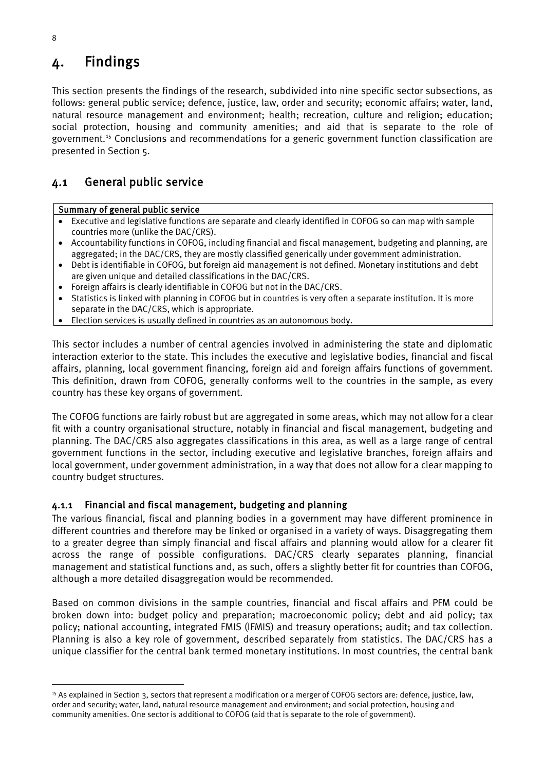# 4. Findings

This section presents the findings of the research, subdivided into nine specific sector subsections, as follows: general public service; defence, justice, law, order and security; economic affairs; water, land, natural resource management and environment; health; recreation, culture and religion; education; social protection, housing and community amenities; and aid that is separate to the role of government.[15] Conclusions and recommendations for a generic government function classification are presented in Section 5.

## 4.1 General public service

| **Summary of general public service** |
|---|
| • Executive and legislative functions are separate and clearly identified in COFOG so can map with sample countries more (unlike the DAC/CRS).<br>• Accountability functions in COFOG, including financial and fiscal management, budgeting and planning, are aggregated; in the DAC/CRS, they are mostly classified generically under government administration.<br>• Debt is identifiable in COFOG, but foreign aid management is not defined. Monetary institutions and debt are given unique and detailed classifications in the DAC/CRS.<br>• Foreign affairs is clearly identifiable in COFOG but not in the DAC/CRS.<br>• Statistics is linked with planning in COFOG but in countries is very often a separate institution. It is more separate in the DAC/CRS, which is appropriate.<br>• Election services is usually defined in countries as an autonomous body. |

This sector includes a number of central agencies involved in administering the state and diplomatic interaction exterior to the state. This includes the executive and legislative bodies, financial and fiscal affairs, planning, local government financing, foreign aid and foreign affairs functions of government. This definition, drawn from COFOG, generally conforms well to the countries in the sample, as every country has these key organs of government.

The COFOG functions are fairly robust but are aggregated in some areas, which may not allow for a clear fit with a country organisational structure, notably in financial and fiscal management, budgeting and planning. The DAC/CRS also aggregates classifications in this area, as well as a large range of central government functions in the sector, including executive and legislative branches, foreign affairs and local government, under government administration, in a way that does not allow for a clear mapping to country budget structures.

### 4.1.1 Financial and fiscal management, budgeting and planning

The various financial, fiscal and planning bodies in a government may have different prominence in different countries and therefore may be linked or organised in a variety of ways. Disaggregating them to a greater degree than simply financial and fiscal affairs and planning would allow for a clearer fit across the range of possible configurations. DAC/CRS clearly separates planning, financial management and statistical functions and, as such, offers a slightly better fit for countries than COFOG, although a more detailed disaggregation would be recommended.

Based on common divisions in the sample countries, financial and fiscal affairs and PFM could be broken down into: budget policy and preparation; macroeconomic policy; debt and aid policy; tax policy; national accounting, integrated FMIS (IFMIS) and treasury operations; audit; and tax collection. Planning is also a key role of government, described separately from statistics. The DAC/CRS has a unique classifier for the central bank termed monetary institutions. In most countries, the central bank

[15] As explained in Section 3, sectors that represent a modification or a merger of COFOG sectors are: defence, justice, law, order and security; water, land, natural resource management and environment; and social protection, housing and community amenities. One sector is additional to COFOG (aid that is separate to the role of government).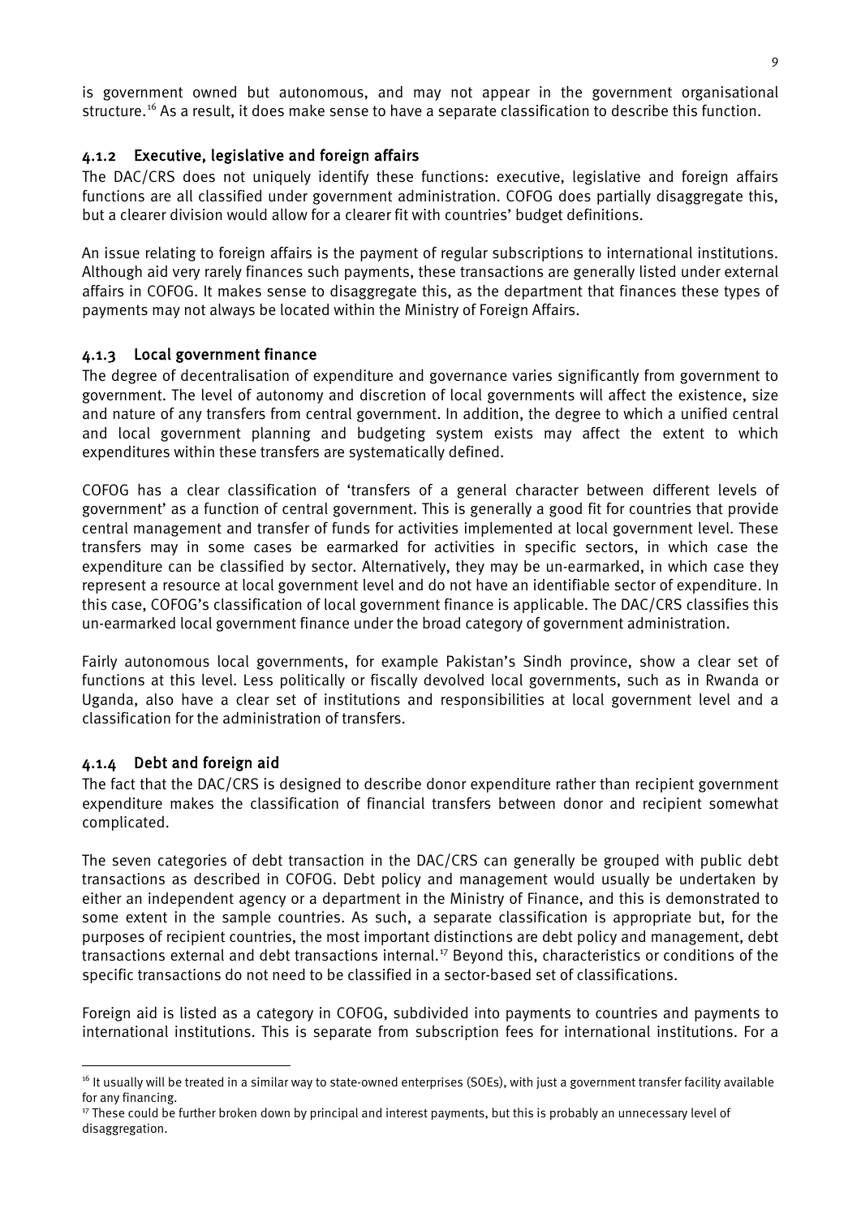is government owned but autonomous, and may not appear in the government organisational structure.[16] As a result, it does make sense to have a separate classification to describe this function.

### 4.1.2 Executive, legislative and foreign affairs

The DAC/CRS does not uniquely identify these functions: executive, legislative and foreign affairs functions are all classified under government administration. COFOG does partially disaggregate this, but a clearer division would allow for a clearer fit with countries' budget definitions.

An issue relating to foreign affairs is the payment of regular subscriptions to international institutions. Although aid very rarely finances such payments, these transactions are generally listed under external affairs in COFOG. It makes sense to disaggregate this, as the department that finances these types of payments may not always be located within the Ministry of Foreign Affairs.

### 4.1.3 Local government finance

The degree of decentralisation of expenditure and governance varies significantly from government to government. The level of autonomy and discretion of local governments will affect the existence, size and nature of any transfers from central government. In addition, the degree to which a unified central and local government planning and budgeting system exists may affect the extent to which expenditures within these transfers are systematically defined.

COFOG has a clear classification of 'transfers of a general character between different levels of government' as a function of central government. This is generally a good fit for countries that provide central management and transfer of funds for activities implemented at local government level. These transfers may in some cases be earmarked for activities in specific sectors, in which case the expenditure can be classified by sector. Alternatively, they may be un-earmarked, in which case they represent a resource at local government level and do not have an identifiable sector of expenditure. In this case, COFOG's classification of local government finance is applicable. The DAC/CRS classifies this un-earmarked local government finance under the broad category of government administration.

Fairly autonomous local governments, for example Pakistan's Sindh province, show a clear set of functions at this level. Less politically or fiscally devolved local governments, such as in Rwanda or Uganda, also have a clear set of institutions and responsibilities at local government level and a classification for the administration of transfers.

### 4.1.4 Debt and foreign aid

The fact that the DAC/CRS is designed to describe donor expenditure rather than recipient government expenditure makes the classification of financial transfers between donor and recipient somewhat complicated.

The seven categories of debt transaction in the DAC/CRS can generally be grouped with public debt transactions as described in COFOG. Debt policy and management would usually be undertaken by either an independent agency or a department in the Ministry of Finance, and this is demonstrated to some extent in the sample countries. As such, a separate classification is appropriate but, for the purposes of recipient countries, the most important distinctions are debt policy and management, debt transactions external and debt transactions internal.[17] Beyond this, characteristics or conditions of the specific transactions do not need to be classified in a sector-based set of classifications.

Foreign aid is listed as a category in COFOG, subdivided into payments to countries and payments to international institutions. This is separate from subscription fees for international institutions. For a

---

[16] It usually will be treated in a similar way to state-owned enterprises (SOEs), with just a government transfer facility available for any financing.

[17] These could be further broken down by principal and interest payments, but this is probably an unnecessary level of disaggregation.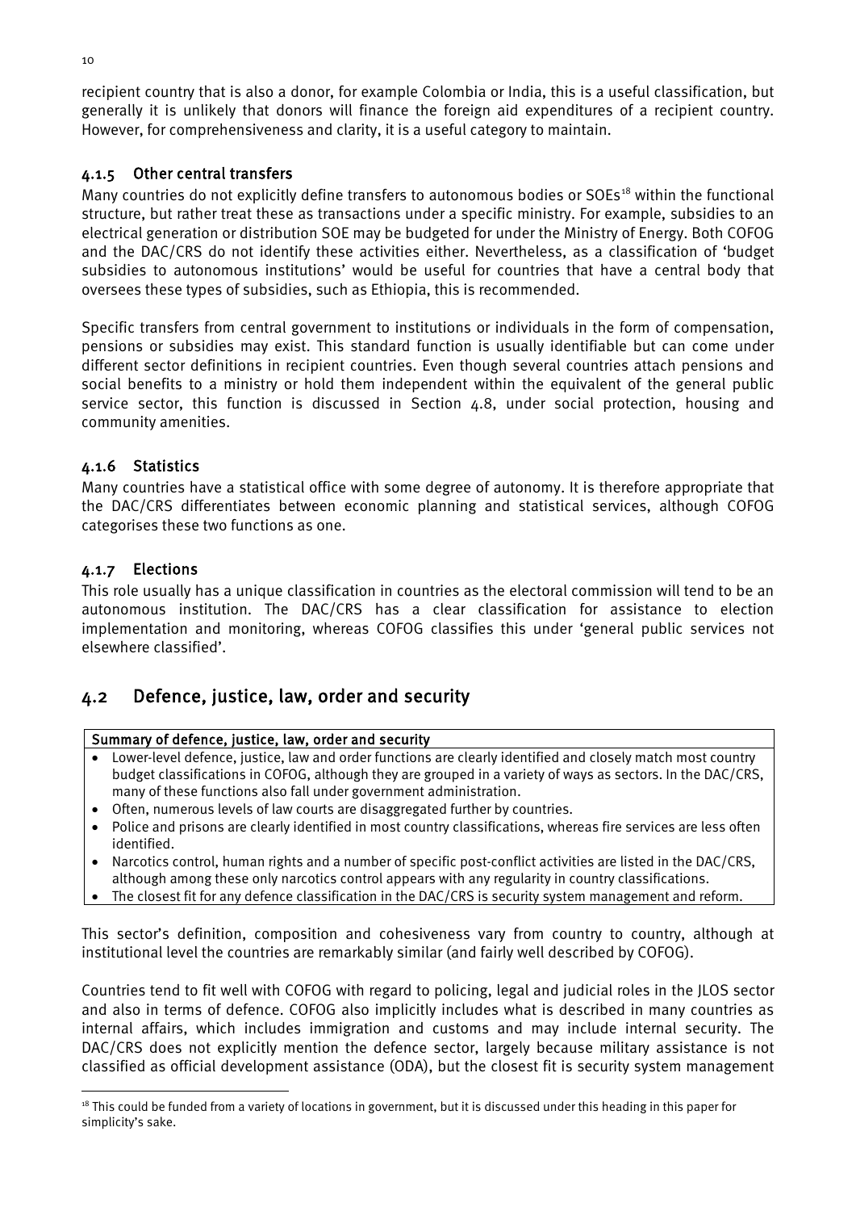recipient country that is also a donor, for example Colombia or India, this is a useful classification, but generally it is unlikely that donors will finance the foreign aid expenditures of a recipient country. However, for comprehensiveness and clarity, it is a useful category to maintain.

### 4.1.5 Other central transfers

Many countries do not explicitly define transfers to autonomous bodies or SOEs[18] within the functional structure, but rather treat these as transactions under a specific ministry. For example, subsidies to an electrical generation or distribution SOE may be budgeted for under the Ministry of Energy. Both COFOG and the DAC/CRS do not identify these activities either. Nevertheless, as a classification of 'budget subsidies to autonomous institutions' would be useful for countries that have a central body that oversees these types of subsidies, such as Ethiopia, this is recommended.

Specific transfers from central government to institutions or individuals in the form of compensation, pensions or subsidies may exist. This standard function is usually identifiable but can come under different sector definitions in recipient countries. Even though several countries attach pensions and social benefits to a ministry or hold them independent within the equivalent of the general public service sector, this function is discussed in Section 4.8, under social protection, housing and community amenities.

### 4.1.6 Statistics

Many countries have a statistical office with some degree of autonomy. It is therefore appropriate that the DAC/CRS differentiates between economic planning and statistical services, although COFOG categorises these two functions as one.

### 4.1.7 Elections

This role usually has a unique classification in countries as the electoral commission will tend to be an autonomous institution. The DAC/CRS has a clear classification for assistance to election implementation and monitoring, whereas COFOG classifies this under 'general public services not elsewhere classified'.

## 4.2 Defence, justice, law, order and security

| Summary of defence, justice, law, order and security |
|---|
| • Lower-level defence, justice, law and order functions are clearly identified and closely match most country budget classifications in COFOG, although they are grouped in a variety of ways as sectors. In the DAC/CRS, many of these functions also fall under government administration.<br>• Often, numerous levels of law courts are disaggregated further by countries.<br>• Police and prisons are clearly identified in most country classifications, whereas fire services are less often identified.<br>• Narcotics control, human rights and a number of specific post-conflict activities are listed in the DAC/CRS, although among these only narcotics control appears with any regularity in country classifications.<br>• The closest fit for any defence classification in the DAC/CRS is security system management and reform. |

This sector's definition, composition and cohesiveness vary from country to country, although at institutional level the countries are remarkably similar (and fairly well described by COFOG).

Countries tend to fit well with COFOG with regard to policing, legal and judicial roles in the JLOS sector and also in terms of defence. COFOG also implicitly includes what is described in many countries as internal affairs, which includes immigration and customs and may include internal security. The DAC/CRS does not explicitly mention the defence sector, largely because military assistance is not classified as official development assistance (ODA), but the closest fit is security system management

[18] This could be funded from a variety of locations in government, but it is discussed under this heading in this paper for simplicity's sake.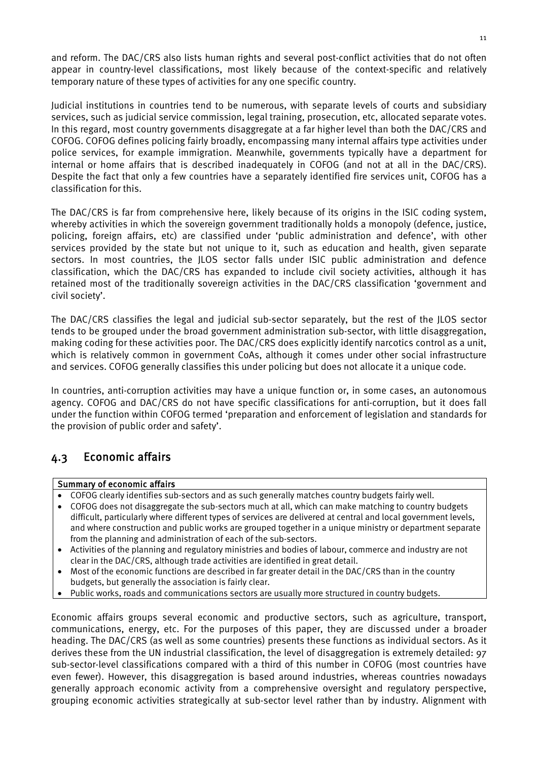and reform. The DAC/CRS also lists human rights and several post-conflict activities that do not often appear in country-level classifications, most likely because of the context-specific and relatively temporary nature of these types of activities for any one specific country.

Judicial institutions in countries tend to be numerous, with separate levels of courts and subsidiary services, such as judicial service commission, legal training, prosecution, etc, allocated separate votes. In this regard, most country governments disaggregate at a far higher level than both the DAC/CRS and COFOG. COFOG defines policing fairly broadly, encompassing many internal affairs type activities under police services, for example immigration. Meanwhile, governments typically have a department for internal or home affairs that is described inadequately in COFOG (and not at all in the DAC/CRS). Despite the fact that only a few countries have a separately identified fire services unit, COFOG has a classification for this.

The DAC/CRS is far from comprehensive here, likely because of its origins in the ISIC coding system, whereby activities in which the sovereign government traditionally holds a monopoly (defence, justice, policing, foreign affairs, etc) are classified under 'public administration and defence', with other services provided by the state but not unique to it, such as education and health, given separate sectors. In most countries, the JLOS sector falls under ISIC public administration and defence classification, which the DAC/CRS has expanded to include civil society activities, although it has retained most of the traditionally sovereign activities in the DAC/CRS classification 'government and civil society'.

The DAC/CRS classifies the legal and judicial sub-sector separately, but the rest of the JLOS sector tends to be grouped under the broad government administration sub-sector, with little disaggregation, making coding for these activities poor. The DAC/CRS does explicitly identify narcotics control as a unit, which is relatively common in government CoAs, although it comes under other social infrastructure and services. COFOG generally classifies this under policing but does not allocate it a unique code.

In countries, anti-corruption activities may have a unique function or, in some cases, an autonomous agency. COFOG and DAC/CRS do not have specific classifications for anti-corruption, but it does fall under the function within COFOG termed 'preparation and enforcement of legislation and standards for the provision of public order and safety'.

## 4.3 Economic affairs

**Summary of economic affairs**

- COFOG clearly identifies sub-sectors and as such generally matches country budgets fairly well.
- COFOG does not disaggregate the sub-sectors much at all, which can make matching to country budgets difficult, particularly where different types of services are delivered at central and local government levels, and where construction and public works are grouped together in a unique ministry or department separate from the planning and administration of each of the sub-sectors.
- Activities of the planning and regulatory ministries and bodies of labour, commerce and industry are not clear in the DAC/CRS, although trade activities are identified in great detail.
- Most of the economic functions are described in far greater detail in the DAC/CRS than in the country budgets, but generally the association is fairly clear.
- Public works, roads and communications sectors are usually more structured in country budgets.

Economic affairs groups several economic and productive sectors, such as agriculture, transport, communications, energy, etc. For the purposes of this paper, they are discussed under a broader heading. The DAC/CRS (as well as some countries) presents these functions as individual sectors. As it derives these from the UN industrial classification, the level of disaggregation is extremely detailed: 97 sub-sector-level classifications compared with a third of this number in COFOG (most countries have even fewer). However, this disaggregation is based around industries, whereas countries nowadays generally approach economic activity from a comprehensive oversight and regulatory perspective, grouping economic activities strategically at sub-sector level rather than by industry. Alignment with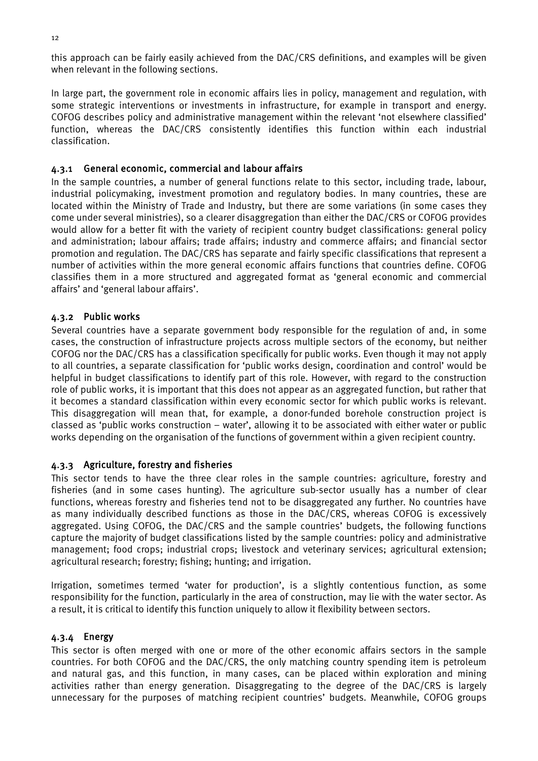this approach can be fairly easily achieved from the DAC/CRS definitions, and examples will be given when relevant in the following sections.

In large part, the government role in economic affairs lies in policy, management and regulation, with some strategic interventions or investments in infrastructure, for example in transport and energy. COFOG describes policy and administrative management within the relevant 'not elsewhere classified' function, whereas the DAC/CRS consistently identifies this function within each industrial classification.

### 4.3.1 General economic, commercial and labour affairs

In the sample countries, a number of general functions relate to this sector, including trade, labour, industrial policymaking, investment promotion and regulatory bodies. In many countries, these are located within the Ministry of Trade and Industry, but there are some variations (in some cases they come under several ministries), so a clearer disaggregation than either the DAC/CRS or COFOG provides would allow for a better fit with the variety of recipient country budget classifications: general policy and administration; labour affairs; trade affairs; industry and commerce affairs; and financial sector promotion and regulation. The DAC/CRS has separate and fairly specific classifications that represent a number of activities within the more general economic affairs functions that countries define. COFOG classifies them in a more structured and aggregated format as 'general economic and commercial affairs' and 'general labour affairs'.

### 4.3.2 Public works

Several countries have a separate government body responsible for the regulation of and, in some cases, the construction of infrastructure projects across multiple sectors of the economy, but neither COFOG nor the DAC/CRS has a classification specifically for public works. Even though it may not apply to all countries, a separate classification for 'public works design, coordination and control' would be helpful in budget classifications to identify part of this role. However, with regard to the construction role of public works, it is important that this does not appear as an aggregated function, but rather that it becomes a standard classification within every economic sector for which public works is relevant. This disaggregation will mean that, for example, a donor-funded borehole construction project is classed as 'public works construction – water', allowing it to be associated with either water or public works depending on the organisation of the functions of government within a given recipient country.

### 4.3.3 Agriculture, forestry and fisheries

This sector tends to have the three clear roles in the sample countries: agriculture, forestry and fisheries (and in some cases hunting). The agriculture sub-sector usually has a number of clear functions, whereas forestry and fisheries tend not to be disaggregated any further. No countries have as many individually described functions as those in the DAC/CRS, whereas COFOG is excessively aggregated. Using COFOG, the DAC/CRS and the sample countries' budgets, the following functions capture the majority of budget classifications listed by the sample countries: policy and administrative management; food crops; industrial crops; livestock and veterinary services; agricultural extension; agricultural research; forestry; fishing; hunting; and irrigation.

Irrigation, sometimes termed 'water for production', is a slightly contentious function, as some responsibility for the function, particularly in the area of construction, may lie with the water sector. As a result, it is critical to identify this function uniquely to allow it flexibility between sectors.

### 4.3.4 Energy

This sector is often merged with one or more of the other economic affairs sectors in the sample countries. For both COFOG and the DAC/CRS, the only matching country spending item is petroleum and natural gas, and this function, in many cases, can be placed within exploration and mining activities rather than energy generation. Disaggregating to the degree of the DAC/CRS is largely unnecessary for the purposes of matching recipient countries' budgets. Meanwhile, COFOG groups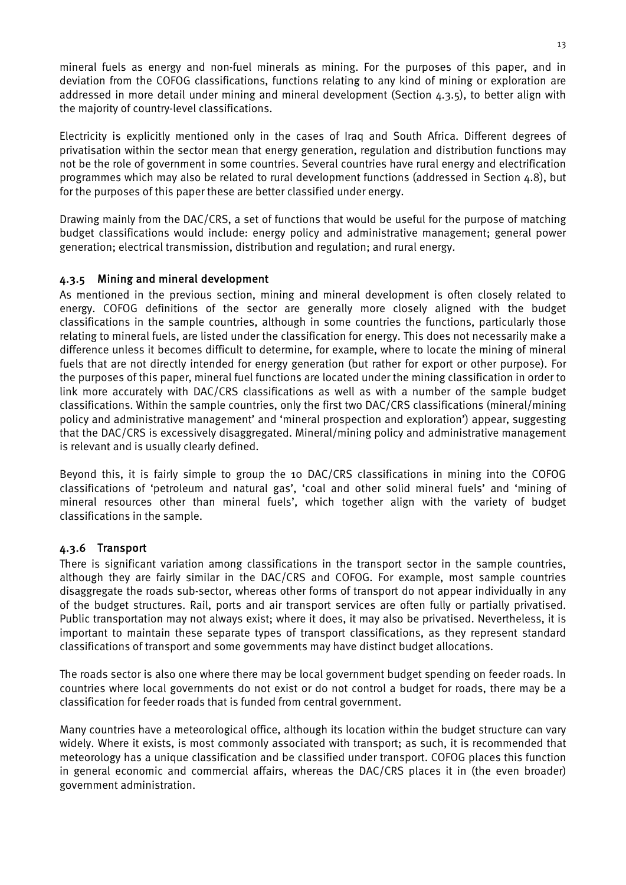mineral fuels as energy and non-fuel minerals as mining. For the purposes of this paper, and in deviation from the COFOG classifications, functions relating to any kind of mining or exploration are addressed in more detail under mining and mineral development (Section 4.3.5), to better align with the majority of country-level classifications.

Electricity is explicitly mentioned only in the cases of Iraq and South Africa. Different degrees of privatisation within the sector mean that energy generation, regulation and distribution functions may not be the role of government in some countries. Several countries have rural energy and electrification programmes which may also be related to rural development functions (addressed in Section 4.8), but for the purposes of this paper these are better classified under energy.

Drawing mainly from the DAC/CRS, a set of functions that would be useful for the purpose of matching budget classifications would include: energy policy and administrative management; general power generation; electrical transmission, distribution and regulation; and rural energy.

### 4.3.5 Mining and mineral development

As mentioned in the previous section, mining and mineral development is often closely related to energy. COFOG definitions of the sector are generally more closely aligned with the budget classifications in the sample countries, although in some countries the functions, particularly those relating to mineral fuels, are listed under the classification for energy. This does not necessarily make a difference unless it becomes difficult to determine, for example, where to locate the mining of mineral fuels that are not directly intended for energy generation (but rather for export or other purpose). For the purposes of this paper, mineral fuel functions are located under the mining classification in order to link more accurately with DAC/CRS classifications as well as with a number of the sample budget classifications. Within the sample countries, only the first two DAC/CRS classifications (mineral/mining policy and administrative management' and 'mineral prospection and exploration') appear, suggesting that the DAC/CRS is excessively disaggregated. Mineral/mining policy and administrative management is relevant and is usually clearly defined.

Beyond this, it is fairly simple to group the 10 DAC/CRS classifications in mining into the COFOG classifications of 'petroleum and natural gas', 'coal and other solid mineral fuels' and 'mining of mineral resources other than mineral fuels', which together align with the variety of budget classifications in the sample.

### 4.3.6 Transport

There is significant variation among classifications in the transport sector in the sample countries, although they are fairly similar in the DAC/CRS and COFOG. For example, most sample countries disaggregate the roads sub-sector, whereas other forms of transport do not appear individually in any of the budget structures. Rail, ports and air transport services are often fully or partially privatised. Public transportation may not always exist; where it does, it may also be privatised. Nevertheless, it is important to maintain these separate types of transport classifications, as they represent standard classifications of transport and some governments may have distinct budget allocations.

The roads sector is also one where there may be local government budget spending on feeder roads. In countries where local governments do not exist or do not control a budget for roads, there may be a classification for feeder roads that is funded from central government.

Many countries have a meteorological office, although its location within the budget structure can vary widely. Where it exists, is most commonly associated with transport; as such, it is recommended that meteorology has a unique classification and be classified under transport. COFOG places this function in general economic and commercial affairs, whereas the DAC/CRS places it in (the even broader) government administration.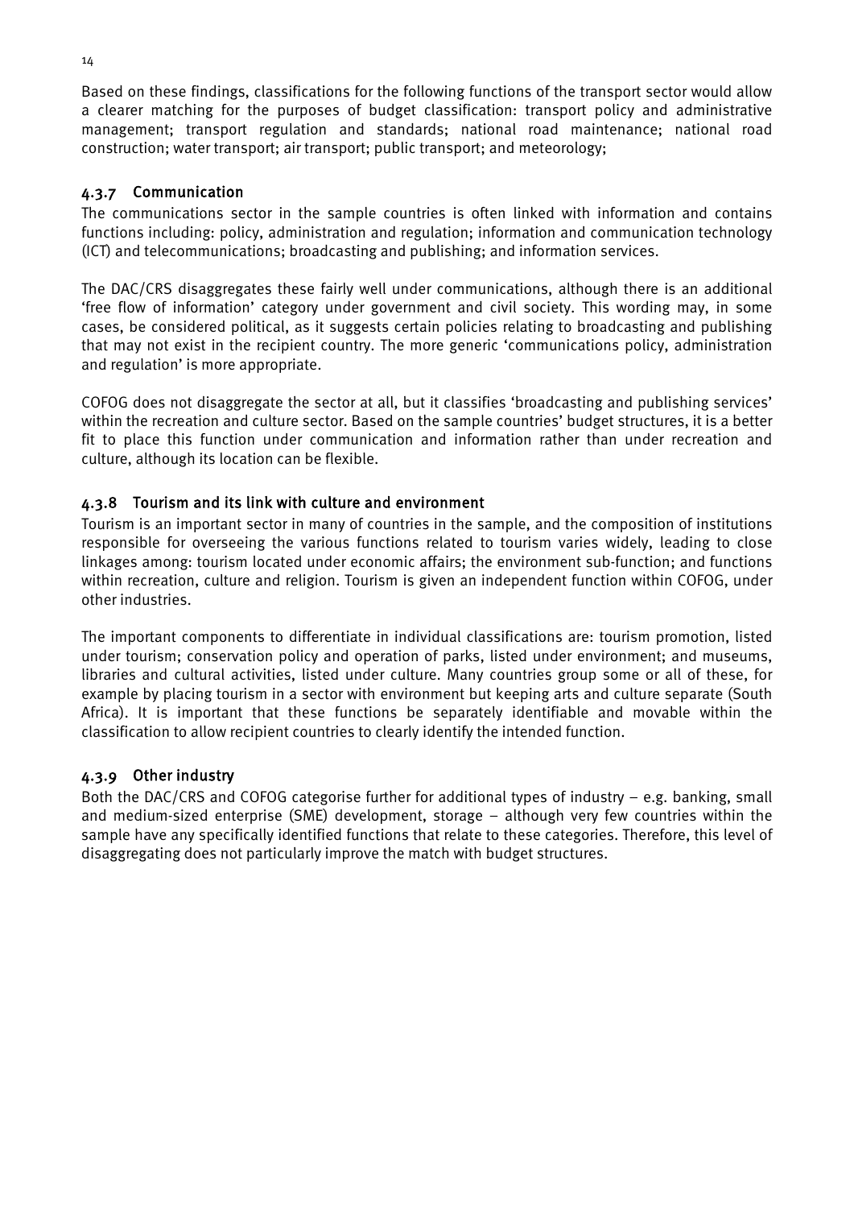Based on these findings, classifications for the following functions of the transport sector would allow a clearer matching for the purposes of budget classification: transport policy and administrative management; transport regulation and standards; national road maintenance; national road construction; water transport; air transport; public transport; and meteorology;

### 4.3.7 Communication

The communications sector in the sample countries is often linked with information and contains functions including: policy, administration and regulation; information and communication technology (ICT) and telecommunications; broadcasting and publishing; and information services.

The DAC/CRS disaggregates these fairly well under communications, although there is an additional 'free flow of information' category under government and civil society. This wording may, in some cases, be considered political, as it suggests certain policies relating to broadcasting and publishing that may not exist in the recipient country. The more generic 'communications policy, administration and regulation' is more appropriate.

COFOG does not disaggregate the sector at all, but it classifies 'broadcasting and publishing services' within the recreation and culture sector. Based on the sample countries' budget structures, it is a better fit to place this function under communication and information rather than under recreation and culture, although its location can be flexible.

### 4.3.8 Tourism and its link with culture and environment

Tourism is an important sector in many of countries in the sample, and the composition of institutions responsible for overseeing the various functions related to tourism varies widely, leading to close linkages among: tourism located under economic affairs; the environment sub-function; and functions within recreation, culture and religion. Tourism is given an independent function within COFOG, under other industries.

The important components to differentiate in individual classifications are: tourism promotion, listed under tourism; conservation policy and operation of parks, listed under environment; and museums, libraries and cultural activities, listed under culture. Many countries group some or all of these, for example by placing tourism in a sector with environment but keeping arts and culture separate (South Africa). It is important that these functions be separately identifiable and movable within the classification to allow recipient countries to clearly identify the intended function.

### 4.3.9 Other industry

Both the DAC/CRS and COFOG categorise further for additional types of industry – e.g. banking, small and medium-sized enterprise (SME) development, storage – although very few countries within the sample have any specifically identified functions that relate to these categories. Therefore, this level of disaggregating does not particularly improve the match with budget structures.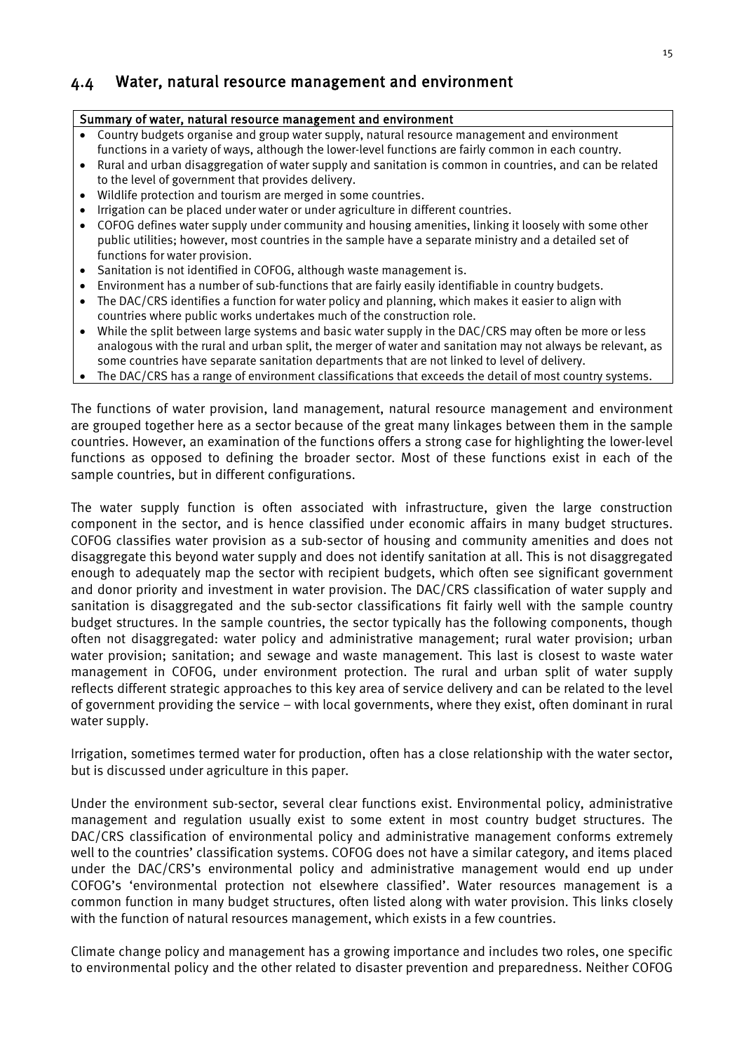## 4.4 Water, natural resource management and environment

**Summary of water, natural resource management and environment**

- Country budgets organise and group water supply, natural resource management and environment functions in a variety of ways, although the lower-level functions are fairly common in each country.
- Rural and urban disaggregation of water supply and sanitation is common in countries, and can be related to the level of government that provides delivery.
- Wildlife protection and tourism are merged in some countries.
- Irrigation can be placed under water or under agriculture in different countries.
- COFOG defines water supply under community and housing amenities, linking it loosely with some other public utilities; however, most countries in the sample have a separate ministry and a detailed set of functions for water provision.
- Sanitation is not identified in COFOG, although waste management is.
- Environment has a number of sub-functions that are fairly easily identifiable in country budgets.
- The DAC/CRS identifies a function for water policy and planning, which makes it easier to align with countries where public works undertakes much of the construction role.
- While the split between large systems and basic water supply in the DAC/CRS may often be more or less analogous with the rural and urban split, the merger of water and sanitation may not always be relevant, as some countries have separate sanitation departments that are not linked to level of delivery.
- The DAC/CRS has a range of environment classifications that exceeds the detail of most country systems.

The functions of water provision, land management, natural resource management and environment are grouped together here as a sector because of the great many linkages between them in the sample countries. However, an examination of the functions offers a strong case for highlighting the lower-level functions as opposed to defining the broader sector. Most of these functions exist in each of the sample countries, but in different configurations.

The water supply function is often associated with infrastructure, given the large construction component in the sector, and is hence classified under economic affairs in many budget structures. COFOG classifies water provision as a sub-sector of housing and community amenities and does not disaggregate this beyond water supply and does not identify sanitation at all. This is not disaggregated enough to adequately map the sector with recipient budgets, which often see significant government and donor priority and investment in water provision. The DAC/CRS classification of water supply and sanitation is disaggregated and the sub-sector classifications fit fairly well with the sample country budget structures. In the sample countries, the sector typically has the following components, though often not disaggregated: water policy and administrative management; rural water provision; urban water provision; sanitation; and sewage and waste management. This last is closest to waste water management in COFOG, under environment protection. The rural and urban split of water supply reflects different strategic approaches to this key area of service delivery and can be related to the level of government providing the service – with local governments, where they exist, often dominant in rural water supply.

Irrigation, sometimes termed water for production, often has a close relationship with the water sector, but is discussed under agriculture in this paper.

Under the environment sub-sector, several clear functions exist. Environmental policy, administrative management and regulation usually exist to some extent in most country budget structures. The DAC/CRS classification of environmental policy and administrative management conforms extremely well to the countries' classification systems. COFOG does not have a similar category, and items placed under the DAC/CRS's environmental policy and administrative management would end up under COFOG's 'environmental protection not elsewhere classified'. Water resources management is a common function in many budget structures, often listed along with water provision. This links closely with the function of natural resources management, which exists in a few countries.

Climate change policy and management has a growing importance and includes two roles, one specific to environmental policy and the other related to disaster prevention and preparedness. Neither COFOG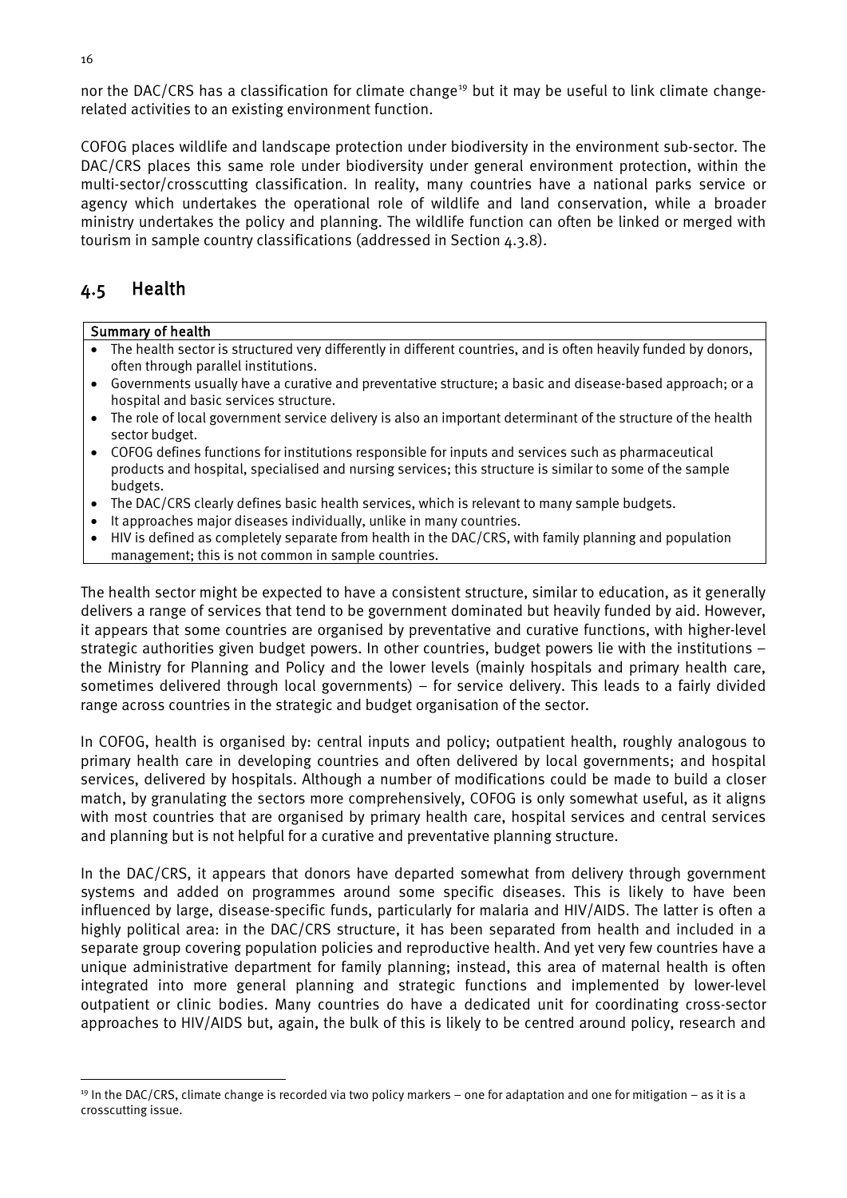nor the DAC/CRS has a classification for climate change[19] but it may be useful to link climate change-related activities to an existing environment function.

COFOG places wildlife and landscape protection under biodiversity in the environment sub-sector. The DAC/CRS places this same role under biodiversity under general environment protection, within the multi-sector/crosscutting classification. In reality, many countries have a national parks service or agency which undertakes the operational role of wildlife and land conservation, while a broader ministry undertakes the policy and planning. The wildlife function can often be linked or merged with tourism in sample country classifications (addressed in Section 4.3.8).

## 4.5 Health

**Summary of health**

- The health sector is structured very differently in different countries, and is often heavily funded by donors, often through parallel institutions.
- Governments usually have a curative and preventative structure; a basic and disease-based approach; or a hospital and basic services structure.
- The role of local government service delivery is also an important determinant of the structure of the health sector budget.
- COFOG defines functions for institutions responsible for inputs and services such as pharmaceutical products and hospital, specialised and nursing services; this structure is similar to some of the sample budgets.
- The DAC/CRS clearly defines basic health services, which is relevant to many sample budgets.
- It approaches major diseases individually, unlike in many countries.
- HIV is defined as completely separate from health in the DAC/CRS, with family planning and population management; this is not common in sample countries.

The health sector might be expected to have a consistent structure, similar to education, as it generally delivers a range of services that tend to be government dominated but heavily funded by aid. However, it appears that some countries are organised by preventative and curative functions, with higher-level strategic authorities given budget powers. In other countries, budget powers lie with the institutions – the Ministry for Planning and Policy and the lower levels (mainly hospitals and primary health care, sometimes delivered through local governments) – for service delivery. This leads to a fairly divided range across countries in the strategic and budget organisation of the sector.

In COFOG, health is organised by: central inputs and policy; outpatient health, roughly analogous to primary health care in developing countries and often delivered by local governments; and hospital services, delivered by hospitals. Although a number of modifications could be made to build a closer match, by granulating the sectors more comprehensively, COFOG is only somewhat useful, as it aligns with most countries that are organised by primary health care, hospital services and central services and planning but is not helpful for a curative and preventative planning structure.

In the DAC/CRS, it appears that donors have departed somewhat from delivery through government systems and added on programmes around some specific diseases. This is likely to have been influenced by large, disease-specific funds, particularly for malaria and HIV/AIDS. The latter is often a highly political area: in the DAC/CRS structure, it has been separated from health and included in a separate group covering population policies and reproductive health. And yet very few countries have a unique administrative department for family planning; instead, this area of maternal health is often integrated into more general planning and strategic functions and implemented by lower-level outpatient or clinic bodies. Many countries do have a dedicated unit for coordinating cross-sector approaches to HIV/AIDS but, again, the bulk of this is likely to be centred around policy, research and

[19] In the DAC/CRS, climate change is recorded via two policy markers – one for adaptation and one for mitigation – as it is a crosscutting issue.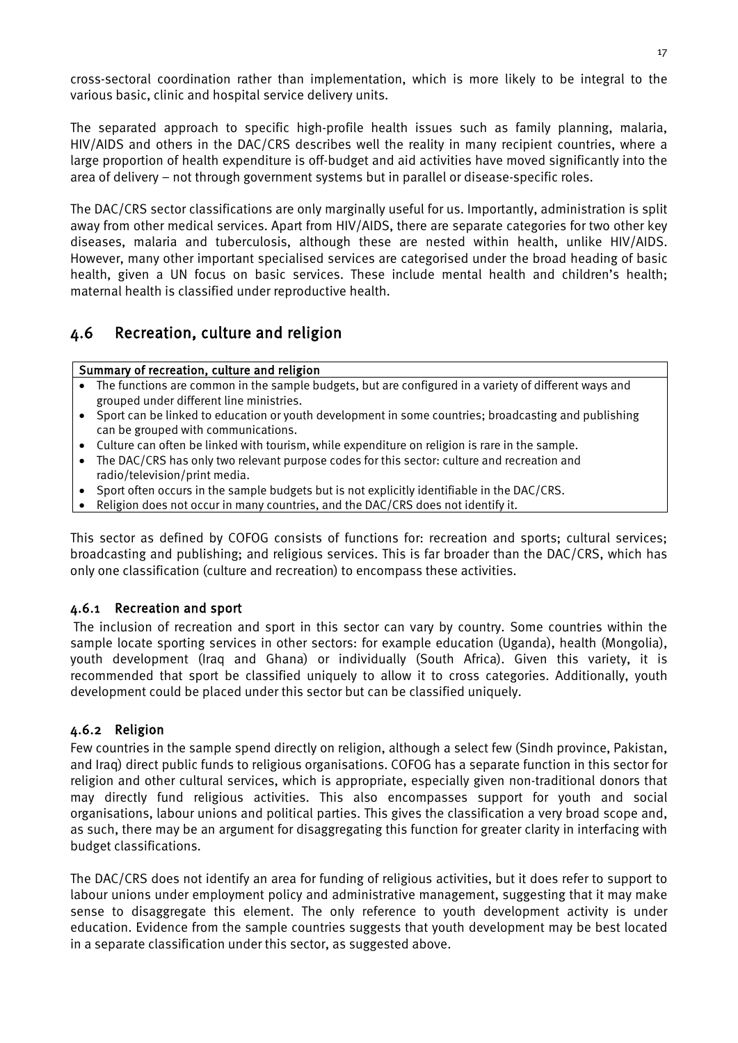cross-sectoral coordination rather than implementation, which is more likely to be integral to the various basic, clinic and hospital service delivery units.

The separated approach to specific high-profile health issues such as family planning, malaria, HIV/AIDS and others in the DAC/CRS describes well the reality in many recipient countries, where a large proportion of health expenditure is off-budget and aid activities have moved significantly into the area of delivery – not through government systems but in parallel or disease-specific roles.

The DAC/CRS sector classifications are only marginally useful for us. Importantly, administration is split away from other medical services. Apart from HIV/AIDS, there are separate categories for two other key diseases, malaria and tuberculosis, although these are nested within health, unlike HIV/AIDS. However, many other important specialised services are categorised under the broad heading of basic health, given a UN focus on basic services. These include mental health and children's health; maternal health is classified under reproductive health.

## 4.6 Recreation, culture and religion

| Summary of recreation, culture and religion |
|---|
| • The functions are common in the sample budgets, but are configured in a variety of different ways and grouped under different line ministries.<br>• Sport can be linked to education or youth development in some countries; broadcasting and publishing can be grouped with communications.<br>• Culture can often be linked with tourism, while expenditure on religion is rare in the sample.<br>• The DAC/CRS has only two relevant purpose codes for this sector: culture and recreation and radio/television/print media.<br>• Sport often occurs in the sample budgets but is not explicitly identifiable in the DAC/CRS.<br>• Religion does not occur in many countries, and the DAC/CRS does not identify it. |

This sector as defined by COFOG consists of functions for: recreation and sports; cultural services; broadcasting and publishing; and religious services. This is far broader than the DAC/CRS, which has only one classification (culture and recreation) to encompass these activities.

### 4.6.1 Recreation and sport

The inclusion of recreation and sport in this sector can vary by country. Some countries within the sample locate sporting services in other sectors: for example education (Uganda), health (Mongolia), youth development (Iraq and Ghana) or individually (South Africa). Given this variety, it is recommended that sport be classified uniquely to allow it to cross categories. Additionally, youth development could be placed under this sector but can be classified uniquely.

### 4.6.2 Religion

Few countries in the sample spend directly on religion, although a select few (Sindh province, Pakistan, and Iraq) direct public funds to religious organisations. COFOG has a separate function in this sector for religion and other cultural services, which is appropriate, especially given non-traditional donors that may directly fund religious activities. This also encompasses support for youth and social organisations, labour unions and political parties. This gives the classification a very broad scope and, as such, there may be an argument for disaggregating this function for greater clarity in interfacing with budget classifications.

The DAC/CRS does not identify an area for funding of religious activities, but it does refer to support to labour unions under employment policy and administrative management, suggesting that it may make sense to disaggregate this element. The only reference to youth development activity is under education. Evidence from the sample countries suggests that youth development may be best located in a separate classification under this sector, as suggested above.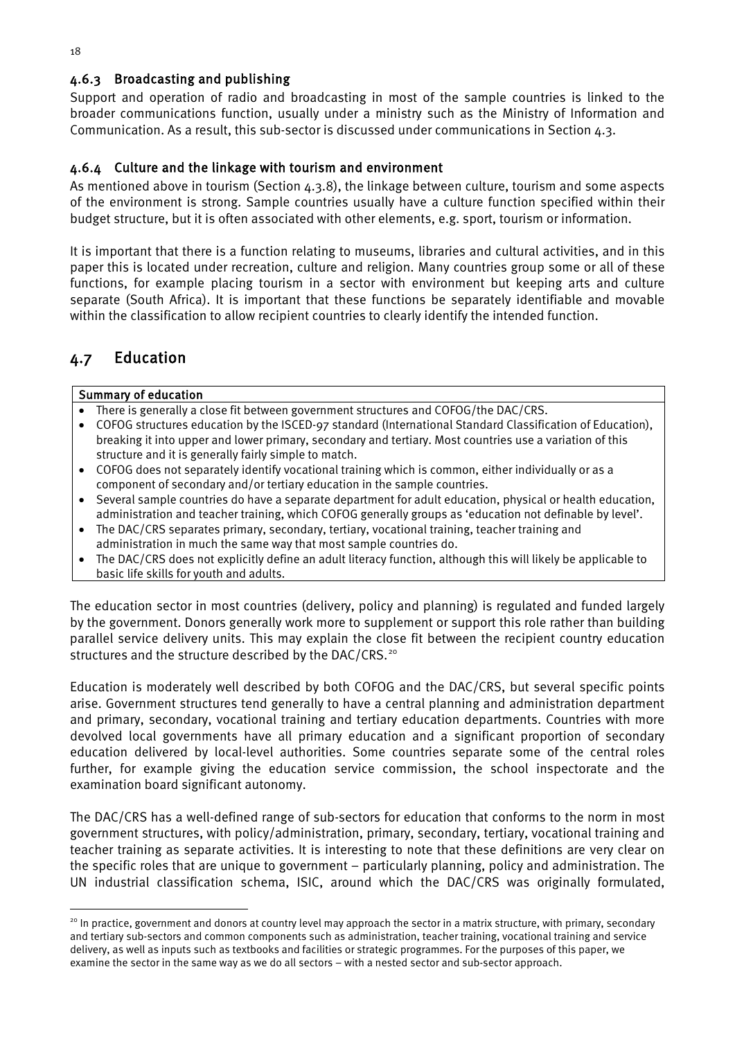### 4.6.3 Broadcasting and publishing

Support and operation of radio and broadcasting in most of the sample countries is linked to the broader communications function, usually under a ministry such as the Ministry of Information and Communication. As a result, this sub-sector is discussed under communications in Section 4.3.

### 4.6.4 Culture and the linkage with tourism and environment

As mentioned above in tourism (Section 4.3.8), the linkage between culture, tourism and some aspects of the environment is strong. Sample countries usually have a culture function specified within their budget structure, but it is often associated with other elements, e.g. sport, tourism or information.

It is important that there is a function relating to museums, libraries and cultural activities, and in this paper this is located under recreation, culture and religion. Many countries group some or all of these functions, for example placing tourism in a sector with environment but keeping arts and culture separate (South Africa). It is important that these functions be separately identifiable and movable within the classification to allow recipient countries to clearly identify the intended function.

## 4.7 Education

**Summary of education**

- There is generally a close fit between government structures and COFOG/the DAC/CRS.
- COFOG structures education by the ISCED-97 standard (International Standard Classification of Education), breaking it into upper and lower primary, secondary and tertiary. Most countries use a variation of this structure and it is generally fairly simple to match.
- COFOG does not separately identify vocational training which is common, either individually or as a component of secondary and/or tertiary education in the sample countries.
- Several sample countries do have a separate department for adult education, physical or health education, administration and teacher training, which COFOG generally groups as 'education not definable by level'.
- The DAC/CRS separates primary, secondary, tertiary, vocational training, teacher training and administration in much the same way that most sample countries do.
- The DAC/CRS does not explicitly define an adult literacy function, although this will likely be applicable to basic life skills for youth and adults.

The education sector in most countries (delivery, policy and planning) is regulated and funded largely by the government. Donors generally work more to supplement or support this role rather than building parallel service delivery units. This may explain the close fit between the recipient country education structures and the structure described by the DAC/CRS.[20]

Education is moderately well described by both COFOG and the DAC/CRS, but several specific points arise. Government structures tend generally to have a central planning and administration department and primary, secondary, vocational training and tertiary education departments. Countries with more devolved local governments have all primary education and a significant proportion of secondary education delivered by local-level authorities. Some countries separate some of the central roles further, for example giving the education service commission, the school inspectorate and the examination board significant autonomy.

The DAC/CRS has a well-defined range of sub-sectors for education that conforms to the norm in most government structures, with policy/administration, primary, secondary, tertiary, vocational training and teacher training as separate activities. It is interesting to note that these definitions are very clear on the specific roles that are unique to government – particularly planning, policy and administration. The UN industrial classification schema, ISIC, around which the DAC/CRS was originally formulated,

[20] In practice, government and donors at country level may approach the sector in a matrix structure, with primary, secondary and tertiary sub-sectors and common components such as administration, teacher training, vocational training and service delivery, as well as inputs such as textbooks and facilities or strategic programmes. For the purposes of this paper, we examine the sector in the same way as we do all sectors – with a nested sector and sub-sector approach.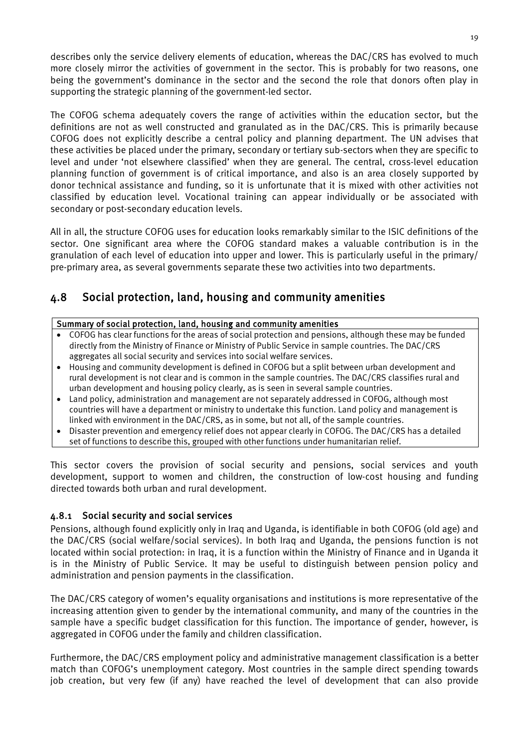describes only the service delivery elements of education, whereas the DAC/CRS has evolved to much more closely mirror the activities of government in the sector. This is probably for two reasons, one being the government's dominance in the sector and the second the role that donors often play in supporting the strategic planning of the government-led sector.

The COFOG schema adequately covers the range of activities within the education sector, but the definitions are not as well constructed and granulated as in the DAC/CRS. This is primarily because COFOG does not explicitly describe a central policy and planning department. The UN advises that these activities be placed under the primary, secondary or tertiary sub-sectors when they are specific to level and under 'not elsewhere classified' when they are general. The central, cross-level education planning function of government is of critical importance, and also is an area closely supported by donor technical assistance and funding, so it is unfortunate that it is mixed with other activities not classified by education level. Vocational training can appear individually or be associated with secondary or post-secondary education levels.

All in all, the structure COFOG uses for education looks remarkably similar to the ISIC definitions of the sector. One significant area where the COFOG standard makes a valuable contribution is in the granulation of each level of education into upper and lower. This is particularly useful in the primary/ pre-primary area, as several governments separate these two activities into two departments.

## 4.8 Social protection, land, housing and community amenities

**Summary of social protection, land, housing and community amenities**

- COFOG has clear functions for the areas of social protection and pensions, although these may be funded directly from the Ministry of Finance or Ministry of Public Service in sample countries. The DAC/CRS aggregates all social security and services into social welfare services.
- Housing and community development is defined in COFOG but a split between urban development and rural development is not clear and is common in the sample countries. The DAC/CRS classifies rural and urban development and housing policy clearly, as is seen in several sample countries.
- Land policy, administration and management are not separately addressed in COFOG, although most countries will have a department or ministry to undertake this function. Land policy and management is linked with environment in the DAC/CRS, as in some, but not all, of the sample countries.
- Disaster prevention and emergency relief does not appear clearly in COFOG. The DAC/CRS has a detailed set of functions to describe this, grouped with other functions under humanitarian relief.

This sector covers the provision of social security and pensions, social services and youth development, support to women and children, the construction of low-cost housing and funding directed towards both urban and rural development.

### 4.8.1 Social security and social services

Pensions, although found explicitly only in Iraq and Uganda, is identifiable in both COFOG (old age) and the DAC/CRS (social welfare/social services). In both Iraq and Uganda, the pensions function is not located within social protection: in Iraq, it is a function within the Ministry of Finance and in Uganda it is in the Ministry of Public Service. It may be useful to distinguish between pension policy and administration and pension payments in the classification.

The DAC/CRS category of women's equality organisations and institutions is more representative of the increasing attention given to gender by the international community, and many of the countries in the sample have a specific budget classification for this function. The importance of gender, however, is aggregated in COFOG under the family and children classification.

Furthermore, the DAC/CRS employment policy and administrative management classification is a better match than COFOG's unemployment category. Most countries in the sample direct spending towards job creation, but very few (if any) have reached the level of development that can also provide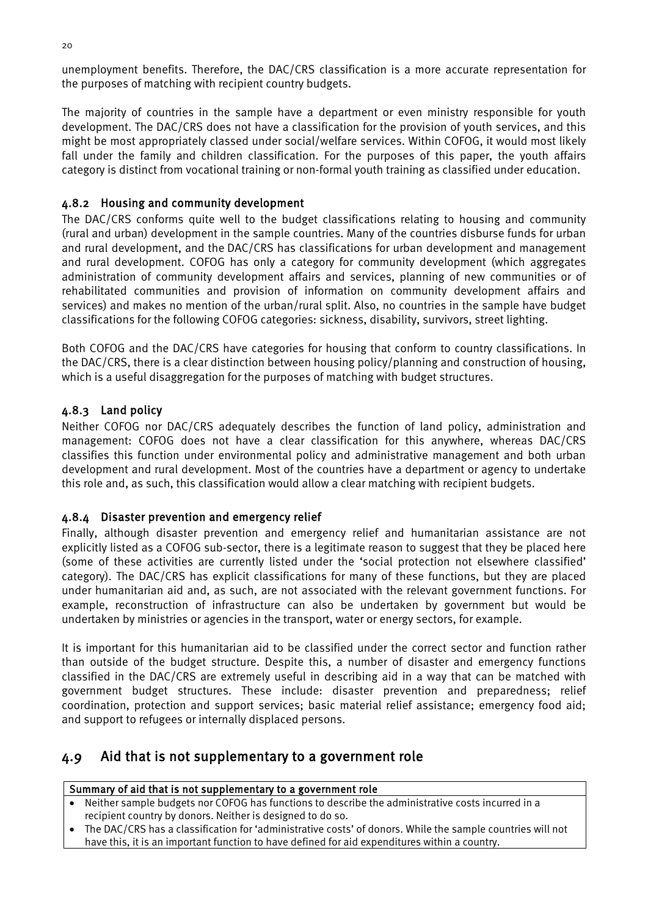unemployment benefits. Therefore, the DAC/CRS classification is a more accurate representation for the purposes of matching with recipient country budgets.

The majority of countries in the sample have a department or even ministry responsible for youth development. The DAC/CRS does not have a classification for the provision of youth services, and this might be most appropriately classed under social/welfare services. Within COFOG, it would most likely fall under the family and children classification. For the purposes of this paper, the youth affairs category is distinct from vocational training or non-formal youth training as classified under education.

### 4.8.2 Housing and community development

The DAC/CRS conforms quite well to the budget classifications relating to housing and community (rural and urban) development in the sample countries. Many of the countries disburse funds for urban and rural development, and the DAC/CRS has classifications for urban development and management and rural development. COFOG has only a category for community development (which aggregates administration of community development affairs and services, planning of new communities or of rehabilitated communities and provision of information on community development affairs and services) and makes no mention of the urban/rural split. Also, no countries in the sample have budget classifications for the following COFOG categories: sickness, disability, survivors, street lighting.

Both COFOG and the DAC/CRS have categories for housing that conform to country classifications. In the DAC/CRS, there is a clear distinction between housing policy/planning and construction of housing, which is a useful disaggregation for the purposes of matching with budget structures.

### 4.8.3 Land policy

Neither COFOG nor DAC/CRS adequately describes the function of land policy, administration and management: COFOG does not have a clear classification for this anywhere, whereas DAC/CRS classifies this function under environmental policy and administrative management and both urban development and rural development. Most of the countries have a department or agency to undertake this role and, as such, this classification would allow a clear matching with recipient budgets.

### 4.8.4 Disaster prevention and emergency relief

Finally, although disaster prevention and emergency relief and humanitarian assistance are not explicitly listed as a COFOG sub-sector, there is a legitimate reason to suggest that they be placed here (some of these activities are currently listed under the 'social protection not elsewhere classified' category). The DAC/CRS has explicit classifications for many of these functions, but they are placed under humanitarian aid and, as such, are not associated with the relevant government functions. For example, reconstruction of infrastructure can also be undertaken by government but would be undertaken by ministries or agencies in the transport, water or energy sectors, for example.

It is important for this humanitarian aid to be classified under the correct sector and function rather than outside of the budget structure. Despite this, a number of disaster and emergency functions classified in the DAC/CRS are extremely useful in describing aid in a way that can be matched with government budget structures. These include: disaster prevention and preparedness; relief coordination, protection and support services; basic material relief assistance; emergency food aid; and support to refugees or internally displaced persons.

## 4.9 Aid that is not supplementary to a government role

**Summary of aid that is not supplementary to a government role**

- Neither sample budgets nor COFOG has functions to describe the administrative costs incurred in a recipient country by donors. Neither is designed to do so.
- The DAC/CRS has a classification for 'administrative costs' of donors. While the sample countries will not have this, it is an important function to have defined for aid expenditures within a country.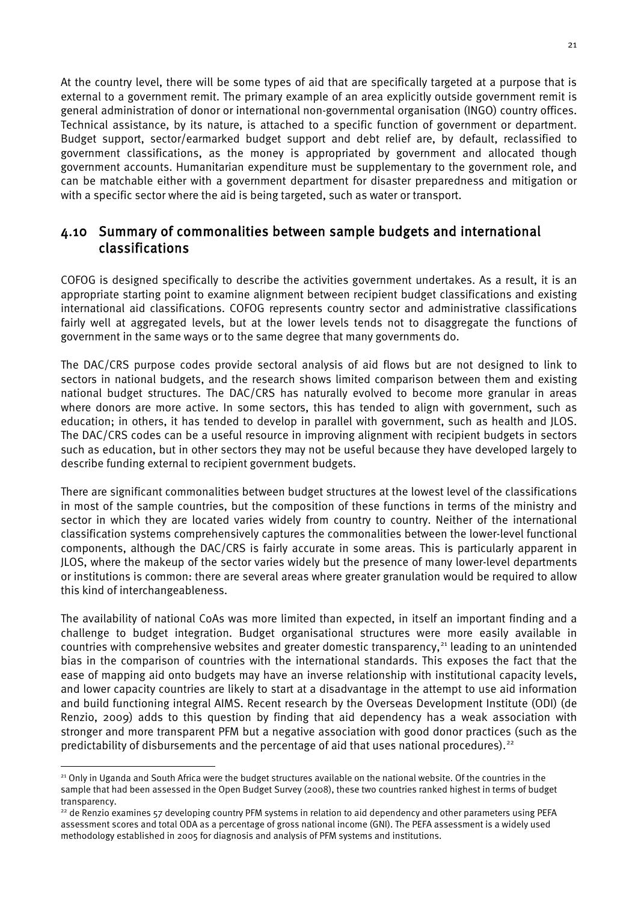At the country level, there will be some types of aid that are specifically targeted at a purpose that is external to a government remit. The primary example of an area explicitly outside government remit is general administration of donor or international non-governmental organisation (INGO) country offices. Technical assistance, by its nature, is attached to a specific function of government or department. Budget support, sector/earmarked budget support and debt relief are, by default, reclassified to government classifications, as the money is appropriated by government and allocated though government accounts. Humanitarian expenditure must be supplementary to the government role, and can be matchable either with a government department for disaster preparedness and mitigation or with a specific sector where the aid is being targeted, such as water or transport.

## 4.10 Summary of commonalities between sample budgets and international classifications

COFOG is designed specifically to describe the activities government undertakes. As a result, it is an appropriate starting point to examine alignment between recipient budget classifications and existing international aid classifications. COFOG represents country sector and administrative classifications fairly well at aggregated levels, but at the lower levels tends not to disaggregate the functions of government in the same ways or to the same degree that many governments do.

The DAC/CRS purpose codes provide sectoral analysis of aid flows but are not designed to link to sectors in national budgets, and the research shows limited comparison between them and existing national budget structures. The DAC/CRS has naturally evolved to become more granular in areas where donors are more active. In some sectors, this has tended to align with government, such as education; in others, it has tended to develop in parallel with government, such as health and JLOS. The DAC/CRS codes can be a useful resource in improving alignment with recipient budgets in sectors such as education, but in other sectors they may not be useful because they have developed largely to describe funding external to recipient government budgets.

There are significant commonalities between budget structures at the lowest level of the classifications in most of the sample countries, but the composition of these functions in terms of the ministry and sector in which they are located varies widely from country to country. Neither of the international classification systems comprehensively captures the commonalities between the lower-level functional components, although the DAC/CRS is fairly accurate in some areas. This is particularly apparent in JLOS, where the makeup of the sector varies widely but the presence of many lower-level departments or institutions is common: there are several areas where greater granulation would be required to allow this kind of interchangeableness.

The availability of national CoAs was more limited than expected, in itself an important finding and a challenge to budget integration. Budget organisational structures were more easily available in countries with comprehensive websites and greater domestic transparency,[21] leading to an unintended bias in the comparison of countries with the international standards. This exposes the fact that the ease of mapping aid onto budgets may have an inverse relationship with institutional capacity levels, and lower capacity countries are likely to start at a disadvantage in the attempt to use aid information and build functioning integral AIMS. Recent research by the Overseas Development Institute (ODI) (de Renzio, 2009) adds to this question by finding that aid dependency has a weak association with stronger and more transparent PFM but a negative association with good donor practices (such as the predictability of disbursements and the percentage of aid that uses national procedures).[22]

---

[21] Only in Uganda and South Africa were the budget structures available on the national website. Of the countries in the sample that had been assessed in the Open Budget Survey (2008), these two countries ranked highest in terms of budget transparency.

[22] de Renzio examines 57 developing country PFM systems in relation to aid dependency and other parameters using PEFA assessment scores and total ODA as a percentage of gross national income (GNI). The PEFA assessment is a widely used methodology established in 2005 for diagnosis and analysis of PFM systems and institutions.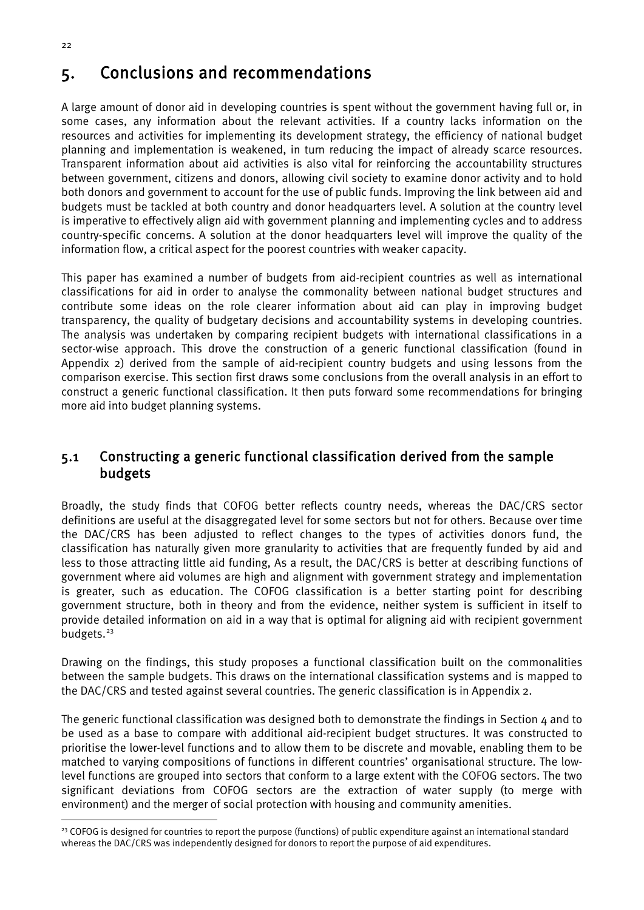# 5. Conclusions and recommendations

A large amount of donor aid in developing countries is spent without the government having full or, in some cases, any information about the relevant activities. If a country lacks information on the resources and activities for implementing its development strategy, the efficiency of national budget planning and implementation is weakened, in turn reducing the impact of already scarce resources. Transparent information about aid activities is also vital for reinforcing the accountability structures between government, citizens and donors, allowing civil society to examine donor activity and to hold both donors and government to account for the use of public funds. Improving the link between aid and budgets must be tackled at both country and donor headquarters level. A solution at the country level is imperative to effectively align aid with government planning and implementing cycles and to address country-specific concerns. A solution at the donor headquarters level will improve the quality of the information flow, a critical aspect for the poorest countries with weaker capacity.

This paper has examined a number of budgets from aid-recipient countries as well as international classifications for aid in order to analyse the commonality between national budget structures and contribute some ideas on the role clearer information about aid can play in improving budget transparency, the quality of budgetary decisions and accountability systems in developing countries. The analysis was undertaken by comparing recipient budgets with international classifications in a sector-wise approach. This drove the construction of a generic functional classification (found in Appendix 2) derived from the sample of aid-recipient country budgets and using lessons from the comparison exercise. This section first draws some conclusions from the overall analysis in an effort to construct a generic functional classification. It then puts forward some recommendations for bringing more aid into budget planning systems.

## 5.1 Constructing a generic functional classification derived from the sample budgets

Broadly, the study finds that COFOG better reflects country needs, whereas the DAC/CRS sector definitions are useful at the disaggregated level for some sectors but not for others. Because over time the DAC/CRS has been adjusted to reflect changes to the types of activities donors fund, the classification has naturally given more granularity to activities that are frequently funded by aid and less to those attracting little aid funding, As a result, the DAC/CRS is better at describing functions of government where aid volumes are high and alignment with government strategy and implementation is greater, such as education. The COFOG classification is a better starting point for describing government structure, both in theory and from the evidence, neither system is sufficient in itself to provide detailed information on aid in a way that is optimal for aligning aid with recipient government budgets.[23]

Drawing on the findings, this study proposes a functional classification built on the commonalities between the sample budgets. This draws on the international classification systems and is mapped to the DAC/CRS and tested against several countries. The generic classification is in Appendix 2.

The generic functional classification was designed both to demonstrate the findings in Section 4 and to be used as a base to compare with additional aid-recipient budget structures. It was constructed to prioritise the lower-level functions and to allow them to be discrete and movable, enabling them to be matched to varying compositions of functions in different countries' organisational structure. The low-level functions are grouped into sectors that conform to a large extent with the COFOG sectors. The two significant deviations from COFOG sectors are the extraction of water supply (to merge with environment) and the merger of social protection with housing and community amenities.

[23] COFOG is designed for countries to report the purpose (functions) of public expenditure against an international standard whereas the DAC/CRS was independently designed for donors to report the purpose of aid expenditures.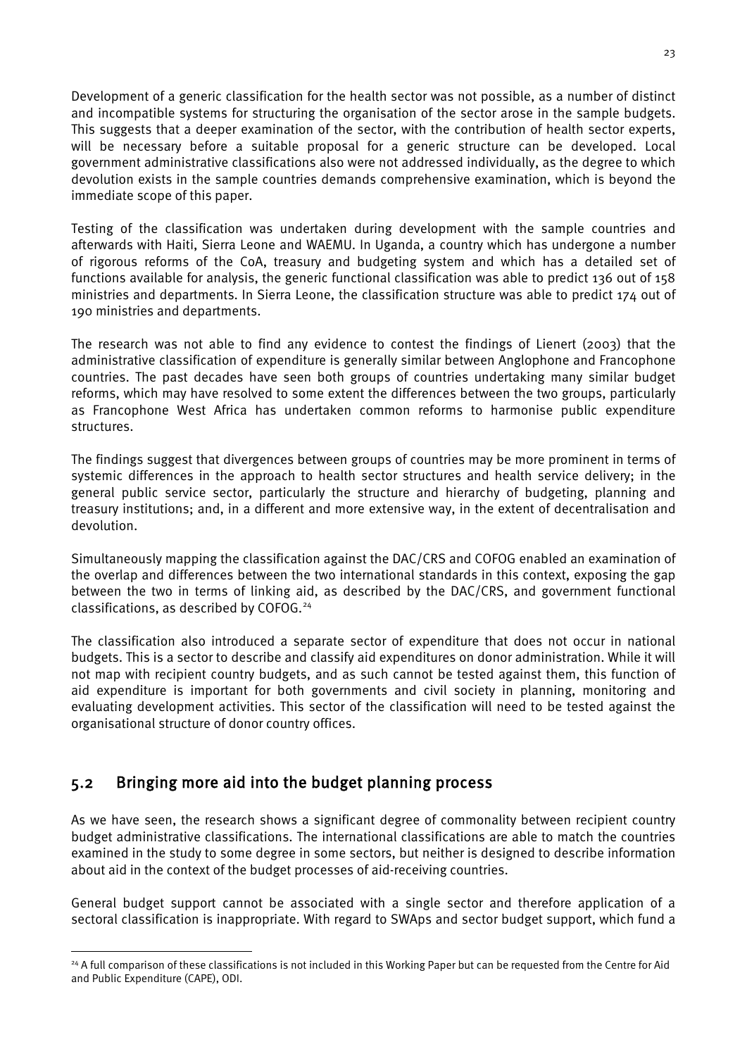Development of a generic classification for the health sector was not possible, as a number of distinct and incompatible systems for structuring the organisation of the sector arose in the sample budgets. This suggests that a deeper examination of the sector, with the contribution of health sector experts, will be necessary before a suitable proposal for a generic structure can be developed. Local government administrative classifications also were not addressed individually, as the degree to which devolution exists in the sample countries demands comprehensive examination, which is beyond the immediate scope of this paper.

Testing of the classification was undertaken during development with the sample countries and afterwards with Haiti, Sierra Leone and WAEMU. In Uganda, a country which has undergone a number of rigorous reforms of the CoA, treasury and budgeting system and which has a detailed set of functions available for analysis, the generic functional classification was able to predict 136 out of 158 ministries and departments. In Sierra Leone, the classification structure was able to predict 174 out of 190 ministries and departments.

The research was not able to find any evidence to contest the findings of Lienert (2003) that the administrative classification of expenditure is generally similar between Anglophone and Francophone countries. The past decades have seen both groups of countries undertaking many similar budget reforms, which may have resolved to some extent the differences between the two groups, particularly as Francophone West Africa has undertaken common reforms to harmonise public expenditure structures.

The findings suggest that divergences between groups of countries may be more prominent in terms of systemic differences in the approach to health sector structures and health service delivery; in the general public service sector, particularly the structure and hierarchy of budgeting, planning and treasury institutions; and, in a different and more extensive way, in the extent of decentralisation and devolution.

Simultaneously mapping the classification against the DAC/CRS and COFOG enabled an examination of the overlap and differences between the two international standards in this context, exposing the gap between the two in terms of linking aid, as described by the DAC/CRS, and government functional classifications, as described by COFOG.[24]

The classification also introduced a separate sector of expenditure that does not occur in national budgets. This is a sector to describe and classify aid expenditures on donor administration. While it will not map with recipient country budgets, and as such cannot be tested against them, this function of aid expenditure is important for both governments and civil society in planning, monitoring and evaluating development activities. This sector of the classification will need to be tested against the organisational structure of donor country offices.

## 5.2 Bringing more aid into the budget planning process

As we have seen, the research shows a significant degree of commonality between recipient country budget administrative classifications. The international classifications are able to match the countries examined in the study to some degree in some sectors, but neither is designed to describe information about aid in the context of the budget processes of aid-receiving countries.

General budget support cannot be associated with a single sector and therefore application of a sectoral classification is inappropriate. With regard to SWAps and sector budget support, which fund a

[24] A full comparison of these classifications is not included in this Working Paper but can be requested from the Centre for Aid and Public Expenditure (CAPE), ODI.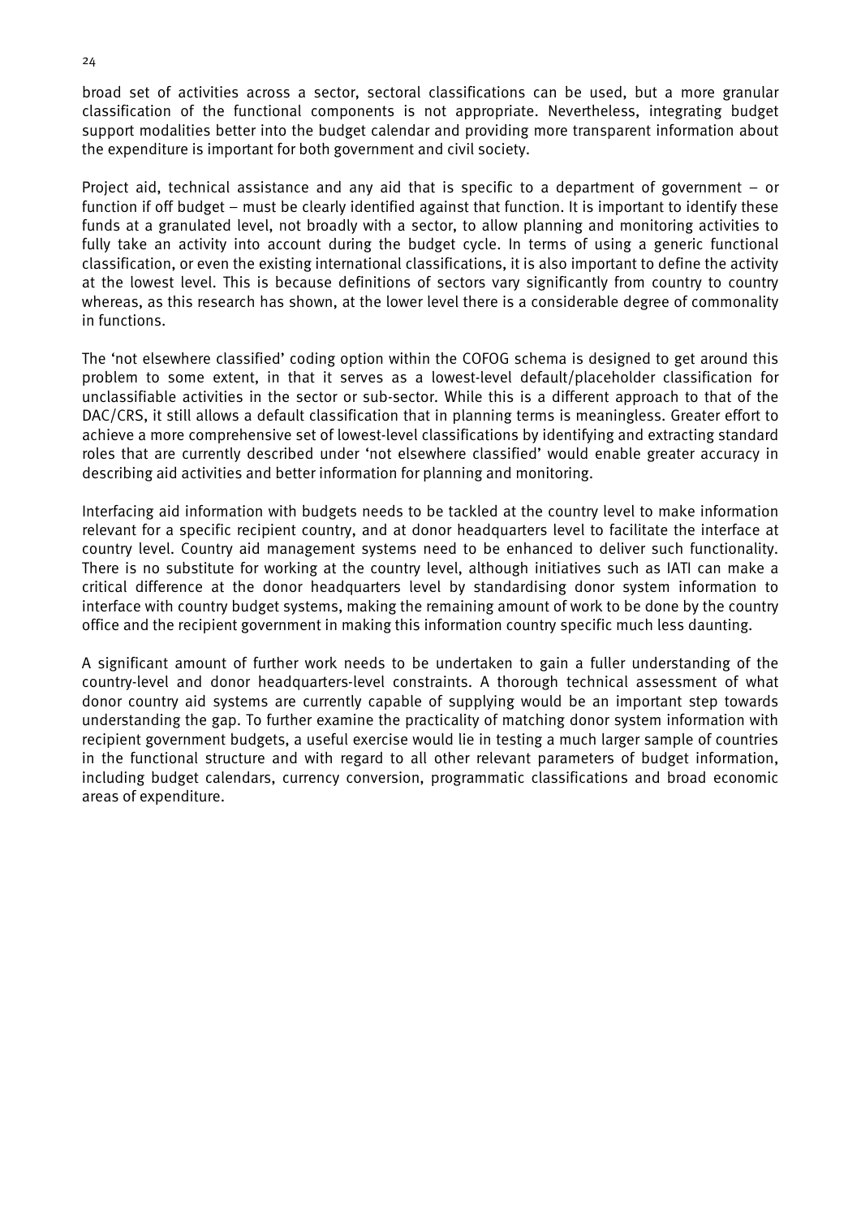broad set of activities across a sector, sectoral classifications can be used, but a more granular classification of the functional components is not appropriate. Nevertheless, integrating budget support modalities better into the budget calendar and providing more transparent information about the expenditure is important for both government and civil society.

Project aid, technical assistance and any aid that is specific to a department of government – or function if off budget – must be clearly identified against that function. It is important to identify these funds at a granulated level, not broadly with a sector, to allow planning and monitoring activities to fully take an activity into account during the budget cycle. In terms of using a generic functional classification, or even the existing international classifications, it is also important to define the activity at the lowest level. This is because definitions of sectors vary significantly from country to country whereas, as this research has shown, at the lower level there is a considerable degree of commonality in functions.

The 'not elsewhere classified' coding option within the COFOG schema is designed to get around this problem to some extent, in that it serves as a lowest-level default/placeholder classification for unclassifiable activities in the sector or sub-sector. While this is a different approach to that of the DAC/CRS, it still allows a default classification that in planning terms is meaningless. Greater effort to achieve a more comprehensive set of lowest-level classifications by identifying and extracting standard roles that are currently described under 'not elsewhere classified' would enable greater accuracy in describing aid activities and better information for planning and monitoring.

Interfacing aid information with budgets needs to be tackled at the country level to make information relevant for a specific recipient country, and at donor headquarters level to facilitate the interface at country level. Country aid management systems need to be enhanced to deliver such functionality. There is no substitute for working at the country level, although initiatives such as IATI can make a critical difference at the donor headquarters level by standardising donor system information to interface with country budget systems, making the remaining amount of work to be done by the country office and the recipient government in making this information country specific much less daunting.

A significant amount of further work needs to be undertaken to gain a fuller understanding of the country-level and donor headquarters-level constraints. A thorough technical assessment of what donor country aid systems are currently capable of supplying would be an important step towards understanding the gap. To further examine the practicality of matching donor system information with recipient government budgets, a useful exercise would lie in testing a much larger sample of countries in the functional structure and with regard to all other relevant parameters of budget information, including budget calendars, currency conversion, programmatic classifications and broad economic areas of expenditure.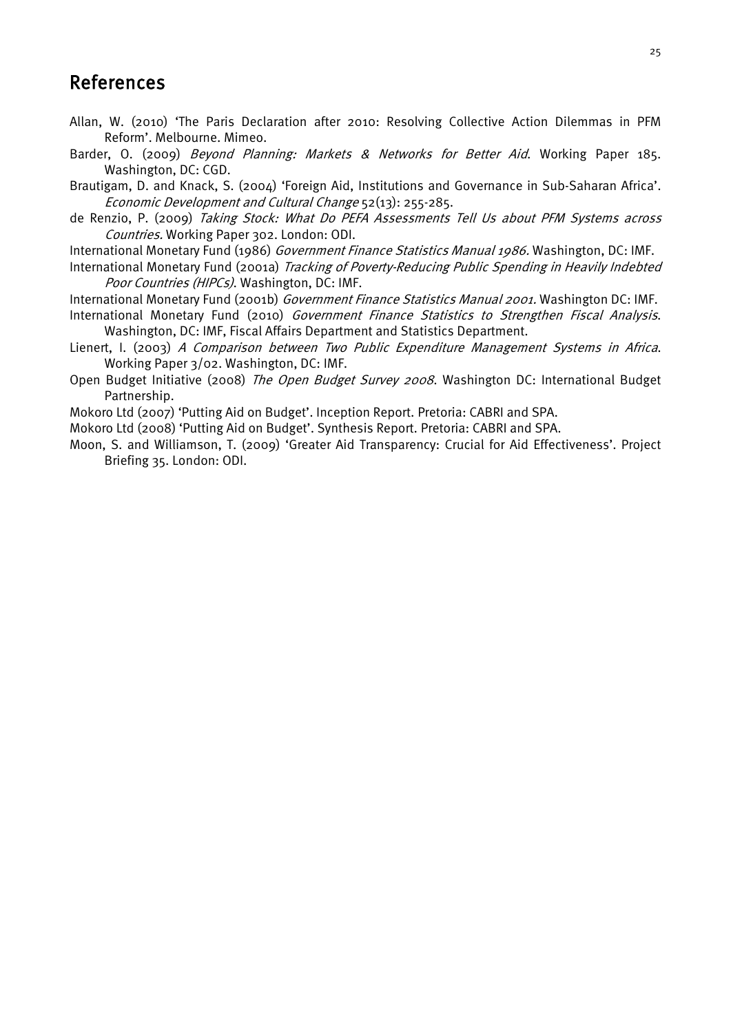# References

Allan, W. (2010) 'The Paris Declaration after 2010: Resolving Collective Action Dilemmas in PFM Reform'. Melbourne. Mimeo.

Barder, O. (2009) *Beyond Planning: Markets & Networks for Better Aid*. Working Paper 185. Washington, DC: CGD.

Brautigam, D. and Knack, S. (2004) 'Foreign Aid, Institutions and Governance in Sub-Saharan Africa'. *Economic Development and Cultural Change* 52(13): 255-285.

de Renzio, P. (2009) *Taking Stock: What Do PEFA Assessments Tell Us about PFM Systems across Countries.* Working Paper 302. London: ODI.

International Monetary Fund (1986) *Government Finance Statistics Manual 1986.* Washington, DC: IMF.

International Monetary Fund (2001a) *Tracking of Poverty-Reducing Public Spending in Heavily Indebted Poor Countries (HIPCs)*. Washington, DC: IMF.

International Monetary Fund (2001b) *Government Finance Statistics Manual 2001.* Washington DC: IMF.

International Monetary Fund (2010) *Government Finance Statistics to Strengthen Fiscal Analysis*. Washington, DC: IMF, Fiscal Affairs Department and Statistics Department.

Lienert, I. (2003) *A Comparison between Two Public Expenditure Management Systems in Africa*. Working Paper 3/02. Washington, DC: IMF.

Open Budget Initiative (2008) *The Open Budget Survey 2008*. Washington DC: International Budget Partnership.

Mokoro Ltd (2007) 'Putting Aid on Budget'. Inception Report. Pretoria: CABRI and SPA.

Mokoro Ltd (2008) 'Putting Aid on Budget'. Synthesis Report. Pretoria: CABRI and SPA.

Moon, S. and Williamson, T. (2009) 'Greater Aid Transparency: Crucial for Aid Effectiveness'. Project Briefing 35. London: ODI.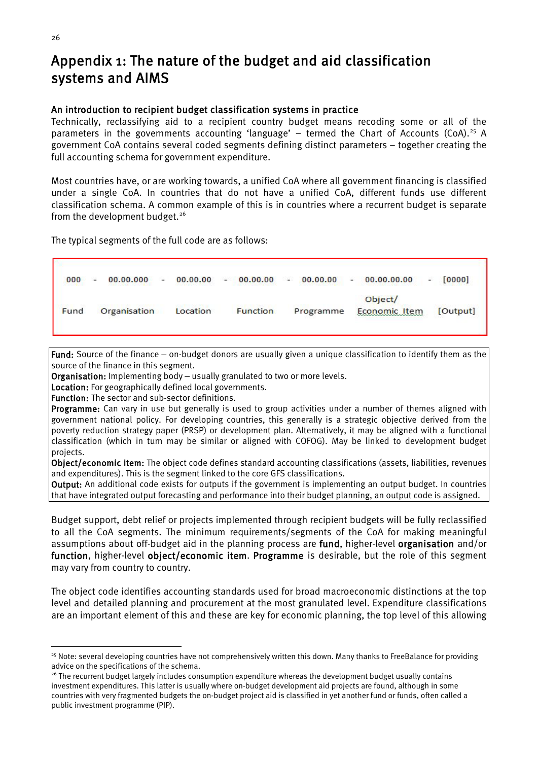# Appendix 1: The nature of the budget and aid classification systems and AIMS

### An introduction to recipient budget classification systems in practice

Technically, reclassifying aid to a recipient country budget means recoding some or all of the parameters in the governments accounting 'language' – termed the Chart of Accounts (CoA).[25] A government CoA contains several coded segments defining distinct parameters – together creating the full accounting schema for government expenditure.

Most countries have, or are working towards, a unified CoA where all government financing is classified under a single CoA. In countries that do not have a unified CoA, different funds use different classification schema. A common example of this is in countries where a recurrent budget is separate from the development budget.[26]

The typical segments of the full code are as follows:

| 000 | - | 00.00.000 | - | 00.00.00 | - | 00.00.00 | - | 00.00.00 | - | 00.00.00.00 | - | [0000] |
|---|---|---|---|---|---|---|---|---|---|---|---|---|
| Fund | | Organisation | | Location | | Function | | Programme | | Object/ Economic Item | | [Output] |

**Fund:** Source of the finance – on-budget donors are usually given a unique classification to identify them as the source of the finance in this segment.
**Organisation:** Implementing body – usually granulated to two or more levels.
**Location:** For geographically defined local governments.
**Function:** The sector and sub-sector definitions.
**Programme:** Can vary in use but generally is used to group activities under a number of themes aligned with government national policy. For developing countries, this generally is a strategic objective derived from the poverty reduction strategy paper (PRSP) or development plan. Alternatively, it may be aligned with a functional classification (which in turn may be similar or aligned with COFOG). May be linked to development budget projects.
**Object/economic item:** The object code defines standard accounting classifications (assets, liabilities, revenues and expenditures). This is the segment linked to the core GFS classifications.
**Output:** An additional code exists for outputs if the government is implementing an output budget. In countries that have integrated output forecasting and performance into their budget planning, an output code is assigned.

Budget support, debt relief or projects implemented through recipient budgets will be fully reclassified to all the CoA segments. The minimum requirements/segments of the CoA for making meaningful assumptions about off-budget aid in the planning process are **fund**, higher-level **organisation** and/or **function**, higher-level **object/economic item**. **Programme** is desirable, but the role of this segment may vary from country to country.

The object code identifies accounting standards used for broad macroeconomic distinctions at the top level and detailed planning and procurement at the most granulated level. Expenditure classifications are an important element of this and these are key for economic planning, the top level of this allowing

---

[25] Note: several developing countries have not comprehensively written this down. Many thanks to FreeBalance for providing advice on the specifications of the schema.

[26] The recurrent budget largely includes consumption expenditure whereas the development budget usually contains investment expenditures. This latter is usually where on-budget development aid projects are found, although in some countries with very fragmented budgets the on-budget project aid is classified in yet another fund or funds, often called a public investment programme (PIP).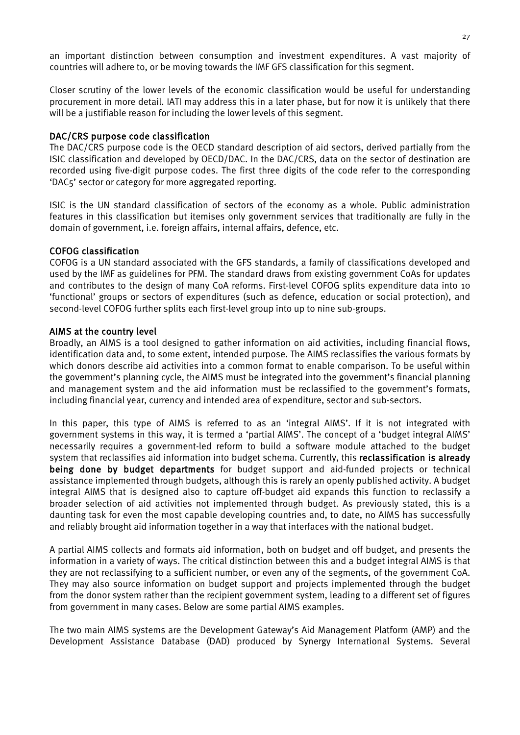an important distinction between consumption and investment expenditures. A vast majority of countries will adhere to, or be moving towards the IMF GFS classification for this segment.

Closer scrutiny of the lower levels of the economic classification would be useful for understanding procurement in more detail. IATI may address this in a later phase, but for now it is unlikely that there will be a justifiable reason for including the lower levels of this segment.

### DAC/CRS purpose code classification

The DAC/CRS purpose code is the OECD standard description of aid sectors, derived partially from the ISIC classification and developed by OECD/DAC. In the DAC/CRS, data on the sector of destination are recorded using five-digit purpose codes. The first three digits of the code refer to the corresponding 'DAC5' sector or category for more aggregated reporting.

ISIC is the UN standard classification of sectors of the economy as a whole. Public administration features in this classification but itemises only government services that traditionally are fully in the domain of government, i.e. foreign affairs, internal affairs, defence, etc.

### COFOG classification

COFOG is a UN standard associated with the GFS standards, a family of classifications developed and used by the IMF as guidelines for PFM. The standard draws from existing government CoAs for updates and contributes to the design of many CoA reforms. First-level COFOG splits expenditure data into 10 'functional' groups or sectors of expenditures (such as defence, education or social protection), and second-level COFOG further splits each first-level group into up to nine sub-groups.

### AIMS at the country level

Broadly, an AIMS is a tool designed to gather information on aid activities, including financial flows, identification data and, to some extent, intended purpose. The AIMS reclassifies the various formats by which donors describe aid activities into a common format to enable comparison. To be useful within the government's planning cycle, the AIMS must be integrated into the government's financial planning and management system and the aid information must be reclassified to the government's formats, including financial year, currency and intended area of expenditure, sector and sub-sectors.

In this paper, this type of AIMS is referred to as an 'integral AIMS'. If it is not integrated with government systems in this way, it is termed a 'partial AIMS'. The concept of a 'budget integral AIMS' necessarily requires a government-led reform to build a software module attached to the budget system that reclassifies aid information into budget schema. Currently, this **reclassification is already being done by budget departments** for budget support and aid-funded projects or technical assistance implemented through budgets, although this is rarely an openly published activity. A budget integral AIMS that is designed also to capture off-budget aid expands this function to reclassify a broader selection of aid activities not implemented through budget. As previously stated, this is a daunting task for even the most capable developing countries and, to date, no AIMS has successfully and reliably brought aid information together in a way that interfaces with the national budget.

A partial AIMS collects and formats aid information, both on budget and off budget, and presents the information in a variety of ways. The critical distinction between this and a budget integral AIMS is that they are not reclassifying to a sufficient number, or even any of the segments, of the government CoA. They may also source information on budget support and projects implemented through the budget from the donor system rather than the recipient government system, leading to a different set of figures from government in many cases. Below are some partial AIMS examples.

The two main AIMS systems are the Development Gateway's Aid Management Platform (AMP) and the Development Assistance Database (DAD) produced by Synergy International Systems. Several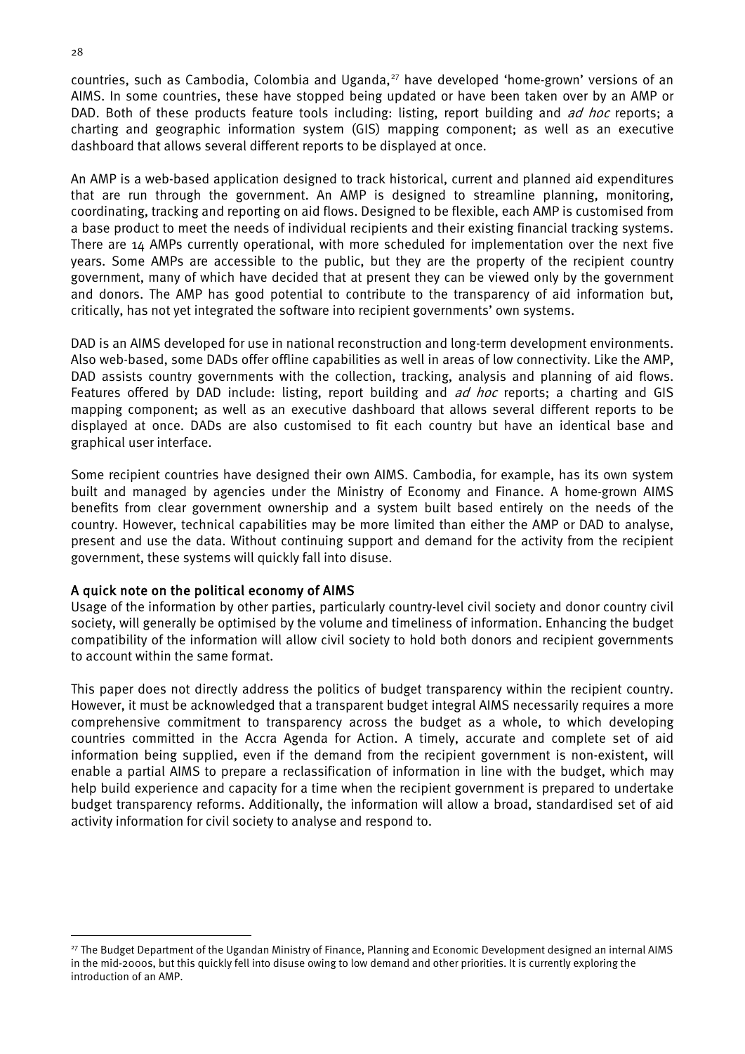countries, such as Cambodia, Colombia and Uganda,[27] have developed 'home-grown' versions of an AIMS. In some countries, these have stopped being updated or have been taken over by an AMP or DAD. Both of these products feature tools including: listing, report building and *ad hoc* reports; a charting and geographic information system (GIS) mapping component; as well as an executive dashboard that allows several different reports to be displayed at once.

An AMP is a web-based application designed to track historical, current and planned aid expenditures that are run through the government. An AMP is designed to streamline planning, monitoring, coordinating, tracking and reporting on aid flows. Designed to be flexible, each AMP is customised from a base product to meet the needs of individual recipients and their existing financial tracking systems. There are 14 AMPs currently operational, with more scheduled for implementation over the next five years. Some AMPs are accessible to the public, but they are the property of the recipient country government, many of which have decided that at present they can be viewed only by the government and donors. The AMP has good potential to contribute to the transparency of aid information but, critically, has not yet integrated the software into recipient governments' own systems.

DAD is an AIMS developed for use in national reconstruction and long-term development environments. Also web-based, some DADs offer offline capabilities as well in areas of low connectivity. Like the AMP, DAD assists country governments with the collection, tracking, analysis and planning of aid flows. Features offered by DAD include: listing, report building and *ad hoc* reports; a charting and GIS mapping component; as well as an executive dashboard that allows several different reports to be displayed at once. DADs are also customised to fit each country but have an identical base and graphical user interface.

Some recipient countries have designed their own AIMS. Cambodia, for example, has its own system built and managed by agencies under the Ministry of Economy and Finance. A home-grown AIMS benefits from clear government ownership and a system built based entirely on the needs of the country. However, technical capabilities may be more limited than either the AMP or DAD to analyse, present and use the data. Without continuing support and demand for the activity from the recipient government, these systems will quickly fall into disuse.

### A quick note on the political economy of AIMS

Usage of the information by other parties, particularly country-level civil society and donor country civil society, will generally be optimised by the volume and timeliness of information. Enhancing the budget compatibility of the information will allow civil society to hold both donors and recipient governments to account within the same format.

This paper does not directly address the politics of budget transparency within the recipient country. However, it must be acknowledged that a transparent budget integral AIMS necessarily requires a more comprehensive commitment to transparency across the budget as a whole, to which developing countries committed in the Accra Agenda for Action. A timely, accurate and complete set of aid information being supplied, even if the demand from the recipient government is non-existent, will enable a partial AIMS to prepare a reclassification of information in line with the budget, which may help build experience and capacity for a time when the recipient government is prepared to undertake budget transparency reforms. Additionally, the information will allow a broad, standardised set of aid activity information for civil society to analyse and respond to.

---

[27] The Budget Department of the Ugandan Ministry of Finance, Planning and Economic Development designed an internal AIMS in the mid-2000s, but this quickly fell into disuse owing to low demand and other priorities. It is currently exploring the introduction of an AMP.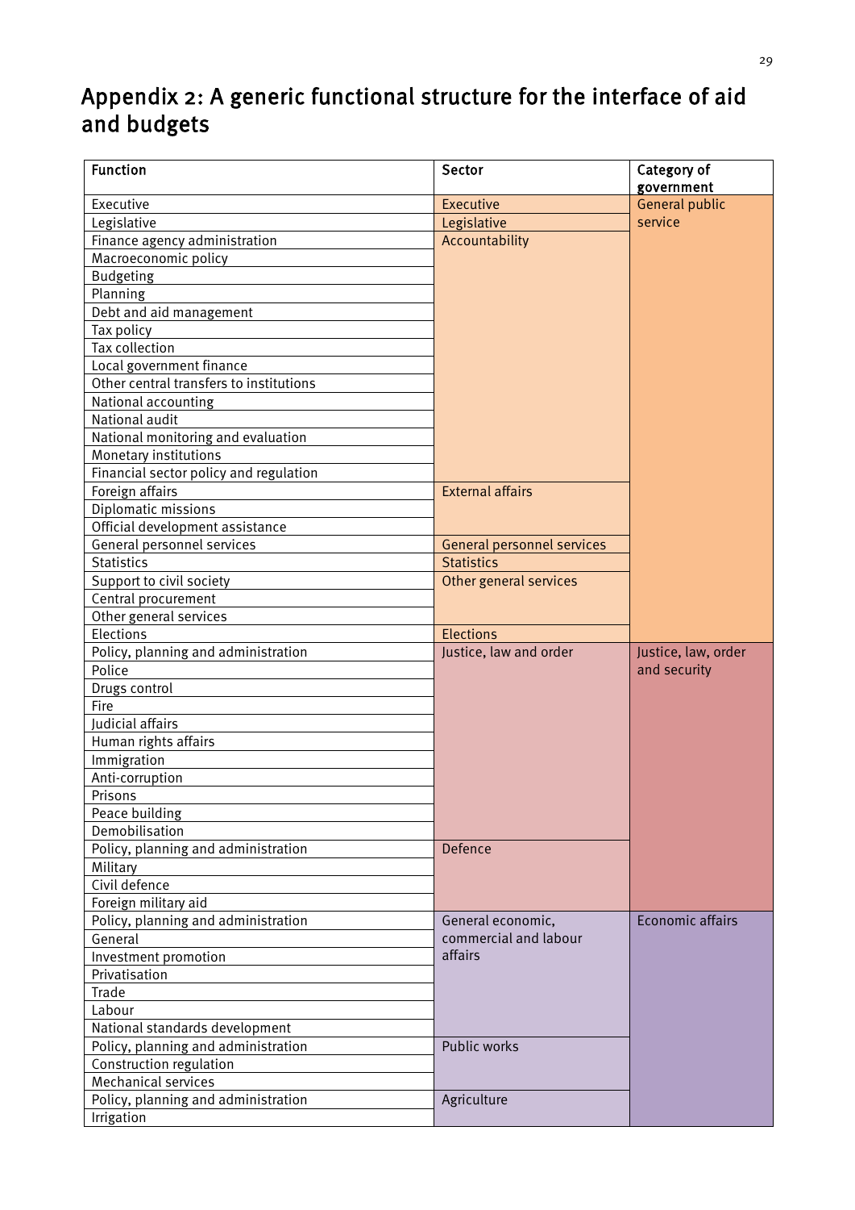# Appendix 2: A generic functional structure for the interface of aid and budgets

| Function | Sector | Category of government |
|---|---|---|
| Executive | Executive | General public service |
| Legislative | Legislative | |
| Finance agency administration | Accountability | |
| Macroeconomic policy | | |
| Budgeting | | |
| Planning | | |
| Debt and aid management | | |
| Tax policy | | |
| Tax collection | | |
| Local government finance | | |
| Other central transfers to institutions | | |
| National accounting | | |
| National audit | | |
| National monitoring and evaluation | | |
| Monetary institutions | | |
| Financial sector policy and regulation | | |
| Foreign affairs | External affairs | |
| Diplomatic missions | | |
| Official development assistance | | |
| General personnel services | General personnel services | |
| Statistics | Statistics | |
| Support to civil society | Other general services | |
| Central procurement | | |
| Other general services | | |
| Elections | Elections | |
| Policy, planning and administration | Justice, law and order | Justice, law, order and security |
| Police | | |
| Drugs control | | |
| Fire | | |
| Judicial affairs | | |
| Human rights affairs | | |
| Immigration | | |
| Anti-corruption | | |
| Prisons | | |
| Peace building | | |
| Demobilisation | | |
| Policy, planning and administration | Defence | |
| Military | | |
| Civil defence | | |
| Foreign military aid | | |
| Policy, planning and administration | General economic, commercial and labour affairs | Economic affairs |
| General | | |
| Investment promotion | | |
| Privatisation | | |
| Trade | | |
| Labour | | |
| National standards development | | |
| Policy, planning and administration | Public works | |
| Construction regulation | | |
| Mechanical services | | |
| Policy, planning and administration | Agriculture | |
| Irrigation | | |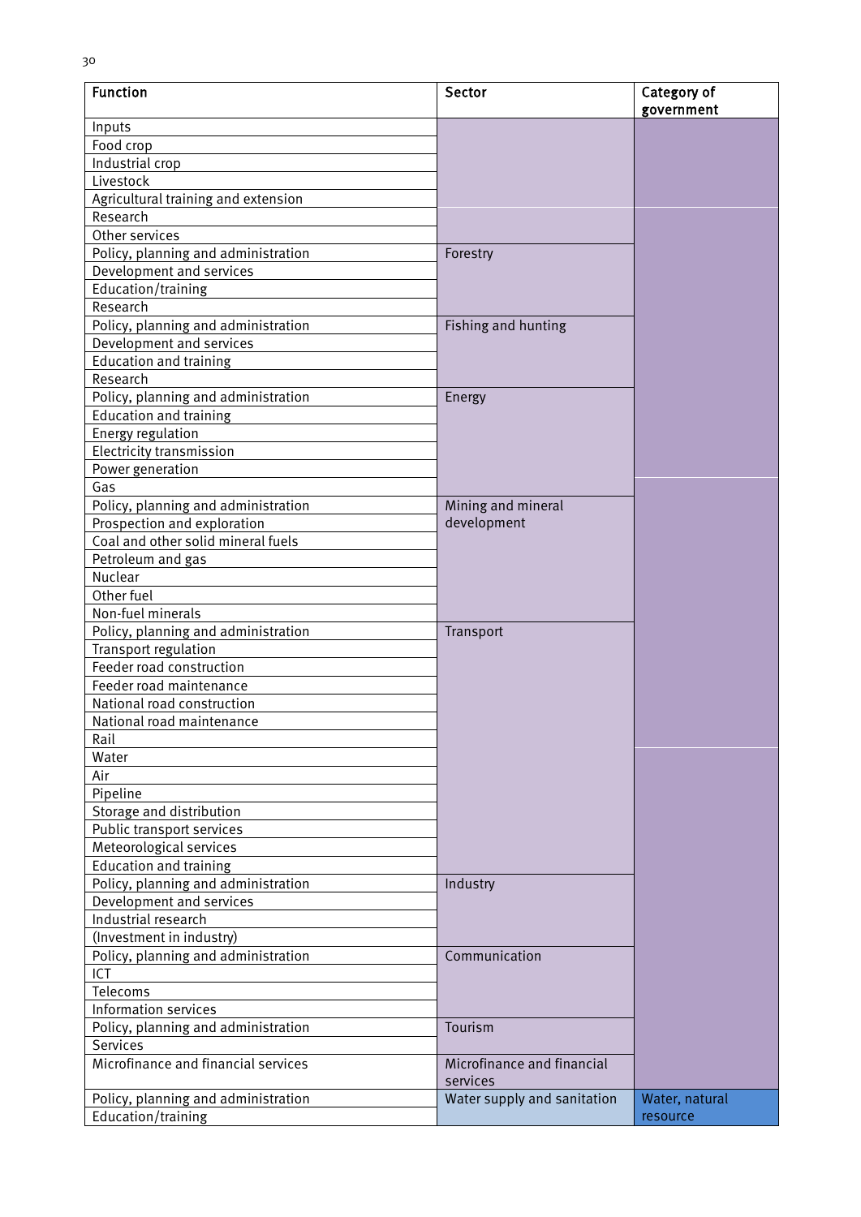| Function | Sector | Category of government |
|---|---|---|
| Inputs | | |
| Food crop | | |
| Industrial crop | | |
| Livestock | | |
| Agricultural training and extension | | |
| Research | | |
| Other services | | |
| Policy, planning and administration | Forestry | |
| Development and services | | |
| Education/training | | |
| Research | | |
| Policy, planning and administration | Fishing and hunting | |
| Development and services | | |
| Education and training | | |
| Research | | |
| Policy, planning and administration | Energy | |
| Education and training | | |
| Energy regulation | | |
| Electricity transmission | | |
| Power generation | | |
| Gas | | |
| Policy, planning and administration | Mining and mineral development | |
| Prospection and exploration | | |
| Coal and other solid mineral fuels | | |
| Petroleum and gas | | |
| Nuclear | | |
| Other fuel | | |
| Non-fuel minerals | | |
| Policy, planning and administration | Transport | |
| Transport regulation | | |
| Feeder road construction | | |
| Feeder road maintenance | | |
| National road construction | | |
| National road maintenance | | |
| Rail | | |
| Water | | |
| Air | | |
| Pipeline | | |
| Storage and distribution | | |
| Public transport services | | |
| Meteorological services | | |
| Education and training | | |
| Policy, planning and administration | Industry | |
| Development and services | | |
| Industrial research | | |
| (Investment in industry) | | |
| Policy, planning and administration | Communication | |
| ICT | | |
| Telecoms | | |
| Information services | | |
| Policy, planning and administration | Tourism | |
| Services | | |
| Microfinance and financial services | Microfinance and financial services | |
| Policy, planning and administration | Water supply and sanitation | Water, natural resource |
| Education/training | | |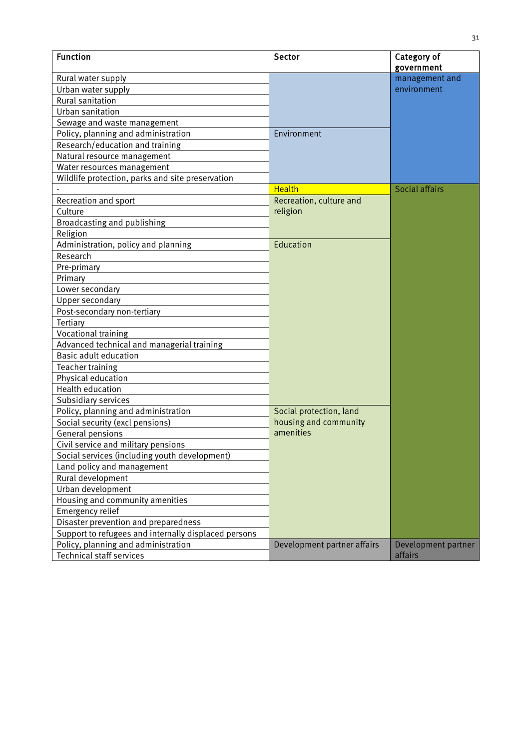| Function | Sector | Category of government |
|---|---|---|
| Rural water supply | | management and environment |
| Urban water supply | | |
| Rural sanitation | | |
| Urban sanitation | | |
| Sewage and waste management | | |
| Policy, planning and administration | Environment | |
| Research/education and training | | |
| Natural resource management | | |
| Water resources management | | |
| Wildlife protection, parks and site preservation | | |
| - | Health | Social affairs |
| Recreation and sport | Recreation, culture and religion | |
| Culture | | |
| Broadcasting and publishing | | |
| Religion | | |
| Administration, policy and planning | Education | |
| Research | | |
| Pre-primary | | |
| Primary | | |
| Lower secondary | | |
| Upper secondary | | |
| Post-secondary non-tertiary | | |
| Tertiary | | |
| Vocational training | | |
| Advanced technical and managerial training | | |
| Basic adult education | | |
| Teacher training | | |
| Physical education | | |
| Health education | | |
| Subsidiary services | | |
| Policy, planning and administration | Social protection, land housing and community amenities | |
| Social security (excl pensions) | | |
| General pensions | | |
| Civil service and military pensions | | |
| Social services (including youth development) | | |
| Land policy and management | | |
| Rural development | | |
| Urban development | | |
| Housing and community amenities | | |
| Emergency relief | | |
| Disaster prevention and preparedness | | |
| Support to refugees and internally displaced persons | | |
| Policy, planning and administration | Development partner affairs | Development partner affairs |
| Technical staff services | | |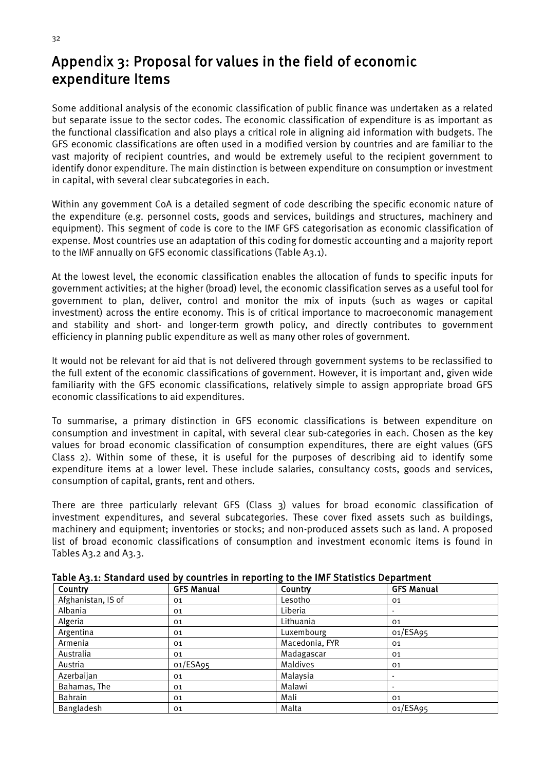# Appendix 3: Proposal for values in the field of economic expenditure Items

Some additional analysis of the economic classification of public finance was undertaken as a related but separate issue to the sector codes. The economic classification of expenditure is as important as the functional classification and also plays a critical role in aligning aid information with budgets. The GFS economic classifications are often used in a modified version by countries and are familiar to the vast majority of recipient countries, and would be extremely useful to the recipient government to identify donor expenditure. The main distinction is between expenditure on consumption or investment in capital, with several clear subcategories in each.

Within any government CoA is a detailed segment of code describing the specific economic nature of the expenditure (e.g. personnel costs, goods and services, buildings and structures, machinery and equipment). This segment of code is core to the IMF GFS categorisation as economic classification of expense. Most countries use an adaptation of this coding for domestic accounting and a majority report to the IMF annually on GFS economic classifications (Table A3.1).

At the lowest level, the economic classification enables the allocation of funds to specific inputs for government activities; at the higher (broad) level, the economic classification serves as a useful tool for government to plan, deliver, control and monitor the mix of inputs (such as wages or capital investment) across the entire economy. This is of critical importance to macroeconomic management and stability and short- and longer-term growth policy, and directly contributes to government efficiency in planning public expenditure as well as many other roles of government.

It would not be relevant for aid that is not delivered through government systems to be reclassified to the full extent of the economic classifications of government. However, it is important and, given wide familiarity with the GFS economic classifications, relatively simple to assign appropriate broad GFS economic classifications to aid expenditures.

To summarise, a primary distinction in GFS economic classifications is between expenditure on consumption and investment in capital, with several clear sub-categories in each. Chosen as the key values for broad economic classification of consumption expenditures, there are eight values (GFS Class 2). Within some of these, it is useful for the purposes of describing aid to identify some expenditure items at a lower level. These include salaries, consultancy costs, goods and services, consumption of capital, grants, rent and others.

There are three particularly relevant GFS (Class 3) values for broad economic classification of investment expenditures, and several subcategories. These cover fixed assets such as buildings, machinery and equipment; inventories or stocks; and non-produced assets such as land. A proposed list of broad economic classifications of consumption and investment economic items is found in Tables A3.2 and A3.3.

**Table A3.1: Standard used by countries in reporting to the IMF Statistics Department**

| Country | GFS Manual | Country | GFS Manual |
|---|---|---|---|
| Afghanistan, IS of | 01 | Lesotho | 01 |
| Albania | 01 | Liberia | - |
| Algeria | 01 | Lithuania | 01 |
| Argentina | 01 | Luxembourg | 01/ESA95 |
| Armenia | 01 | Macedonia, FYR | 01 |
| Australia | 01 | Madagascar | 01 |
| Austria | 01/ESA95 | Maldives | 01 |
| Azerbaijan | 01 | Malaysia | - |
| Bahamas, The | 01 | Malawi | - |
| Bahrain | 01 | Mali | 01 |
| Bangladesh | 01 | Malta | 01/ESA95 |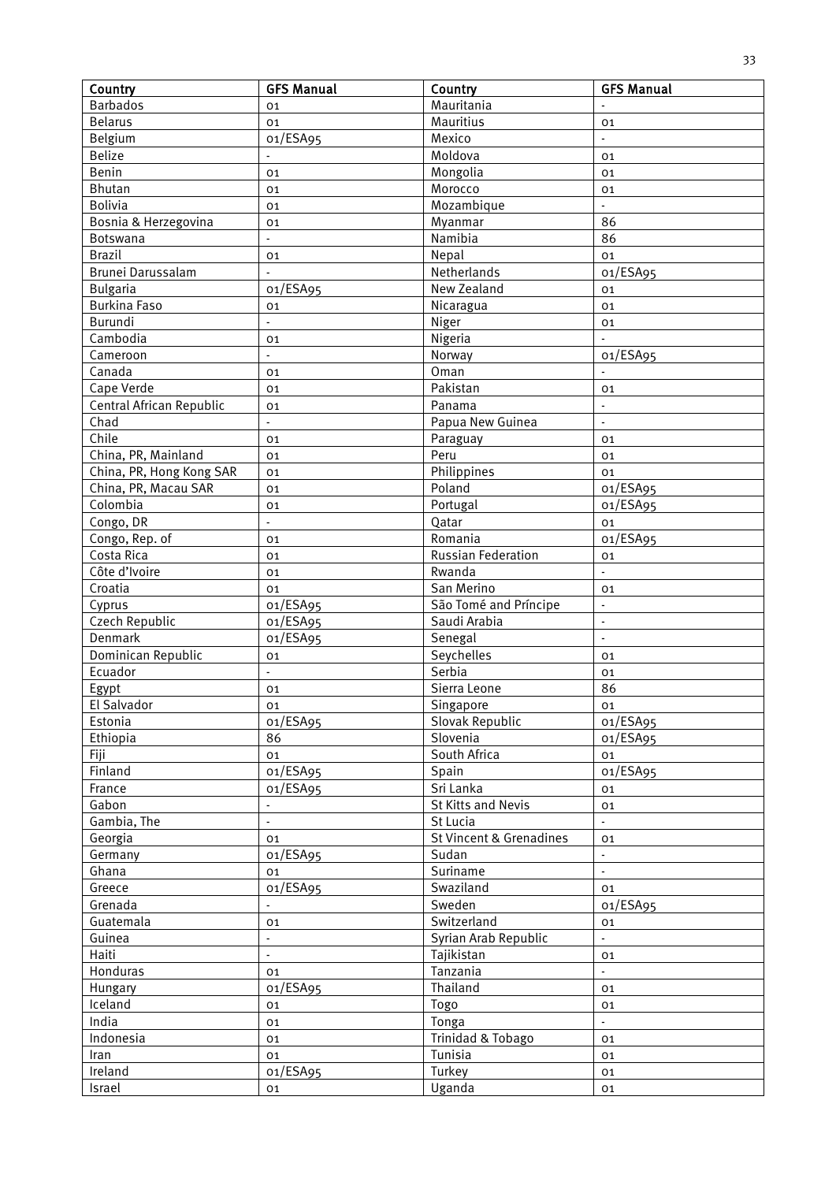| Country | GFS Manual | Country | GFS Manual |
|---|---|---|---|
| Barbados | 01 | Mauritania | - |
| Belarus | 01 | Mauritius | 01 |
| Belgium | 01/ESA95 | Mexico | - |
| Belize | - | Moldova | 01 |
| Benin | 01 | Mongolia | 01 |
| Bhutan | 01 | Morocco | 01 |
| Bolivia | 01 | Mozambique | - |
| Bosnia & Herzegovina | 01 | Myanmar | 86 |
| Botswana | - | Namibia | 86 |
| Brazil | 01 | Nepal | 01 |
| Brunei Darussalam | - | Netherlands | 01/ESA95 |
| Bulgaria | 01/ESA95 | New Zealand | 01 |
| Burkina Faso | 01 | Nicaragua | 01 |
| Burundi | - | Niger | 01 |
| Cambodia | 01 | Nigeria | - |
| Cameroon | - | Norway | 01/ESA95 |
| Canada | 01 | Oman | - |
| Cape Verde | 01 | Pakistan | 01 |
| Central African Republic | 01 | Panama | - |
| Chad | - | Papua New Guinea | - |
| Chile | 01 | Paraguay | 01 |
| China, PR, Mainland | 01 | Peru | 01 |
| China, PR, Hong Kong SAR | 01 | Philippines | 01 |
| China, PR, Macau SAR | 01 | Poland | 01/ESA95 |
| Colombia | 01 | Portugal | 01/ESA95 |
| Congo, DR | - | Qatar | 01 |
| Congo, Rep. of | 01 | Romania | 01/ESA95 |
| Costa Rica | 01 | Russian Federation | 01 |
| Côte d'Ivoire | 01 | Rwanda | - |
| Croatia | 01 | San Merino | 01 |
| Cyprus | 01/ESA95 | São Tomé and Príncipe | - |
| Czech Republic | 01/ESA95 | Saudi Arabia | - |
| Denmark | 01/ESA95 | Senegal | - |
| Dominican Republic | 01 | Seychelles | 01 |
| Ecuador | - | Serbia | 01 |
| Egypt | 01 | Sierra Leone | 86 |
| El Salvador | 01 | Singapore | 01 |
| Estonia | 01/ESA95 | Slovak Republic | 01/ESA95 |
| Ethiopia | 86 | Slovenia | 01/ESA95 |
| Fiji | 01 | South Africa | 01 |
| Finland | 01/ESA95 | Spain | 01/ESA95 |
| France | 01/ESA95 | Sri Lanka | 01 |
| Gabon | - | St Kitts and Nevis | 01 |
| Gambia, The | - | St Lucia | - |
| Georgia | 01 | St Vincent & Grenadines | 01 |
| Germany | 01/ESA95 | Sudan | - |
| Ghana | 01 | Suriname | - |
| Greece | 01/ESA95 | Swaziland | 01 |
| Grenada | - | Sweden | 01/ESA95 |
| Guatemala | 01 | Switzerland | 01 |
| Guinea | - | Syrian Arab Republic | - |
| Haiti | - | Tajikistan | 01 |
| Honduras | 01 | Tanzania | - |
| Hungary | 01/ESA95 | Thailand | 01 |
| Iceland | 01 | Togo | 01 |
| India | 01 | Tonga | - |
| Indonesia | 01 | Trinidad & Tobago | 01 |
| Iran | 01 | Tunisia | 01 |
| Ireland | 01/ESA95 | Turkey | 01 |
| Israel | 01 | Uganda | 01 |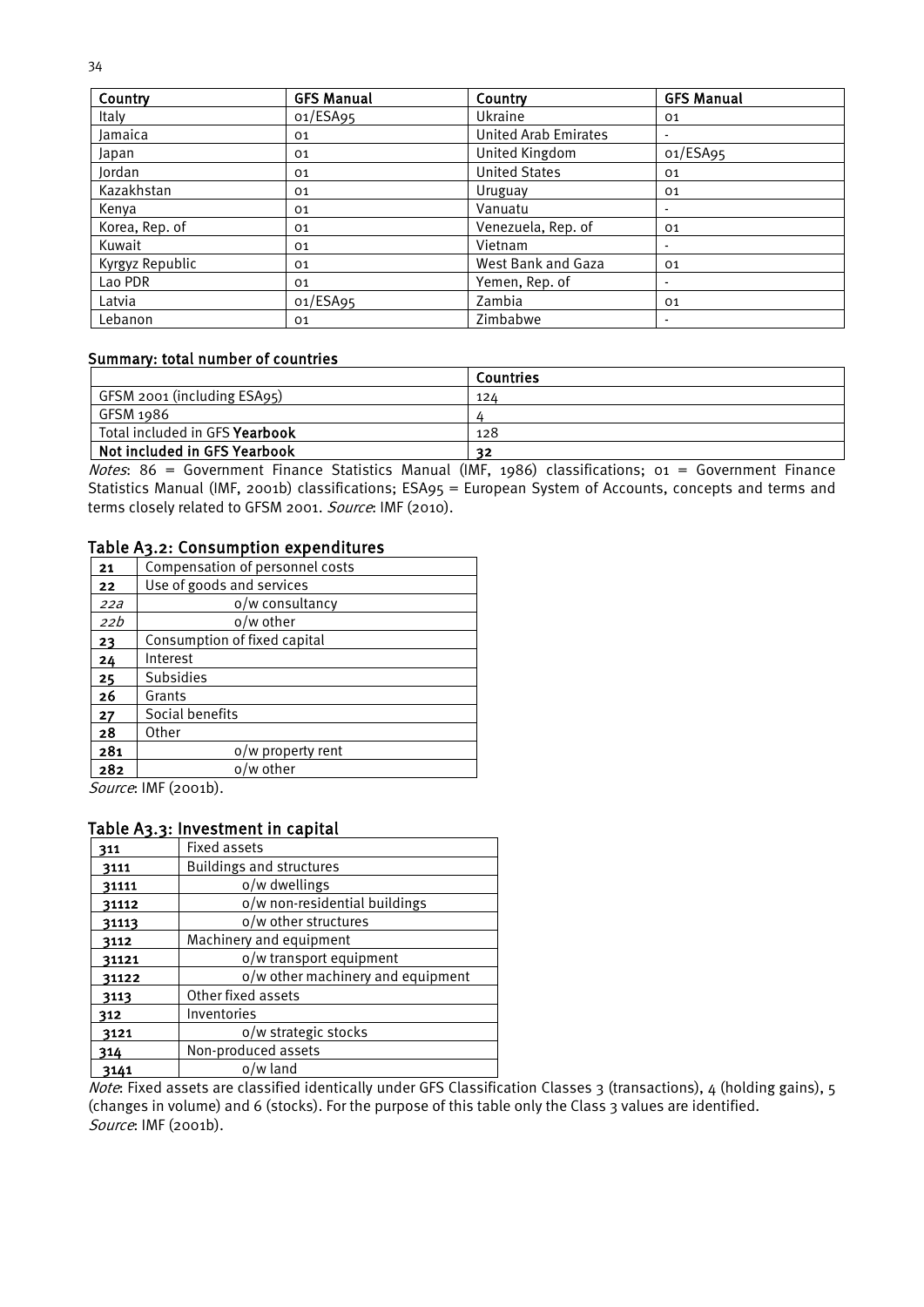| Country | GFS Manual | Country | GFS Manual |
|---|---|---|---|
| Italy | 01/ESA95 | Ukraine | 01 |
| Jamaica | 01 | United Arab Emirates | - |
| Japan | 01 | United Kingdom | 01/ESA95 |
| Jordan | 01 | United States | 01 |
| Kazakhstan | 01 | Uruguay | 01 |
| Kenya | 01 | Vanuatu | - |
| Korea, Rep. of | 01 | Venezuela, Rep. of | 01 |
| Kuwait | 01 | Vietnam | - |
| Kyrgyz Republic | 01 | West Bank and Gaza | 01 |
| Lao PDR | 01 | Yemen, Rep. of | - |
| Latvia | 01/ESA95 | Zambia | 01 |
| Lebanon | 01 | Zimbabwe | - |

**Summary: total number of countries**

| | Countries |
|---|---|
| GFSM 2001 (including ESA95) | 124 |
| GFSM 1986 | 4 |
| Total included in GFS **Yearbook** | 128 |
| **Not included in GFS Yearbook** | **32** |

*Notes*: 86 = Government Finance Statistics Manual (IMF, 1986) classifications; 01 = Government Finance Statistics Manual (IMF, 2001b) classifications; ESA95 = European System of Accounts, concepts and terms and terms closely related to GFSM 2001. *Source*: IMF (2010).

## Table A3.2: Consumption expenditures

| | |
|---|---|
| **21** | Compensation of personnel costs |
| **22** | Use of goods and services |
| *22a* | o/w consultancy |
| *22b* | o/w other |
| **23** | Consumption of fixed capital |
| **24** | Interest |
| **25** | Subsidies |
| **26** | Grants |
| **27** | Social benefits |
| **28** | Other |
| **281** | o/w property rent |
| **282** | o/w other |

*Source*: IMF (2001b).

## Table A3.3: Investment in capital

| | |
|---|---|
| **311** | Fixed assets |
| **3111** | Buildings and structures |
| **31111** | o/w dwellings |
| **31112** | o/w non-residential buildings |
| **31113** | o/w other structures |
| **3112** | Machinery and equipment |
| **31121** | o/w transport equipment |
| **31122** | o/w other machinery and equipment |
| **3113** | Other fixed assets |
| **312** | Inventories |
| **3121** | o/w strategic stocks |
| **314** | Non-produced assets |
| **3141** | o/w land |

*Note*: Fixed assets are classified identically under GFS Classification Classes 3 (transactions), 4 (holding gains), 5 (changes in volume) and 6 (stocks). For the purpose of this table only the Class 3 values are identified.
*Source*: IMF (2001b).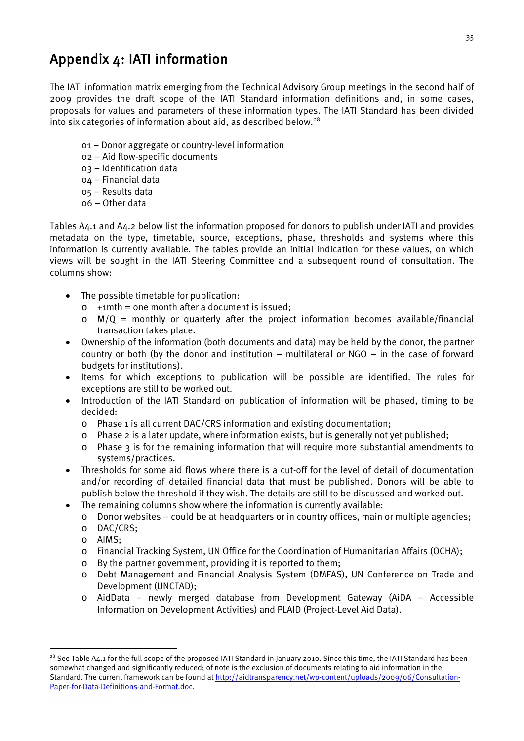# Appendix 4: IATI information

The IATI information matrix emerging from the Technical Advisory Group meetings in the second half of 2009 provides the draft scope of the IATI Standard information definitions and, in some cases, proposals for values and parameters of these information types. The IATI Standard has been divided into six categories of information about aid, as described below.[28]

01 – Donor aggregate or country-level information
02 – Aid flow-specific documents
03 – Identification data
04 – Financial data
05 – Results data
06 – Other data

Tables A4.1 and A4.2 below list the information proposed for donors to publish under IATI and provides metadata on the type, timetable, source, exceptions, phase, thresholds and systems where this information is currently available. The tables provide an initial indication for these values, on which views will be sought in the IATI Steering Committee and a subsequent round of consultation. The columns show:

- The possible timetable for publication:
  - +1mth = one month after a document is issued;
  - M/Q = monthly or quarterly after the project information becomes available/financial transaction takes place.
- Ownership of the information (both documents and data) may be held by the donor, the partner country or both (by the donor and institution – multilateral or NGO – in the case of forward budgets for institutions).
- Items for which exceptions to publication will be possible are identified. The rules for exceptions are still to be worked out.
- Introduction of the IATI Standard on publication of information will be phased, timing to be decided:
  - Phase 1 is all current DAC/CRS information and existing documentation;
  - Phase 2 is a later update, where information exists, but is generally not yet published;
  - Phase 3 is for the remaining information that will require more substantial amendments to systems/practices.
- Thresholds for some aid flows where there is a cut-off for the level of detail of documentation and/or recording of detailed financial data that must be published. Donors will be able to publish below the threshold if they wish. The details are still to be discussed and worked out.
- The remaining columns show where the information is currently available:
  - Donor websites – could be at headquarters or in country offices, main or multiple agencies;
  - DAC/CRS;
  - AIMS;
  - Financial Tracking System, UN Office for the Coordination of Humanitarian Affairs (OCHA);
  - By the partner government, providing it is reported to them;
  - Debt Management and Financial Analysis System (DMFAS), UN Conference on Trade and Development (UNCTAD);
  - AidData – newly merged database from Development Gateway (AiDA – Accessible Information on Development Activities) and PLAID (Project-Level Aid Data).

---

[28] See Table A4.1 for the full scope of the proposed IATI Standard in January 2010. Since this time, the IATI Standard has been somewhat changed and significantly reduced; of note is the exclusion of documents relating to aid information in the Standard. The current framework can be found at http://aidtransparency.net/wp-content/uploads/2009/06/Consultation-Paper-for-Data-Definitions-and-Format.doc.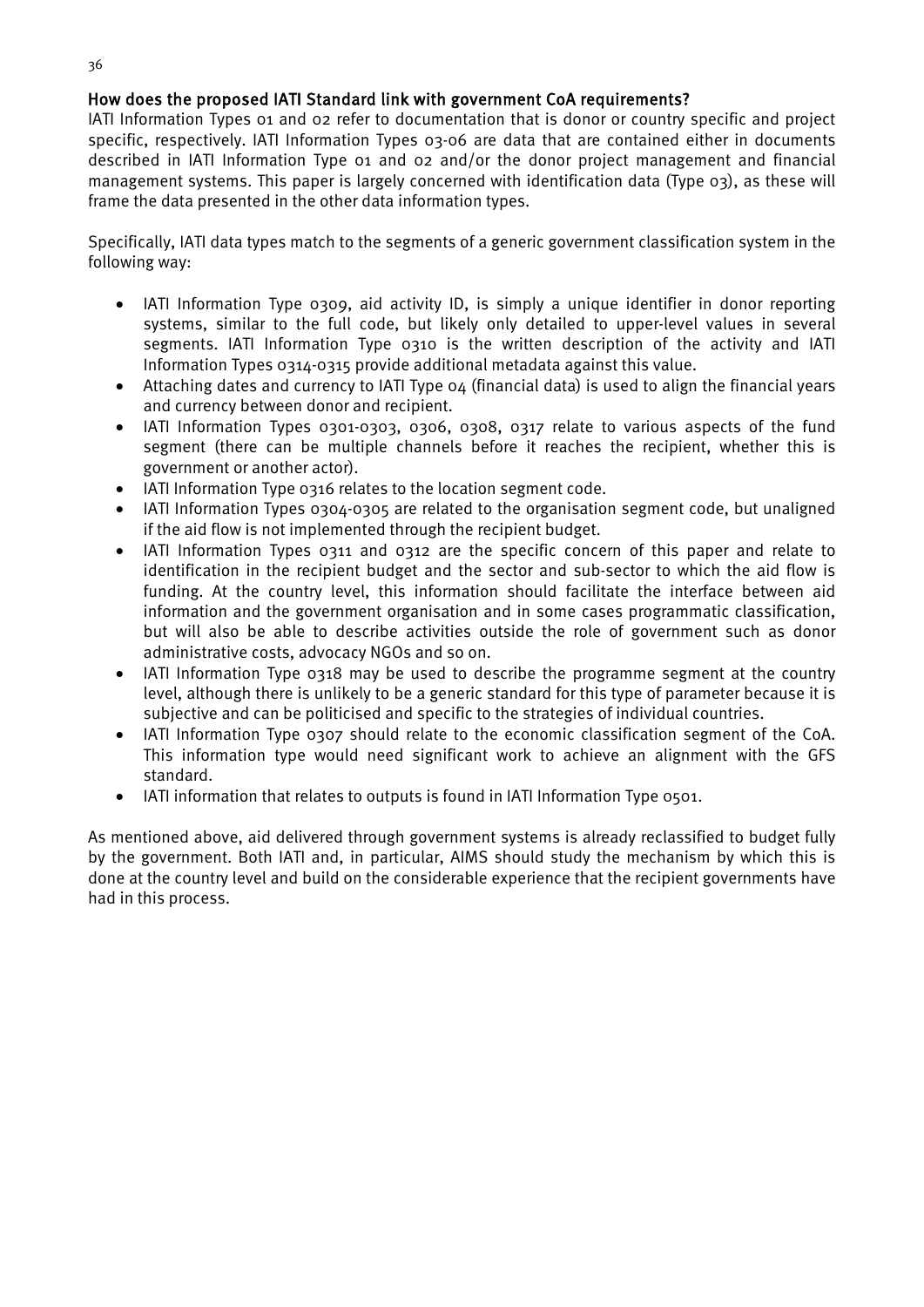## How does the proposed IATI Standard link with government CoA requirements?

IATI Information Types 01 and 02 refer to documentation that is donor or country specific and project specific, respectively. IATI Information Types 03-06 are data that are contained either in documents described in IATI Information Type 01 and 02 and/or the donor project management and financial management systems. This paper is largely concerned with identification data (Type 03), as these will frame the data presented in the other data information types.

Specifically, IATI data types match to the segments of a generic government classification system in the following way:

- IATI Information Type 0309, aid activity ID, is simply a unique identifier in donor reporting systems, similar to the full code, but likely only detailed to upper-level values in several segments. IATI Information Type 0310 is the written description of the activity and IATI Information Types 0314-0315 provide additional metadata against this value.
- Attaching dates and currency to IATI Type 04 (financial data) is used to align the financial years and currency between donor and recipient.
- IATI Information Types 0301-0303, 0306, 0308, 0317 relate to various aspects of the fund segment (there can be multiple channels before it reaches the recipient, whether this is government or another actor).
- IATI Information Type 0316 relates to the location segment code.
- IATI Information Types 0304-0305 are related to the organisation segment code, but unaligned if the aid flow is not implemented through the recipient budget.
- IATI Information Types 0311 and 0312 are the specific concern of this paper and relate to identification in the recipient budget and the sector and sub-sector to which the aid flow is funding. At the country level, this information should facilitate the interface between aid information and the government organisation and in some cases programmatic classification, but will also be able to describe activities outside the role of government such as donor administrative costs, advocacy NGOs and so on.
- IATI Information Type 0318 may be used to describe the programme segment at the country level, although there is unlikely to be a generic standard for this type of parameter because it is subjective and can be politicised and specific to the strategies of individual countries.
- IATI Information Type 0307 should relate to the economic classification segment of the CoA. This information type would need significant work to achieve an alignment with the GFS standard.
- IATI information that relates to outputs is found in IATI Information Type 0501.

As mentioned above, aid delivered through government systems is already reclassified to budget fully by the government. Both IATI and, in particular, AIMS should study the mechanism by which this is done at the country level and build on the considerable experience that the recipient governments have had in this process.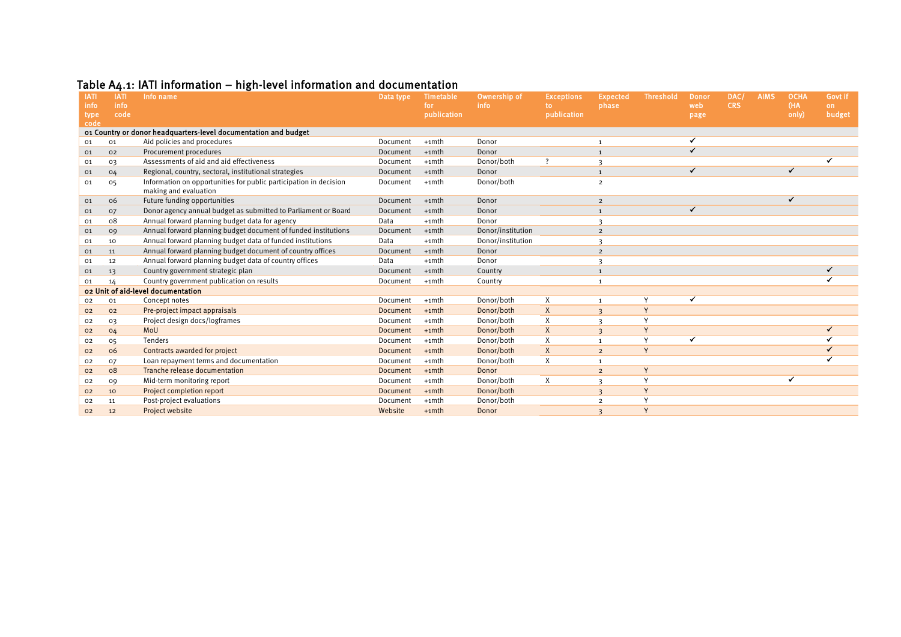## Table A4.1: IATI information – high-level information and documentation

| IATI info type code | IATI info code | Info name | Data type | Timetable for publication | Ownership of info | Exceptions to publication | Expected phase | Threshold | Donor web page | DAC/ CRS | AIMS | OCHA (HA only) | Govt if on budget |
|---|---|---|---|---|---|---|---|---|---|---|---|---|---|
| **01 Country or donor headquarters-level documentation and budget** | | | | | | | | | | | | | |
| 01 | 01 | Aid policies and procedures | Document | +1mth | Donor | | 1 | | ✔ | | | | |
| 01 | 02 | Procurement procedures | Document | +1mth | Donor | | 1 | | ✔ | | | | |
| 01 | 03 | Assessments of aid and aid effectiveness | Document | +1mth | Donor/both | ? | 3 | | | | | | ✔ |
| 01 | 04 | Regional, country, sectoral, institutional strategies | Document | +1mth | Donor | | 1 | | ✔ | | | ✔ | |
| 01 | 05 | Information on opportunities for public participation in decision making and evaluation | Document | +1mth | Donor/both | | 2 | | | | | | |
| 01 | 06 | Future funding opportunities | Document | +1mth | Donor | | 2 | | | | | ✔ | |
| 01 | 07 | Donor agency annual budget as submitted to Parliament or Board | Document | +1mth | Donor | | 1 | | ✔ | | | | |
| 01 | 08 | Annual forward planning budget data for agency | Data | +1mth | Donor | | 3 | | | | | | |
| 01 | 09 | Annual forward planning budget document of funded institutions | Document | +1mth | Donor/institution | | 2 | | | | | | |
| 01 | 10 | Annual forward planning budget data of funded institutions | Data | +1mth | Donor/institution | | 3 | | | | | | |
| 01 | 11 | Annual forward planning budget document of country offices | Document | +1mth | Donor | | 2 | | | | | | |
| 01 | 12 | Annual forward planning budget data of country offices | Data | +1mth | Donor | | 3 | | | | | | |
| 01 | 13 | Country government strategic plan | Document | +1mth | Country | | 1 | | | | | | ✔ |
| 01 | 14 | Country government publication on results | Document | +1mth | Country | | 1 | | | | | | ✔ |
| **02 Unit of aid-level documentation** | | | | | | | | | | | | | |
| 02 | 01 | Concept notes | Document | +1mth | Donor/both | X | 1 | Y | ✔ | | | | |
| 02 | 02 | Pre-project impact appraisals | Document | +1mth | Donor/both | X | 3 | Y | | | | | |
| 02 | 03 | Project design docs/logframes | Document | +1mth | Donor/both | X | 3 | Y | | | | | |
| 02 | 04 | MoU | Document | +1mth | Donor/both | X | 3 | Y | | | | | ✔ |
| 02 | 05 | Tenders | Document | +1mth | Donor/both | X | 1 | Y | ✔ | | | | ✔ |
| 02 | 06 | Contracts awarded for project | Document | +1mth | Donor/both | X | 2 | Y | | | | | ✔ |
| 02 | 07 | Loan repayment terms and documentation | Document | +1mth | Donor/both | X | 1 | | | | | | ✔ |
| 02 | 08 | Tranche release documentation | Document | +1mth | Donor | | 2 | Y | | | | | |
| 02 | 09 | Mid-term monitoring report | Document | +1mth | Donor/both | X | 3 | Y | | | | ✔ | |
| 02 | 10 | Project completion report | Document | +1mth | Donor/both | | 3 | Y | | | | | |
| 02 | 11 | Post-project evaluations | Document | +1mth | Donor/both | | 2 | Y | | | | | |
| 02 | 12 | Project website | Website | +1mth | Donor | | 3 | Y | | | | | |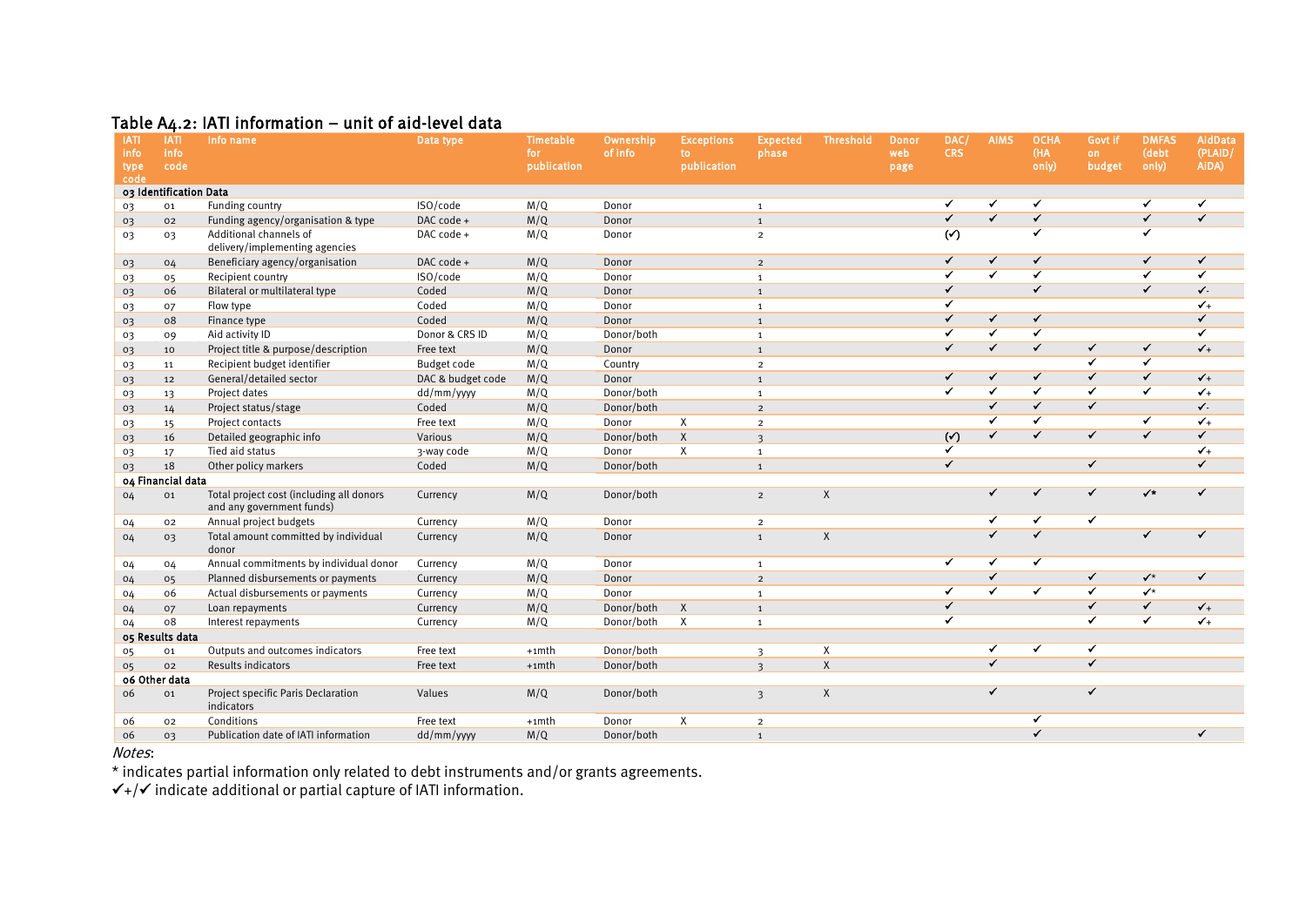## Table A4.2: IATI information – unit of aid-level data

| IATI info type code | IATI info code | Info name | Data type | Timetable for publication | Ownership of info | Exceptions to publication | Expected phase | Threshold | Donor web page | DAC/ CRS | AIMS | OCHA (HA only) | Govt if on budget | DMFAS (debt only) | AidData (PLAID/ AiDA) |
|---|---|---|---|---|---|---|---|---|---|---|---|---|---|---|---|
| **03 Identification Data** | | | | | | | | | | | | | | | |
| 03 | 01 | Funding country | ISO/code | M/Q | Donor | | 1 | | | ✓ | ✓ | ✓ | | ✓ | ✓ |
| 03 | 02 | Funding agency/organisation & type | DAC code + | M/Q | Donor | | 1 | | | ✓ | ✓ | ✓ | | ✓ | ✓ |
| 03 | 03 | Additional channels of delivery/implementing agencies | DAC code + | M/Q | Donor | | 2 | | | (✓) | | ✓ | | ✓ | |
| 03 | 04 | Beneficiary agency/organisation | DAC code + | M/Q | Donor | | 2 | | | ✓ | ✓ | ✓ | | ✓ | ✓ |
| 03 | 05 | Recipient country | ISO/code | M/Q | Donor | | 1 | | | ✓ | ✓ | ✓ | | ✓ | ✓ |
| 03 | 06 | Bilateral or multilateral type | Coded | M/Q | Donor | | 1 | | | ✓ | | ✓ | | ✓ | ✓- |
| 03 | 07 | Flow type | Coded | M/Q | Donor | | 1 | | | ✓ | | | | | ✓+ |
| 03 | 08 | Finance type | Coded | M/Q | Donor | | 1 | | | ✓ | ✓ | ✓ | | | ✓ |
| 03 | 09 | Aid activity ID | Donor & CRS ID | M/Q | Donor/both | | 1 | | | ✓ | ✓ | ✓ | | | ✓ |
| 03 | 10 | Project title & purpose/description | Free text | M/Q | Donor | | 1 | | | ✓ | ✓ | ✓ | ✓ | ✓ | ✓+ |
| 03 | 11 | Recipient budget identifier | Budget code | M/Q | Country | | 2 | | | | | | ✓ | ✓ | |
| 03 | 12 | General/detailed sector | DAC & budget code | M/Q | Donor | | 1 | | | ✓ | ✓ | ✓ | ✓ | ✓ | ✓+ |
| 03 | 13 | Project dates | dd/mm/yyyy | M/Q | Donor/both | | 1 | | | ✓ | ✓ | ✓ | ✓ | ✓ | ✓+ |
| 03 | 14 | Project status/stage | Coded | M/Q | Donor/both | | 2 | | | | ✓ | ✓ | ✓ | | ✓- |
| 03 | 15 | Project contacts | Free text | M/Q | Donor | X | 2 | | | | ✓ | ✓ | | ✓ | ✓+ |
| 03 | 16 | Detailed geographic info | Various | M/Q | Donor/both | X | 3 | | | (✓) | ✓ | ✓ | ✓ | ✓ | ✓ |
| 03 | 17 | Tied aid status | 3-way code | M/Q | Donor | X | 1 | | | ✓ | | | | | ✓+ |
| 03 | 18 | Other policy markers | Coded | M/Q | Donor/both | | 1 | | | ✓ | | | ✓ | | ✓ |
| **04 Financial data** | | | | | | | | | | | | | | | |
| 04 | 01 | Total project cost (including all donors and any government funds) | Currency | M/Q | Donor/both | | 2 | X | | | ✓ | ✓ | ✓ | ✓* | ✓ |
| 04 | 02 | Annual project budgets | Currency | M/Q | Donor | | 2 | | | | ✓ | ✓ | ✓ | | |
| 04 | 03 | Total amount committed by individual donor | Currency | M/Q | Donor | | 1 | X | | | ✓ | ✓ | | ✓ | ✓ |
| 04 | 04 | Annual commitments by individual donor | Currency | M/Q | Donor | | 1 | | | ✓ | ✓ | ✓ | | | |
| 04 | 05 | Planned disbursements or payments | Currency | M/Q | Donor | | 2 | | | | ✓ | | ✓ | ✓* | ✓ |
| 04 | 06 | Actual disbursements or payments | Currency | M/Q | Donor | | 1 | | | ✓ | ✓ | ✓ | ✓ | ✓* | |
| 04 | 07 | Loan repayments | Currency | M/Q | Donor/both | X | 1 | | | ✓ | | | ✓ | ✓ | ✓+ |
| 04 | 08 | Interest repayments | Currency | M/Q | Donor/both | X | 1 | | | ✓ | | | ✓ | ✓ | ✓+ |
| **05 Results data** | | | | | | | | | | | | | | | |
| 05 | 01 | Outputs and outcomes indicators | Free text | +1mth | Donor/both | | 3 | X | | | ✓ | ✓ | ✓ | | |
| 05 | 02 | Results indicators | Free text | +1mth | Donor/both | | 3 | X | | | ✓ | | ✓ | | |
| **06 Other data** | | | | | | | | | | | | | | | |
| 06 | 01 | Project specific Paris Declaration indicators | Values | M/Q | Donor/both | | 3 | X | | | ✓ | | ✓ | | |
| 06 | 02 | Conditions | Free text | +1mth | Donor | X | 2 | | | | | ✓ | | | |
| 06 | 03 | Publication date of IATI information | dd/mm/yyyy | M/Q | Donor/both | | 1 | | | | | ✓ | | | ✓ |

*Notes*:

* indicates partial information only related to debt instruments and/or grants agreements.

✓+/✓ indicate additional or partial capture of IATI information.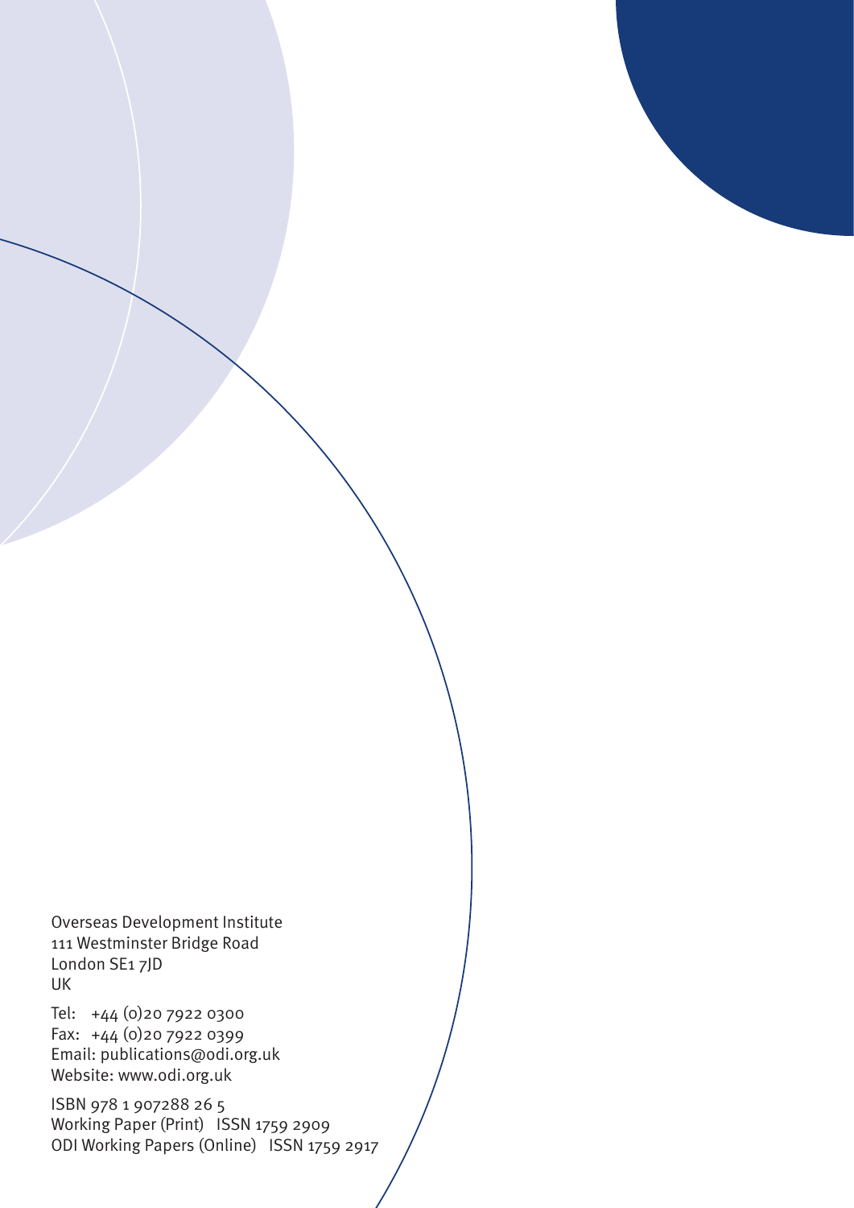Overseas Development Institute
111 Westminster Bridge Road
London SE1 7JD
UK

Tel: +44 (0)20 7922 0300
Fax: +44 (0)20 7922 0399
Email: publications@odi.org.uk
Website: www.odi.org.uk

ISBN 978 1 907288 26 5
Working Paper (Print) ISSN 1759 2909
ODI Working Papers (Online) ISSN 1759 2917